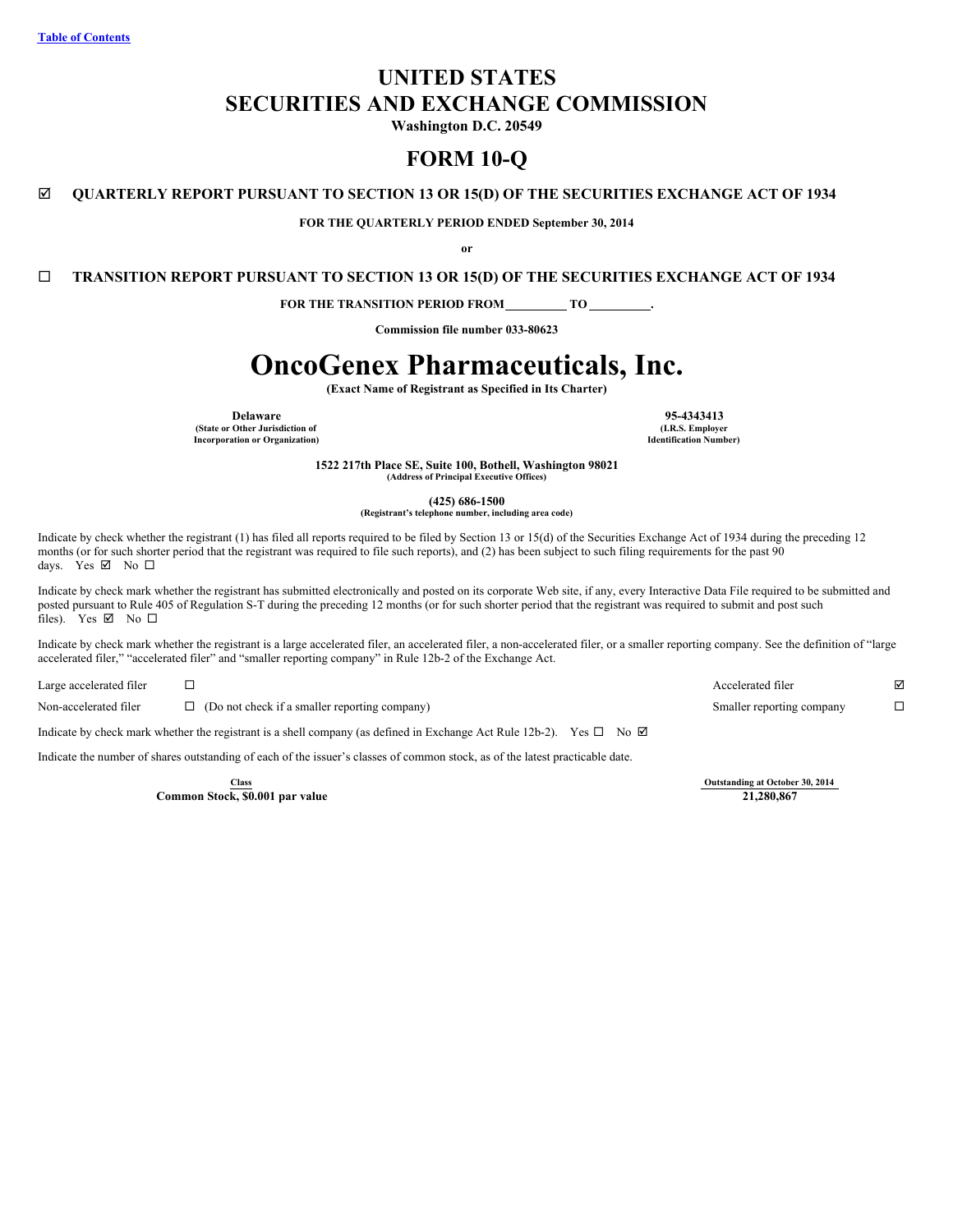Table of Contents

# UNITED STATES
# SECURITIES AND EXCHANGE COMMISSION

**Washington D.C. 20549**

# FORM 10-Q

☑ **QUARTERLY REPORT PURSUANT TO SECTION 13 OR 15(D) OF THE SECURITIES EXCHANGE ACT OF 1934**

**FOR THE QUARTERLY PERIOD ENDED September 30, 2014**

**or**

☐ **TRANSITION REPORT PURSUANT TO SECTION 13 OR 15(D) OF THE SECURITIES EXCHANGE ACT OF 1934**

**FOR THE TRANSITION PERIOD FROM \_\_\_\_\_\_\_\_\_ TO \_\_\_\_\_\_\_\_\_.**

**Commission file number 033-80623**

# OncoGenex Pharmaceuticals, Inc.

**(Exact Name of Registrant as Specified in Its Charter)**

| **Delaware** | **95-4343413** |
|---|---|
| **(State or Other Jurisdiction of Incorporation or Organization)** | **(I.R.S. Employer Identification Number)** |

**1522 217th Place SE, Suite 100, Bothell, Washington 98021**
**(Address of Principal Executive Offices)**

**(425) 686-1500**
**(Registrant's telephone number, including area code)**

Indicate by check whether the registrant (1) has filed all reports required to be filed by Section 13 or 15(d) of the Securities Exchange Act of 1934 during the preceding 12 months (or for such shorter period that the registrant was required to file such reports), and (2) has been subject to such filing requirements for the past 90 days. Yes ☑ No ☐

Indicate by check mark whether the registrant has submitted electronically and posted on its corporate Web site, if any, every Interactive Data File required to be submitted and posted pursuant to Rule 405 of Regulation S-T during the preceding 12 months (or for such shorter period that the registrant was required to submit and post such files). Yes ☑ No ☐

Indicate by check mark whether the registrant is a large accelerated filer, an accelerated filer, a non-accelerated filer, or a smaller reporting company. See the definition of "large accelerated filer," "accelerated filer" and "smaller reporting company" in Rule 12b-2 of the Exchange Act.

| | | | |
|---|---|---|---|
| Large accelerated filer | ☐ | Accelerated filer | ☑ |
| Non-accelerated filer | ☐ (Do not check if a smaller reporting company) | Smaller reporting company | ☐ |

Indicate by check mark whether the registrant is a shell company (as defined in Exchange Act Rule 12b-2). Yes ☐ No ☑

Indicate the number of shares outstanding of each of the issuer's classes of common stock, as of the latest practicable date.

| Class | Outstanding at October 30, 2014 |
|---|---|
| **Common Stock, $0.001 par value** | **21,280,867** |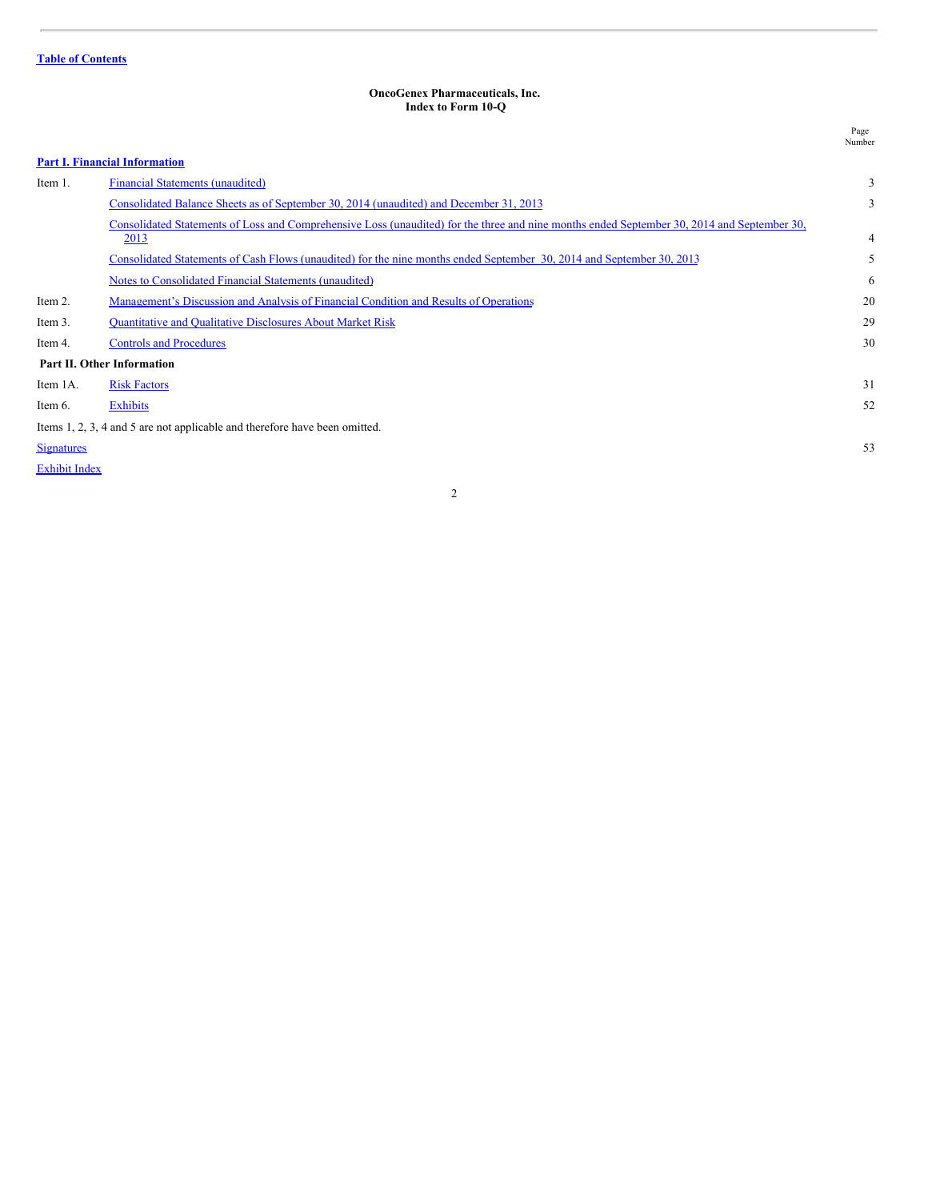Table of Contents

**OncoGenex Pharmaceuticals, Inc.**
**Index to Form 10-Q**

| | | Page Number |
|---|---|---|
| **Part I. Financial Information** | | |
| Item 1. | Financial Statements (unaudited) | 3 |
| | Consolidated Balance Sheets as of September 30, 2014 (unaudited) and December 31, 2013 | 3 |
| | Consolidated Statements of Loss and Comprehensive Loss (unaudited) for the three and nine months ended September 30, 2014 and September 30, 2013 | 4 |
| | Consolidated Statements of Cash Flows (unaudited) for the nine months ended September 30, 2014 and September 30, 2013 | 5 |
| | Notes to Consolidated Financial Statements (unaudited) | 6 |
| Item 2. | Management's Discussion and Analysis of Financial Condition and Results of Operations | 20 |
| Item 3. | Quantitative and Qualitative Disclosures About Market Risk | 29 |
| Item 4. | Controls and Procedures | 30 |
| **Part II. Other Information** | | |
| Item 1A. | Risk Factors | 31 |
| Item 6. | Exhibits | 52 |
| Items 1, 2, 3, 4 and 5 are not applicable and therefore have been omitted. | | |
| Signatures | | 53 |
| Exhibit Index | | |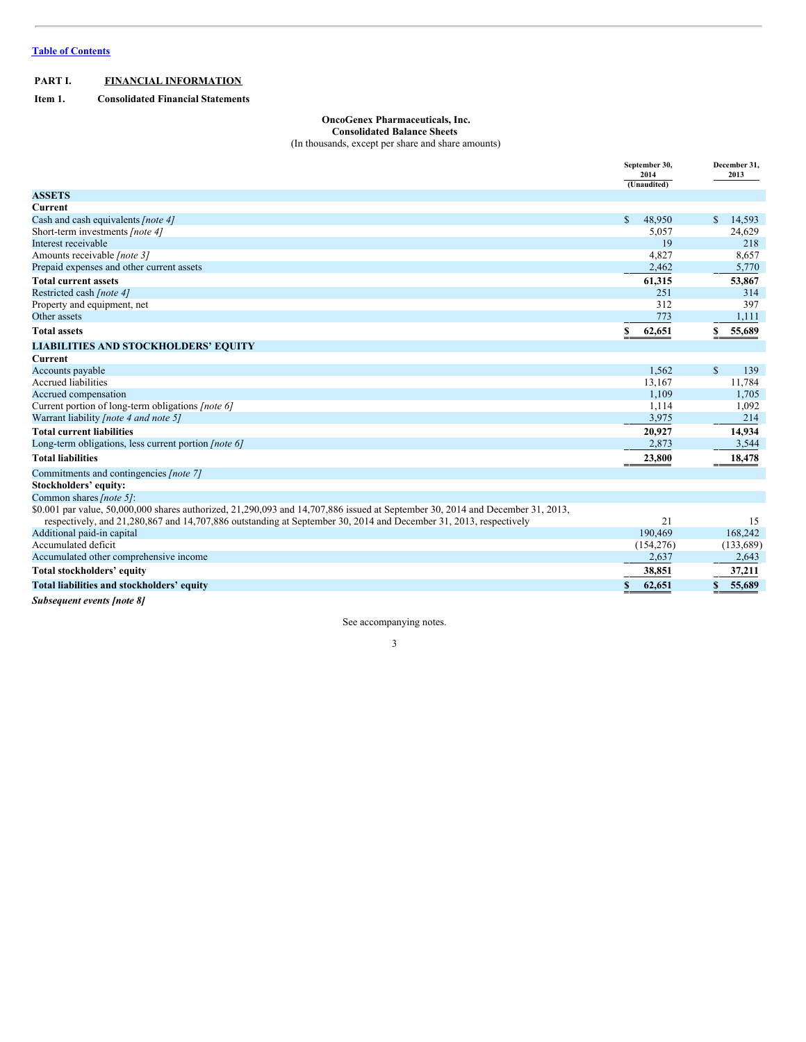[Table of Contents](#)

**PART I. FINANCIAL INFORMATION**

**Item 1. Consolidated Financial Statements**

**OncoGenex Pharmaceuticals, Inc.**
**Consolidated Balance Sheets**
(In thousands, except per share and share amounts)

| | September 30, 2014 (Unaudited) | December 31, 2013 |
|---|---|---|
| **ASSETS** | | |
| **Current** | | |
| Cash and cash equivalents *[note 4]* | $ 48,950 | $ 14,593 |
| Short-term investments *[note 4]* | 5,057 | 24,629 |
| Interest receivable | 19 | 218 |
| Amounts receivable *[note 3]* | 4,827 | 8,657 |
| Prepaid expenses and other current assets | 2,462 | 5,770 |
| **Total current assets** | **61,315** | **53,867** |
| Restricted cash *[note 4]* | 251 | 314 |
| Property and equipment, net | 312 | 397 |
| Other assets | 773 | 1,111 |
| **Total assets** | **$ 62,651** | **$ 55,689** |
| **LIABILITIES AND STOCKHOLDERS' EQUITY** | | |
| **Current** | | |
| Accounts payable | 1,562 | $ 139 |
| Accrued liabilities | 13,167 | 11,784 |
| Accrued compensation | 1,109 | 1,705 |
| Current portion of long-term obligations *[note 6]* | 1,114 | 1,092 |
| Warrant liability *[note 4 and note 5]* | 3,975 | 214 |
| **Total current liabilities** | **20,927** | **14,934** |
| Long-term obligations, less current portion *[note 6]* | 2,873 | 3,544 |
| **Total liabilities** | **23,800** | **18,478** |
| Commitments and contingencies *[note 7]* | | |
| **Stockholders' equity:** | | |
| Common shares *[note 5]*: | | |
| $0.001 par value, 50,000,000 shares authorized, 21,290,093 and 14,707,886 issued at September 30, 2014 and December 31, 2013, respectively, and 21,280,867 and 14,707,886 outstanding at September 30, 2014 and December 31, 2013, respectively | 21 | 15 |
| Additional paid-in capital | 190,469 | 168,242 |
| Accumulated deficit | (154,276) | (133,689) |
| Accumulated other comprehensive income | 2,637 | 2,643 |
| **Total stockholders' equity** | **38,851** | **37,211** |
| **Total liabilities and stockholders' equity** | **$ 62,651** | **$ 55,689** |

***Subsequent events [note 8]***

See accompanying notes.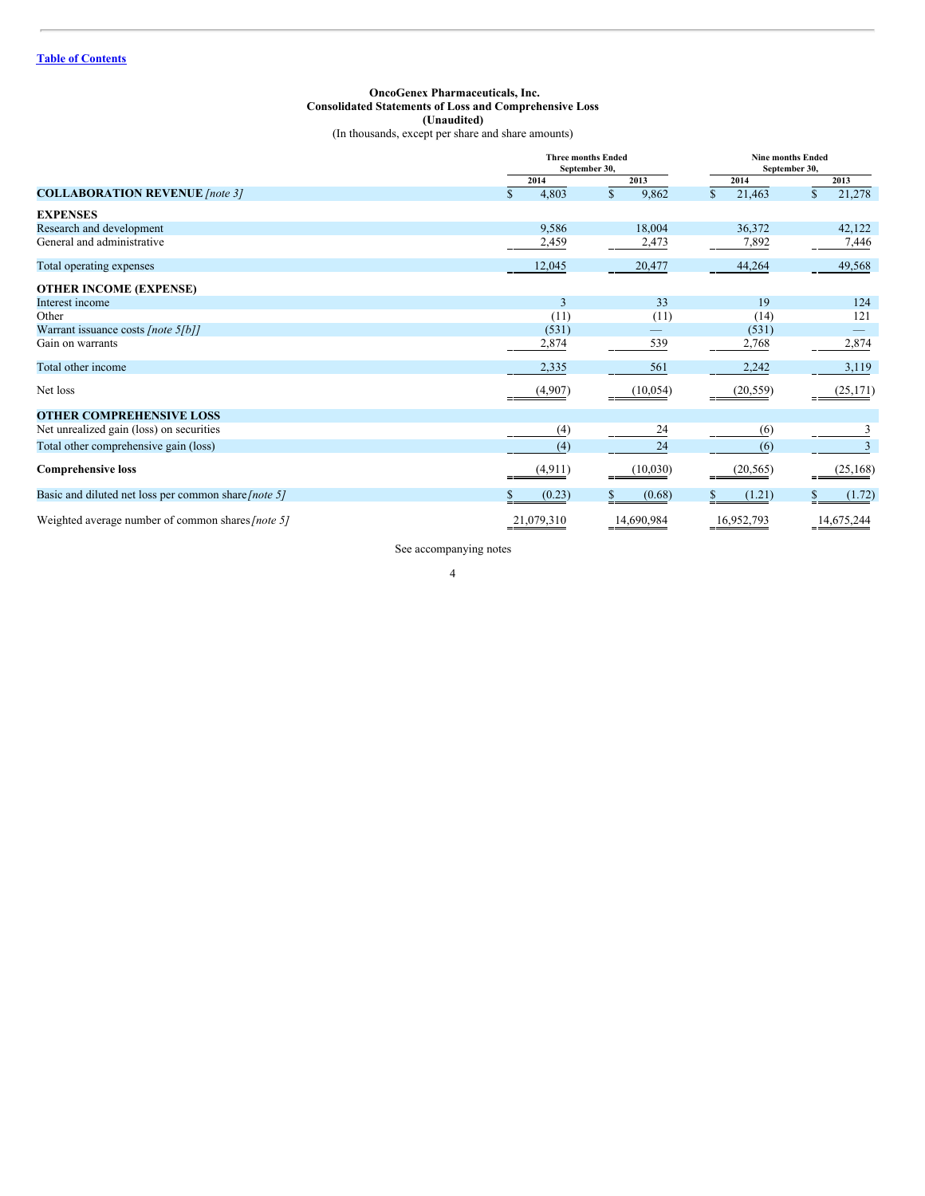[Table of Contents](#)

**OncoGenex Pharmaceuticals, Inc.**
**Consolidated Statements of Loss and Comprehensive Loss**
**(Unaudited)**
(In thousands, except per share and share amounts)

| | Three months Ended September 30, | | Nine months Ended September 30, | |
|---|---|---|---|---|
| | 2014 | 2013 | 2014 | 2013 |
| **COLLABORATION REVENUE** *[note 3]* | $ 4,803 | $ 9,862 | $ 21,463 | $ 21,278 |
| **EXPENSES** | | | | |
| Research and development | 9,586 | 18,004 | 36,372 | 42,122 |
| General and administrative | 2,459 | 2,473 | 7,892 | 7,446 |
| Total operating expenses | 12,045 | 20,477 | 44,264 | 49,568 |
| **OTHER INCOME (EXPENSE)** | | | | |
| Interest income | 3 | 33 | 19 | 124 |
| Other | (11) | (11) | (14) | 121 |
| Warrant issuance costs *[note 5[b]]* | (531) | — | (531) | — |
| Gain on warrants | 2,874 | 539 | 2,768 | 2,874 |
| Total other income | 2,335 | 561 | 2,242 | 3,119 |
| Net loss | (4,907) | (10,054) | (20,559) | (25,171) |
| **OTHER COMPREHENSIVE LOSS** | | | | |
| Net unrealized gain (loss) on securities | (4) | 24 | (6) | 3 |
| Total other comprehensive gain (loss) | (4) | 24 | (6) | 3 |
| **Comprehensive loss** | (4,911) | (10,030) | (20,565) | (25,168) |
| Basic and diluted net loss per common share *[note 5]* | $ (0.23) | $ (0.68) | $ (1.21) | $ (1.72) |
| Weighted average number of common shares *[note 5]* | 21,079,310 | 14,690,984 | 16,952,793 | 14,675,244 |

See accompanying notes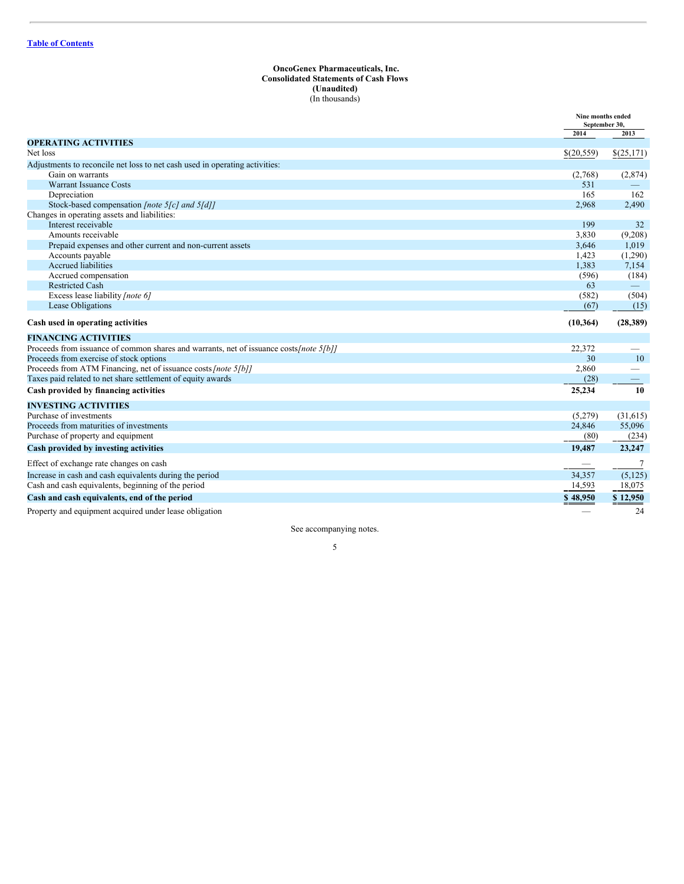[Table of Contents](#)

**OncoGenex Pharmaceuticals, Inc.**
**Consolidated Statements of Cash Flows**
**(Unaudited)**
(In thousands)

| | Nine months ended September 30, | |
|---|---|---|
| | 2014 | 2013 |
| **OPERATING ACTIVITIES** | | |
| Net loss | $(20,559) | $(25,171) |
| Adjustments to reconcile net loss to net cash used in operating activities: | | |
| Gain on warrants | (2,768) | (2,874) |
| Warrant Issuance Costs | 531 | — |
| Depreciation | 165 | 162 |
| Stock-based compensation *[note 5[c] and 5[d]]* | 2,968 | 2,490 |
| Changes in operating assets and liabilities: | | |
| Interest receivable | 199 | 32 |
| Amounts receivable | 3,830 | (9,208) |
| Prepaid expenses and other current and non-current assets | 3,646 | 1,019 |
| Accounts payable | 1,423 | (1,290) |
| Accrued liabilities | 1,383 | 7,154 |
| Accrued compensation | (596) | (184) |
| Restricted Cash | 63 | — |
| Excess lease liability *[note 6]* | (582) | (504) |
| Lease Obligations | (67) | (15) |
| **Cash used in operating activities** | **(10,364)** | **(28,389)** |
| **FINANCING ACTIVITIES** | | |
| Proceeds from issuance of common shares and warrants, net of issuance costs *[note 5[b]]* | 22,372 | — |
| Proceeds from exercise of stock options | 30 | 10 |
| Proceeds from ATM Financing, net of issuance costs *[note 5[b]]* | 2,860 | — |
| Taxes paid related to net share settlement of equity awards | (28) | — |
| **Cash provided by financing activities** | **25,234** | **10** |
| **INVESTING ACTIVITIES** | | |
| Purchase of investments | (5,279) | (31,615) |
| Proceeds from maturities of investments | 24,846 | 55,096 |
| Purchase of property and equipment | (80) | (234) |
| **Cash provided by investing activities** | **19,487** | **23,247** |
| Effect of exchange rate changes on cash | — | 7 |
| Increase in cash and cash equivalents during the period | 34,357 | (5,125) |
| Cash and cash equivalents, beginning of the period | 14,593 | 18,075 |
| **Cash and cash equivalents, end of the period** | **$ 48,950** | **$ 12,950** |
| Property and equipment acquired under lease obligation | — | 24 |

See accompanying notes.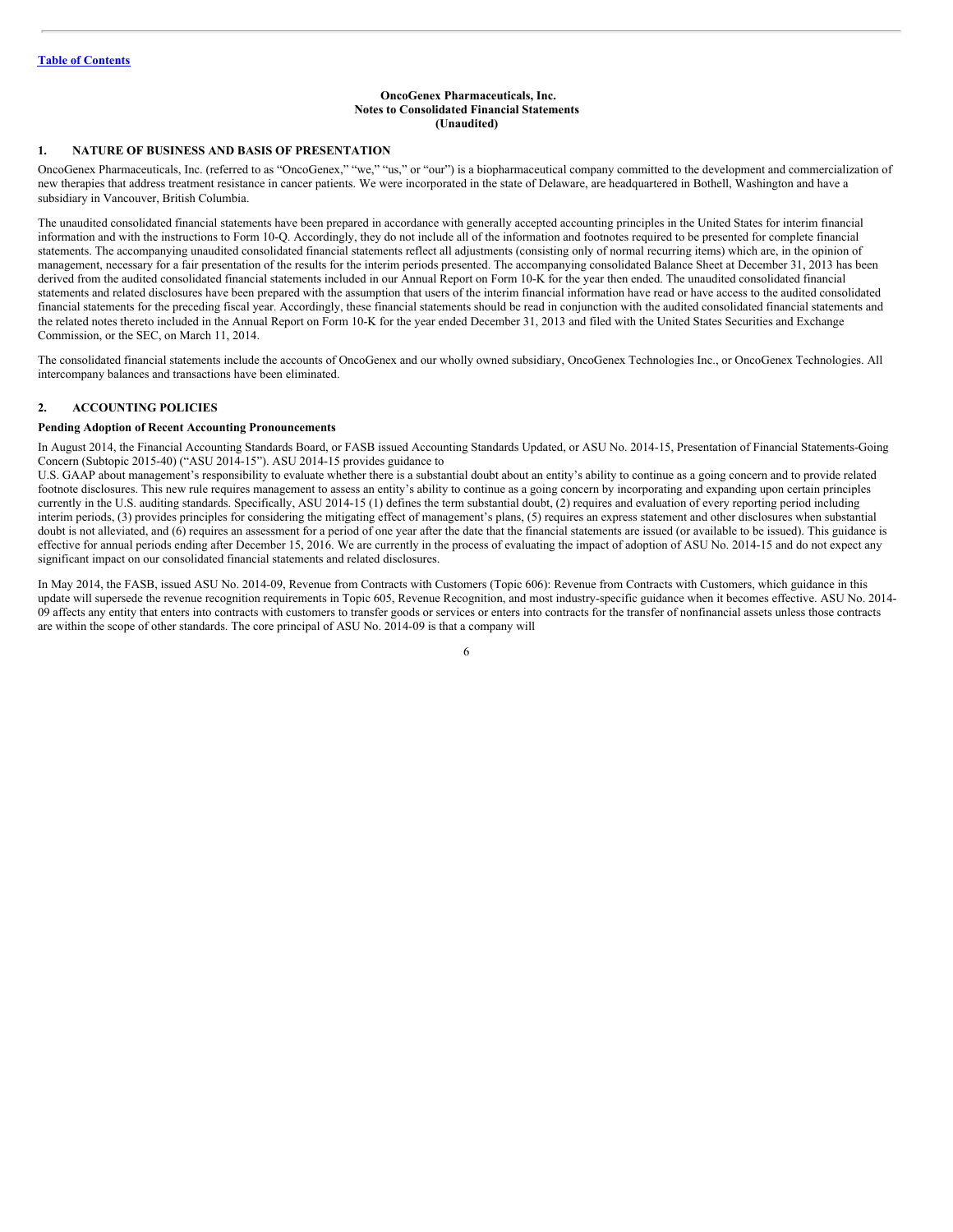**OncoGenex Pharmaceuticals, Inc.**
**Notes to Consolidated Financial Statements**
**(Unaudited)**

## 1. NATURE OF BUSINESS AND BASIS OF PRESENTATION

OncoGenex Pharmaceuticals, Inc. (referred to as "OncoGenex," "we," "us," or "our") is a biopharmaceutical company committed to the development and commercialization of new therapies that address treatment resistance in cancer patients. We were incorporated in the state of Delaware, are headquartered in Bothell, Washington and have a subsidiary in Vancouver, British Columbia.

The unaudited consolidated financial statements have been prepared in accordance with generally accepted accounting principles in the United States for interim financial information and with the instructions to Form 10-Q. Accordingly, they do not include all of the information and footnotes required to be presented for complete financial statements. The accompanying unaudited consolidated financial statements reflect all adjustments (consisting only of normal recurring items) which are, in the opinion of management, necessary for a fair presentation of the results for the interim periods presented. The accompanying consolidated Balance Sheet at December 31, 2013 has been derived from the audited consolidated financial statements included in our Annual Report on Form 10-K for the year then ended. The unaudited consolidated financial statements and related disclosures have been prepared with the assumption that users of the interim financial information have read or have access to the audited consolidated financial statements for the preceding fiscal year. Accordingly, these financial statements should be read in conjunction with the audited consolidated financial statements and the related notes thereto included in the Annual Report on Form 10-K for the year ended December 31, 2013 and filed with the United States Securities and Exchange Commission, or the SEC, on March 11, 2014.

The consolidated financial statements include the accounts of OncoGenex and our wholly owned subsidiary, OncoGenex Technologies Inc., or OncoGenex Technologies. All intercompany balances and transactions have been eliminated.

## 2. ACCOUNTING POLICIES

### Pending Adoption of Recent Accounting Pronouncements

In August 2014, the Financial Accounting Standards Board, or FASB issued Accounting Standards Updated, or ASU No. 2014-15, Presentation of Financial Statements-Going Concern (Subtopic 2015-40) ("ASU 2014-15"). ASU 2014-15 provides guidance to U.S. GAAP about management's responsibility to evaluate whether there is a substantial doubt about an entity's ability to continue as a going concern and to provide related footnote disclosures. This new rule requires management to assess an entity's ability to continue as a going concern by incorporating and expanding upon certain principles currently in the U.S. auditing standards. Specifically, ASU 2014-15 (1) defines the term substantial doubt, (2) requires and evaluation of every reporting period including interim periods, (3) provides principles for considering the mitigating effect of management's plans, (5) requires an express statement and other disclosures when substantial doubt is not alleviated, and (6) requires an assessment for a period of one year after the date that the financial statements are issued (or available to be issued). This guidance is effective for annual periods ending after December 15, 2016. We are currently in the process of evaluating the impact of adoption of ASU No. 2014-15 and do not expect any significant impact on our consolidated financial statements and related disclosures.

In May 2014, the FASB, issued ASU No. 2014-09, Revenue from Contracts with Customers (Topic 606): Revenue from Contracts with Customers, which guidance in this update will supersede the revenue recognition requirements in Topic 605, Revenue Recognition, and most industry-specific guidance when it becomes effective. ASU No. 2014-09 affects any entity that enters into contracts with customers to transfer goods or services or enters into contracts for the transfer of nonfinancial assets unless those contracts are within the scope of other standards. The core principal of ASU No. 2014-09 is that a company will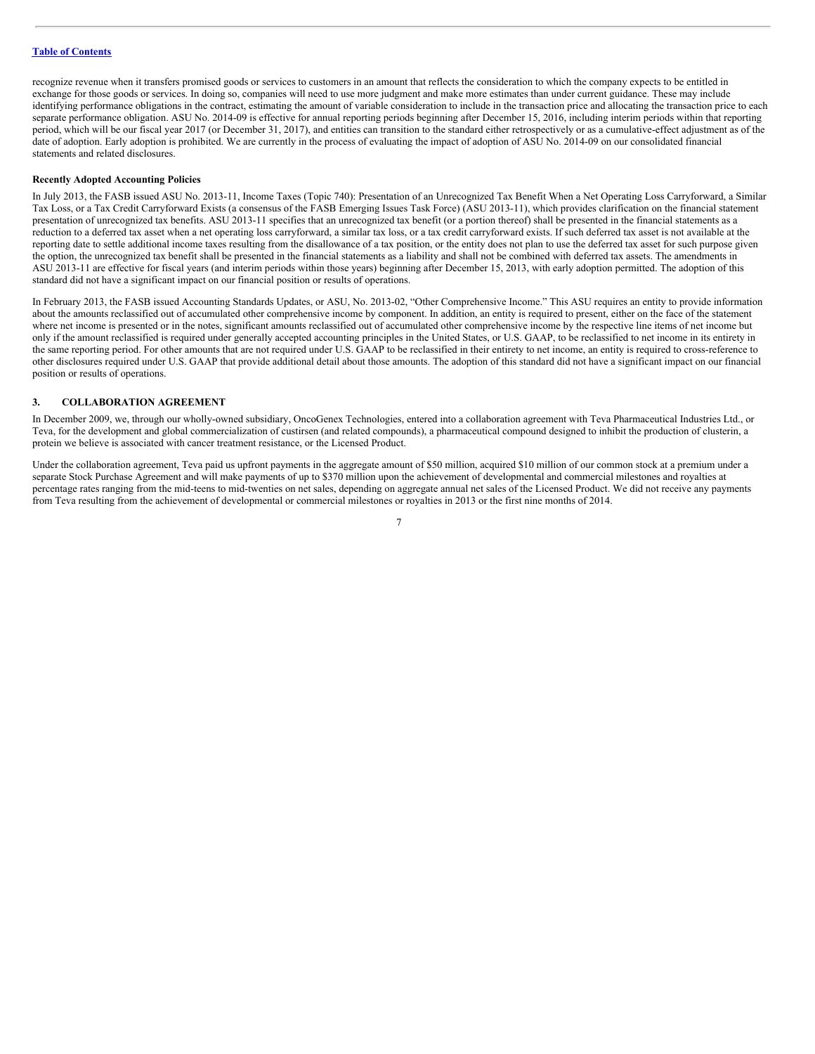recognize revenue when it transfers promised goods or services to customers in an amount that reflects the consideration to which the company expects to be entitled in exchange for those goods or services. In doing so, companies will need to use more judgment and make more estimates than under current guidance. These may include identifying performance obligations in the contract, estimating the amount of variable consideration to include in the transaction price and allocating the transaction price to each separate performance obligation. ASU No. 2014-09 is effective for annual reporting periods beginning after December 15, 2016, including interim periods within that reporting period, which will be our fiscal year 2017 (or December 31, 2017), and entities can transition to the standard either retrospectively or as a cumulative-effect adjustment as of the date of adoption. Early adoption is prohibited. We are currently in the process of evaluating the impact of adoption of ASU No. 2014-09 on our consolidated financial statements and related disclosures.

**Recently Adopted Accounting Policies**

In July 2013, the FASB issued ASU No. 2013-11, Income Taxes (Topic 740): Presentation of an Unrecognized Tax Benefit When a Net Operating Loss Carryforward, a Similar Tax Loss, or a Tax Credit Carryforward Exists (a consensus of the FASB Emerging Issues Task Force) (ASU 2013-11), which provides clarification on the financial statement presentation of unrecognized tax benefits. ASU 2013-11 specifies that an unrecognized tax benefit (or a portion thereof) shall be presented in the financial statements as a reduction to a deferred tax asset when a net operating loss carryforward, a similar tax loss, or a tax credit carryforward exists. If such deferred tax asset is not available at the reporting date to settle additional income taxes resulting from the disallowance of a tax position, or the entity does not plan to use the deferred tax asset for such purpose given the option, the unrecognized tax benefit shall be presented in the financial statements as a liability and shall not be combined with deferred tax assets. The amendments in ASU 2013-11 are effective for fiscal years (and interim periods within those years) beginning after December 15, 2013, with early adoption permitted. The adoption of this standard did not have a significant impact on our financial position or results of operations.

In February 2013, the FASB issued Accounting Standards Updates, or ASU, No. 2013-02, "Other Comprehensive Income." This ASU requires an entity to provide information about the amounts reclassified out of accumulated other comprehensive income by component. In addition, an entity is required to present, either on the face of the statement where net income is presented or in the notes, significant amounts reclassified out of accumulated other comprehensive income by the respective line items of net income but only if the amount reclassified is required under generally accepted accounting principles in the United States, or U.S. GAAP, to be reclassified to net income in its entirety in the same reporting period. For other amounts that are not required under U.S. GAAP to be reclassified in their entirety to net income, an entity is required to cross-reference to other disclosures required under U.S. GAAP that provide additional detail about those amounts. The adoption of this standard did not have a significant impact on our financial position or results of operations.

## 3. COLLABORATION AGREEMENT

In December 2009, we, through our wholly-owned subsidiary, OncoGenex Technologies, entered into a collaboration agreement with Teva Pharmaceutical Industries Ltd., or Teva, for the development and global commercialization of custirsen (and related compounds), a pharmaceutical compound designed to inhibit the production of clusterin, a protein we believe is associated with cancer treatment resistance, or the Licensed Product.

Under the collaboration agreement, Teva paid us upfront payments in the aggregate amount of $50 million, acquired $10 million of our common stock at a premium under a separate Stock Purchase Agreement and will make payments of up to $370 million upon the achievement of developmental and commercial milestones and royalties at percentage rates ranging from the mid-teens to mid-twenties on net sales, depending on aggregate annual net sales of the Licensed Product. We did not receive any payments from Teva resulting from the achievement of developmental or commercial milestones or royalties in 2013 or the first nine months of 2014.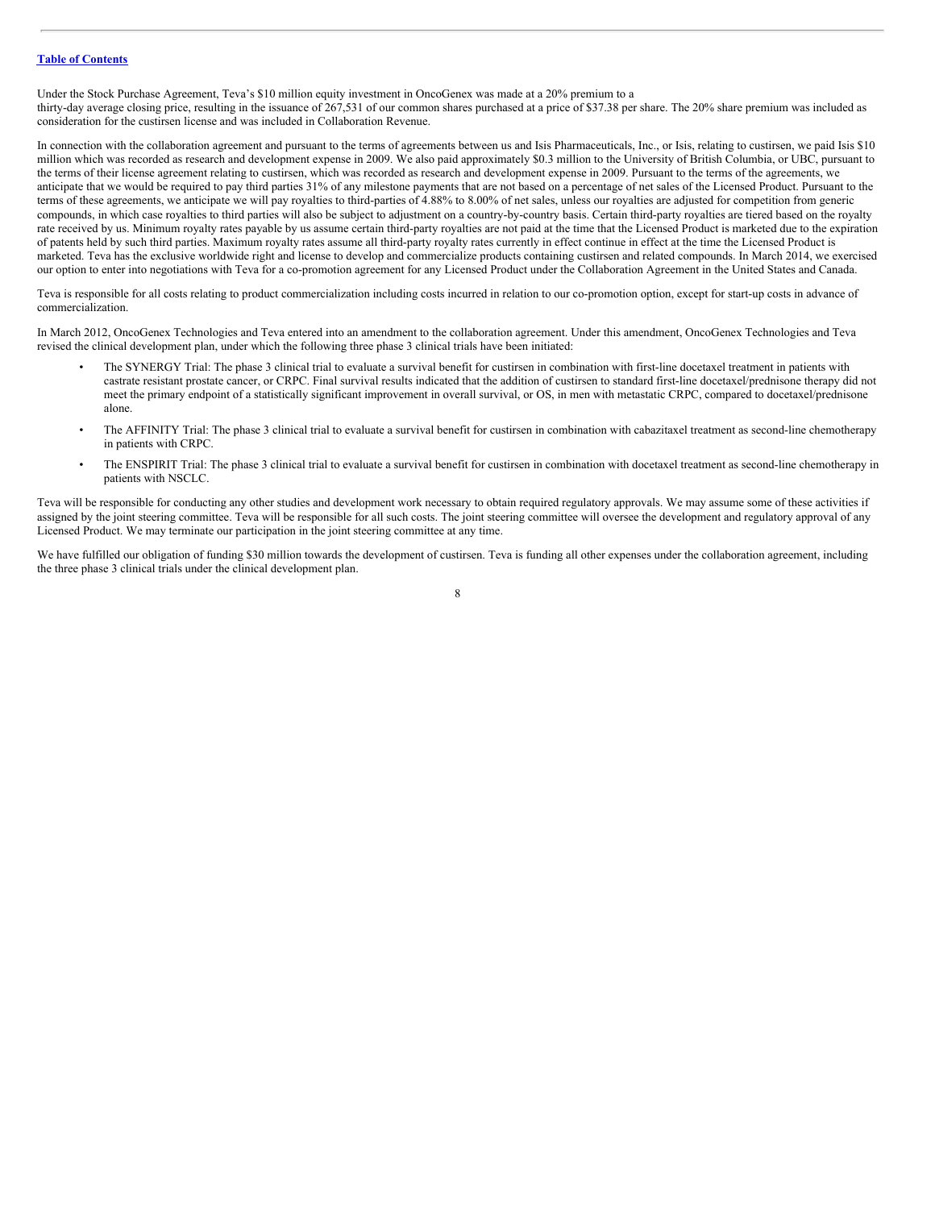Table of Contents

Under the Stock Purchase Agreement, Teva's $10 million equity investment in OncoGenex was made at a 20% premium to a thirty-day average closing price, resulting in the issuance of 267,531 of our common shares purchased at a price of $37.38 per share. The 20% share premium was included as consideration for the custirsen license and was included in Collaboration Revenue.

In connection with the collaboration agreement and pursuant to the terms of agreements between us and Isis Pharmaceuticals, Inc., or Isis, relating to custirsen, we paid Isis $10 million which was recorded as research and development expense in 2009. We also paid approximately $0.3 million to the University of British Columbia, or UBC, pursuant to the terms of their license agreement relating to custirsen, which was recorded as research and development expense in 2009. Pursuant to the terms of the agreements, we anticipate that we would be required to pay third parties 31% of any milestone payments that are not based on a percentage of net sales of the Licensed Product. Pursuant to the terms of these agreements, we anticipate we will pay royalties to third-parties of 4.88% to 8.00% of net sales, unless our royalties are adjusted for competition from generic compounds, in which case royalties to third parties will also be subject to adjustment on a country-by-country basis. Certain third-party royalties are tiered based on the royalty rate received by us. Minimum royalty rates payable by us assume certain third-party royalties are not paid at the time that the Licensed Product is marketed due to the expiration of patents held by such third parties. Maximum royalty rates assume all third-party royalty rates currently in effect continue in effect at the time the Licensed Product is marketed. Teva has the exclusive worldwide right and license to develop and commercialize products containing custirsen and related compounds. In March 2014, we exercised our option to enter into negotiations with Teva for a co-promotion agreement for any Licensed Product under the Collaboration Agreement in the United States and Canada.

Teva is responsible for all costs relating to product commercialization including costs incurred in relation to our co-promotion option, except for start-up costs in advance of commercialization.

In March 2012, OncoGenex Technologies and Teva entered into an amendment to the collaboration agreement. Under this amendment, OncoGenex Technologies and Teva revised the clinical development plan, under which the following three phase 3 clinical trials have been initiated:

- The SYNERGY Trial: The phase 3 clinical trial to evaluate a survival benefit for custirsen in combination with first-line docetaxel treatment in patients with castrate resistant prostate cancer, or CRPC. Final survival results indicated that the addition of custirsen to standard first-line docetaxel/prednisone therapy did not meet the primary endpoint of a statistically significant improvement in overall survival, or OS, in men with metastatic CRPC, compared to docetaxel/prednisone alone.
- The AFFINITY Trial: The phase 3 clinical trial to evaluate a survival benefit for custirsen in combination with cabazitaxel treatment as second-line chemotherapy in patients with CRPC.
- The ENSPIRIT Trial: The phase 3 clinical trial to evaluate a survival benefit for custirsen in combination with docetaxel treatment as second-line chemotherapy in patients with NSCLC.

Teva will be responsible for conducting any other studies and development work necessary to obtain required regulatory approvals. We may assume some of these activities if assigned by the joint steering committee. Teva will be responsible for all such costs. The joint steering committee will oversee the development and regulatory approval of any Licensed Product. We may terminate our participation in the joint steering committee at any time.

We have fulfilled our obligation of funding $30 million towards the development of custirsen. Teva is funding all other expenses under the collaboration agreement, including the three phase 3 clinical trials under the clinical development plan.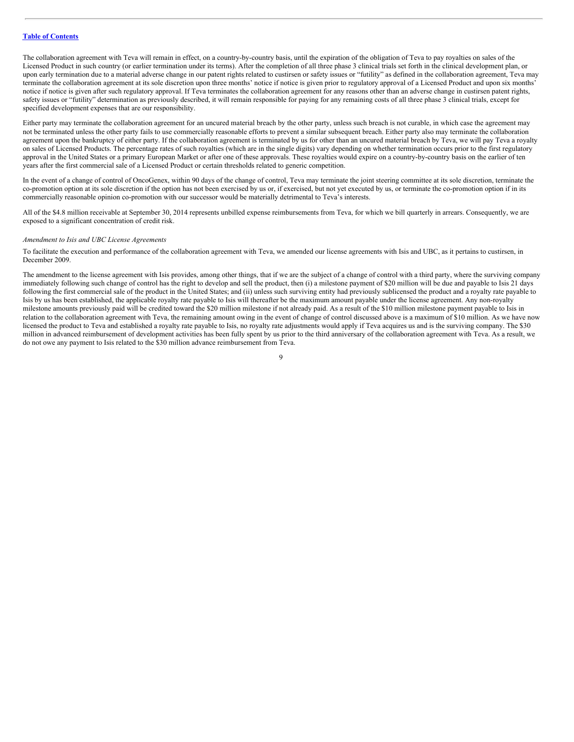The collaboration agreement with Teva will remain in effect, on a country-by-country basis, until the expiration of the obligation of Teva to pay royalties on sales of the Licensed Product in such country (or earlier termination under its terms). After the completion of all three phase 3 clinical trials set forth in the clinical development plan, or upon early termination due to a material adverse change in our patent rights related to custirsen or safety issues or "futility" as defined in the collaboration agreement, Teva may terminate the collaboration agreement at its sole discretion upon three months' notice if notice is given prior to regulatory approval of a Licensed Product and upon six months' notice if notice is given after such regulatory approval. If Teva terminates the collaboration agreement for any reasons other than an adverse change in custirsen patent rights, safety issues or "futility" determination as previously described, it will remain responsible for paying for any remaining costs of all three phase 3 clinical trials, except for specified development expenses that are our responsibility.

Either party may terminate the collaboration agreement for an uncured material breach by the other party, unless such breach is not curable, in which case the agreement may not be terminated unless the other party fails to use commercially reasonable efforts to prevent a similar subsequent breach. Either party also may terminate the collaboration agreement upon the bankruptcy of either party. If the collaboration agreement is terminated by us for other than an uncured material breach by Teva, we will pay Teva a royalty on sales of Licensed Products. The percentage rates of such royalties (which are in the single digits) vary depending on whether termination occurs prior to the first regulatory approval in the United States or a primary European Market or after one of these approvals. These royalties would expire on a country-by-country basis on the earlier of ten years after the first commercial sale of a Licensed Product or certain thresholds related to generic competition.

In the event of a change of control of OncoGenex, within 90 days of the change of control, Teva may terminate the joint steering committee at its sole discretion, terminate the co-promotion option at its sole discretion if the option has not been exercised by us or, if exercised, but not yet executed by us, or terminate the co-promotion option if in its commercially reasonable opinion co-promotion with our successor would be materially detrimental to Teva's interests.

All of the $4.8 million receivable at September 30, 2014 represents unbilled expense reimbursements from Teva, for which we bill quarterly in arrears. Consequently, we are exposed to a significant concentration of credit risk.

*Amendment to Isis and UBC License Agreements*

To facilitate the execution and performance of the collaboration agreement with Teva, we amended our license agreements with Isis and UBC, as it pertains to custirsen, in December 2009.

The amendment to the license agreement with Isis provides, among other things, that if we are the subject of a change of control with a third party, where the surviving company immediately following such change of control has the right to develop and sell the product, then (i) a milestone payment of $20 million will be due and payable to Isis 21 days following the first commercial sale of the product in the United States; and (ii) unless such surviving entity had previously sublicensed the product and a royalty rate payable to Isis by us has been established, the applicable royalty rate payable to Isis will thereafter be the maximum amount payable under the license agreement. Any non-royalty milestone amounts previously paid will be credited toward the $20 million milestone if not already paid. As a result of the $10 million milestone payment payable to Isis in relation to the collaboration agreement with Teva, the remaining amount owing in the event of change of control discussed above is a maximum of $10 million. As we have now licensed the product to Teva and established a royalty rate payable to Isis, no royalty rate adjustments would apply if Teva acquires us and is the surviving company. The $30 million in advanced reimbursement of development activities has been fully spent by us prior to the third anniversary of the collaboration agreement with Teva. As a result, we do not owe any payment to Isis related to the $30 million advance reimbursement from Teva.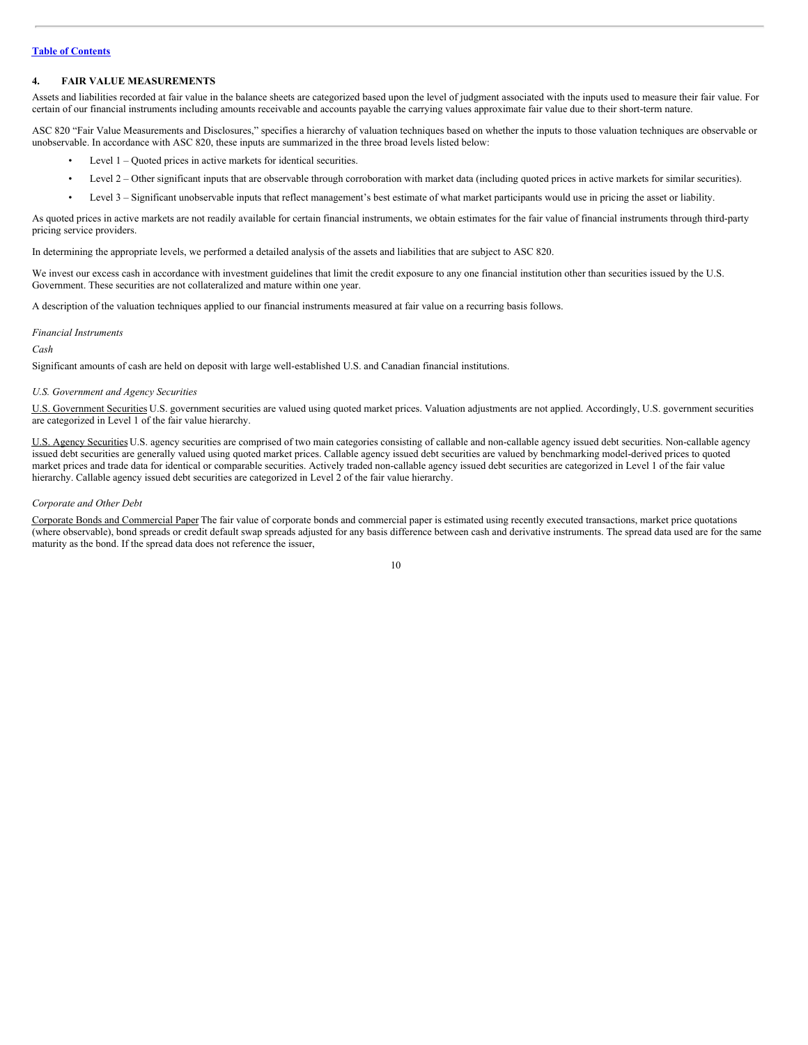[Table of Contents](#)

## 4. FAIR VALUE MEASUREMENTS

Assets and liabilities recorded at fair value in the balance sheets are categorized based upon the level of judgment associated with the inputs used to measure their fair value. For certain of our financial instruments including amounts receivable and accounts payable the carrying values approximate fair value due to their short-term nature.

ASC 820 "Fair Value Measurements and Disclosures," specifies a hierarchy of valuation techniques based on whether the inputs to those valuation techniques are observable or unobservable. In accordance with ASC 820, these inputs are summarized in the three broad levels listed below:

- Level 1 – Quoted prices in active markets for identical securities.
- Level 2 – Other significant inputs that are observable through corroboration with market data (including quoted prices in active markets for similar securities).
- Level 3 – Significant unobservable inputs that reflect management's best estimate of what market participants would use in pricing the asset or liability.

As quoted prices in active markets are not readily available for certain financial instruments, we obtain estimates for the fair value of financial instruments through third-party pricing service providers.

In determining the appropriate levels, we performed a detailed analysis of the assets and liabilities that are subject to ASC 820.

We invest our excess cash in accordance with investment guidelines that limit the credit exposure to any one financial institution other than securities issued by the U.S. Government. These securities are not collateralized and mature within one year.

A description of the valuation techniques applied to our financial instruments measured at fair value on a recurring basis follows.

*Financial Instruments*

*Cash*

Significant amounts of cash are held on deposit with large well-established U.S. and Canadian financial institutions.

*U.S. Government and Agency Securities*

U.S. Government Securities U.S. government securities are valued using quoted market prices. Valuation adjustments are not applied. Accordingly, U.S. government securities are categorized in Level 1 of the fair value hierarchy.

U.S. Agency Securities U.S. agency securities are comprised of two main categories consisting of callable and non-callable agency issued debt securities. Non-callable agency issued debt securities are generally valued using quoted market prices. Callable agency issued debt securities are valued by benchmarking model-derived prices to quoted market prices and trade data for identical or comparable securities. Actively traded non-callable agency issued debt securities are categorized in Level 1 of the fair value hierarchy. Callable agency issued debt securities are categorized in Level 2 of the fair value hierarchy.

*Corporate and Other Debt*

Corporate Bonds and Commercial Paper The fair value of corporate bonds and commercial paper is estimated using recently executed transactions, market price quotations (where observable), bond spreads or credit default swap spreads adjusted for any basis difference between cash and derivative instruments. The spread data used are for the same maturity as the bond. If the spread data does not reference the issuer,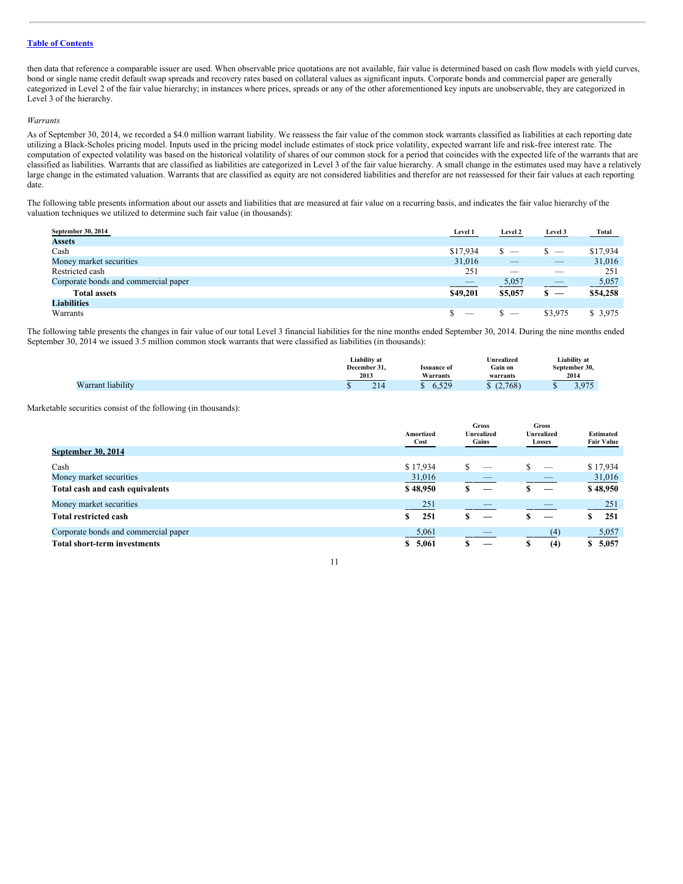Table of Contents

then data that reference a comparable issuer are used. When observable price quotations are not available, fair value is determined based on cash flow models with yield curves, bond or single name credit default swap spreads and recovery rates based on collateral values as significant inputs. Corporate bonds and commercial paper are generally categorized in Level 2 of the fair value hierarchy; in instances where prices, spreads or any of the other aforementioned key inputs are unobservable, they are categorized in Level 3 of the hierarchy.

*Warrants*

As of September 30, 2014, we recorded a $4.0 million warrant liability. We reassess the fair value of the common stock warrants classified as liabilities at each reporting date utilizing a Black-Scholes pricing model. Inputs used in the pricing model include estimates of stock price volatility, expected warrant life and risk-free interest rate. The computation of expected volatility was based on the historical volatility of shares of our common stock for a period that coincides with the expected life of the warrants that are classified as liabilities. Warrants that are classified as liabilities are categorized in Level 3 of the fair value hierarchy. A small change in the estimates used may have a relatively large change in the estimated valuation. Warrants that are classified as equity are not considered liabilities and therefor are not reassessed for their fair values at each reporting date.

The following table presents information about our assets and liabilities that are measured at fair value on a recurring basis, and indicates the fair value hierarchy of the valuation techniques we utilized to determine such fair value (in thousands):

| September 30, 2014 | Level 1 | Level 2 | Level 3 | Total |
|---|---|---|---|---|
| **Assets** | | | | |
| Cash | $17,934 | $ — | $ — | $17,934 |
| Money market securities | 31,016 | — | — | 31,016 |
| Restricted cash | 251 | — | — | 251 |
| Corporate bonds and commercial paper | — | 5,057 | — | 5,057 |
| **Total assets** | **$49,201** | **$5,057** | **$ —** | **$54,258** |
| **Liabilities** | | | | |
| Warrants | $ — | $ — | $3,975 | $ 3,975 |

The following table presents the changes in fair value of our total Level 3 financial liabilities for the nine months ended September 30, 2014. During the nine months ended September 30, 2014 we issued 3.5 million common stock warrants that were classified as liabilities (in thousands):

| | Liability at December 31, 2013 | Issuance of Warrants | Unrealized Gain on warrants | Liability at September 30, 2014 |
|---|---|---|---|---|
| Warrant liability | $ 214 | $ 6,529 | $ (2,768) | $ 3,975 |

Marketable securities consist of the following (in thousands):

| | Amortized Cost | Gross Unrealized Gains | Gross Unrealized Losses | Estimated Fair Value |
|---|---|---|---|---|
| **September 30, 2014** | | | | |
| Cash | $ 17,934 | $ — | $ — | $ 17,934 |
| Money market securities | 31,016 | — | — | 31,016 |
| **Total cash and cash equivalents** | **$ 48,950** | **$ —** | **$ —** | **$ 48,950** |
| Money market securities | 251 | — | — | 251 |
| **Total restricted cash** | **$ 251** | **$ —** | **$ —** | **$ 251** |
| Corporate bonds and commercial paper | 5,061 | — | (4) | 5,057 |
| **Total short-term investments** | **$ 5,061** | **$ —** | **$ (4)** | **$ 5,057** |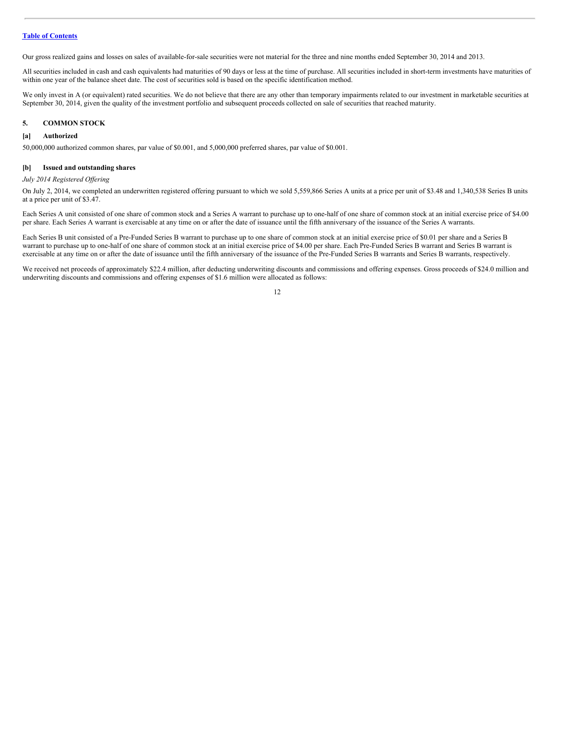Our gross realized gains and losses on sales of available-for-sale securities were not material for the three and nine months ended September 30, 2014 and 2013.

All securities included in cash and cash equivalents had maturities of 90 days or less at the time of purchase. All securities included in short-term investments have maturities of within one year of the balance sheet date. The cost of securities sold is based on the specific identification method.

We only invest in A (or equivalent) rated securities. We do not believe that there are any other than temporary impairments related to our investment in marketable securities at September 30, 2014, given the quality of the investment portfolio and subsequent proceeds collected on sale of securities that reached maturity.

## 5. COMMON STOCK

### [a] Authorized

50,000,000 authorized common shares, par value of $0.001, and 5,000,000 preferred shares, par value of $0.001.

### [b] Issued and outstanding shares

*July 2014 Registered Offering*

On July 2, 2014, we completed an underwritten registered offering pursuant to which we sold 5,559,866 Series A units at a price per unit of $3.48 and 1,340,538 Series B units at a price per unit of $3.47.

Each Series A unit consisted of one share of common stock and a Series A warrant to purchase up to one-half of one share of common stock at an initial exercise price of $4.00 per share. Each Series A warrant is exercisable at any time on or after the date of issuance until the fifth anniversary of the issuance of the Series A warrants.

Each Series B unit consisted of a Pre-Funded Series B warrant to purchase up to one share of common stock at an initial exercise price of $0.01 per share and a Series B warrant to purchase up to one-half of one share of common stock at an initial exercise price of $4.00 per share. Each Pre-Funded Series B warrant and Series B warrant is exercisable at any time on or after the date of issuance until the fifth anniversary of the issuance of the Pre-Funded Series B warrants and Series B warrants, respectively.

We received net proceeds of approximately $22.4 million, after deducting underwriting discounts and commissions and offering expenses. Gross proceeds of $24.0 million and underwriting discounts and commissions and offering expenses of $1.6 million were allocated as follows: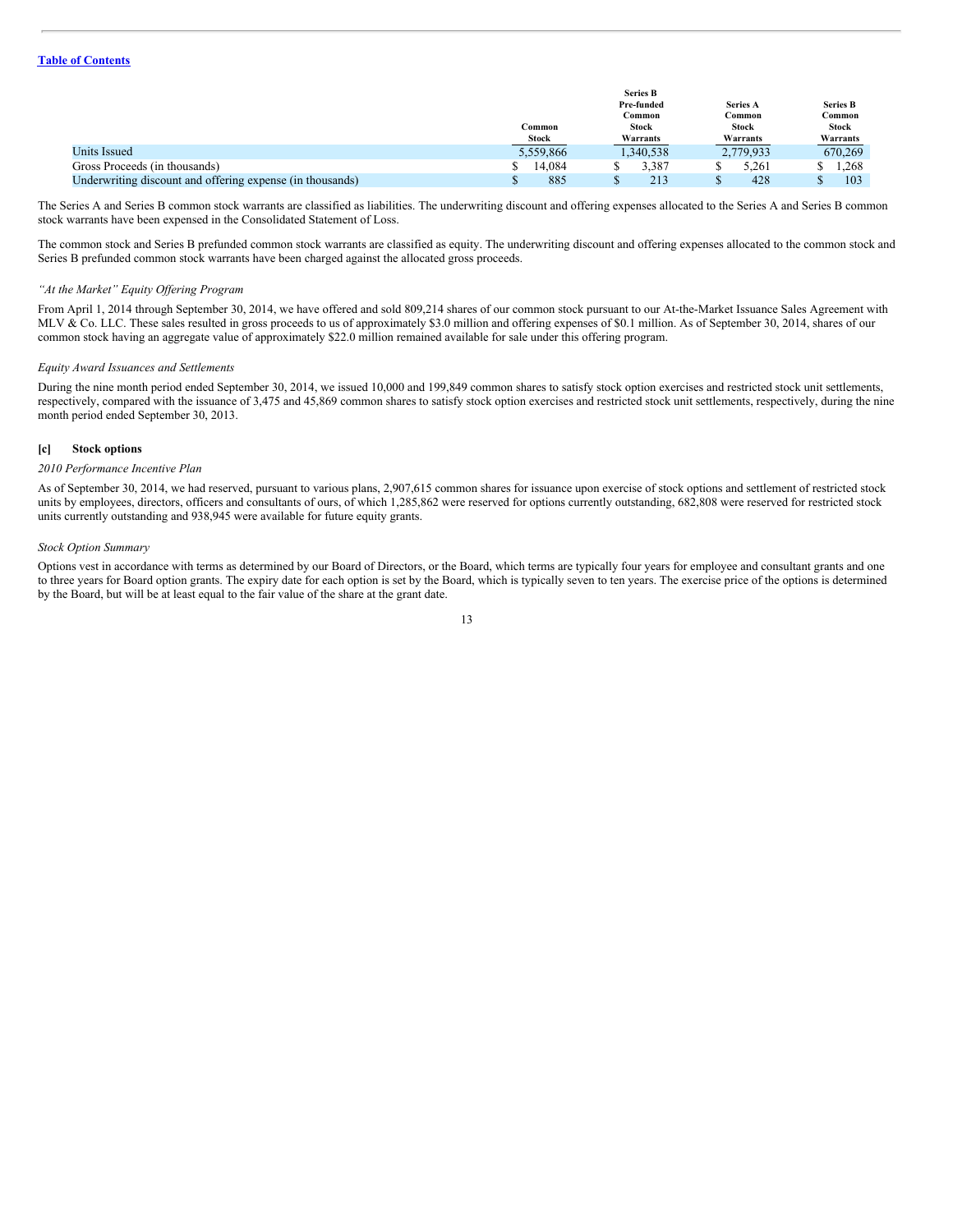|  | Common Stock | Series B Pre-funded Common Stock Warrants | Series A Common Stock Warrants | Series B Common Stock Warrants |
|---|---|---|---|---|
| Units Issued | 5,559,866 | 1,340,538 | 2,779,933 | 670,269 |
| Gross Proceeds (in thousands) | $ 14,084 | $ 3,387 | $ 5,261 | $ 1,268 |
| Underwriting discount and offering expense (in thousands) | $ 885 | $ 213 | $ 428 | $ 103 |

The Series A and Series B common stock warrants are classified as liabilities. The underwriting discount and offering expenses allocated to the Series A and Series B common stock warrants have been expensed in the Consolidated Statement of Loss.

The common stock and Series B prefunded common stock warrants are classified as equity. The underwriting discount and offering expenses allocated to the common stock and Series B prefunded common stock warrants have been charged against the allocated gross proceeds.

*"At the Market" Equity Offering Program*

From April 1, 2014 through September 30, 2014, we have offered and sold 809,214 shares of our common stock pursuant to our At-the-Market Issuance Sales Agreement with MLV & Co. LLC. These sales resulted in gross proceeds to us of approximately $3.0 million and offering expenses of $0.1 million. As of September 30, 2014, shares of our common stock having an aggregate value of approximately $22.0 million remained available for sale under this offering program.

*Equity Award Issuances and Settlements*

During the nine month period ended September 30, 2014, we issued 10,000 and 199,849 common shares to satisfy stock option exercises and restricted stock unit settlements, respectively, compared with the issuance of 3,475 and 45,869 common shares to satisfy stock option exercises and restricted stock unit settlements, respectively, during the nine month period ended September 30, 2013.

### [c] Stock options

*2010 Performance Incentive Plan*

As of September 30, 2014, we had reserved, pursuant to various plans, 2,907,615 common shares for issuance upon exercise of stock options and settlement of restricted stock units by employees, directors, officers and consultants of ours, of which 1,285,862 were reserved for options currently outstanding, 682,808 were reserved for restricted stock units currently outstanding and 938,945 were available for future equity grants.

*Stock Option Summary*

Options vest in accordance with terms as determined by our Board of Directors, or the Board, which terms are typically four years for employee and consultant grants and one to three years for Board option grants. The expiry date for each option is set by the Board, which is typically seven to ten years. The exercise price of the options is determined by the Board, but will be at least equal to the fair value of the share at the grant date.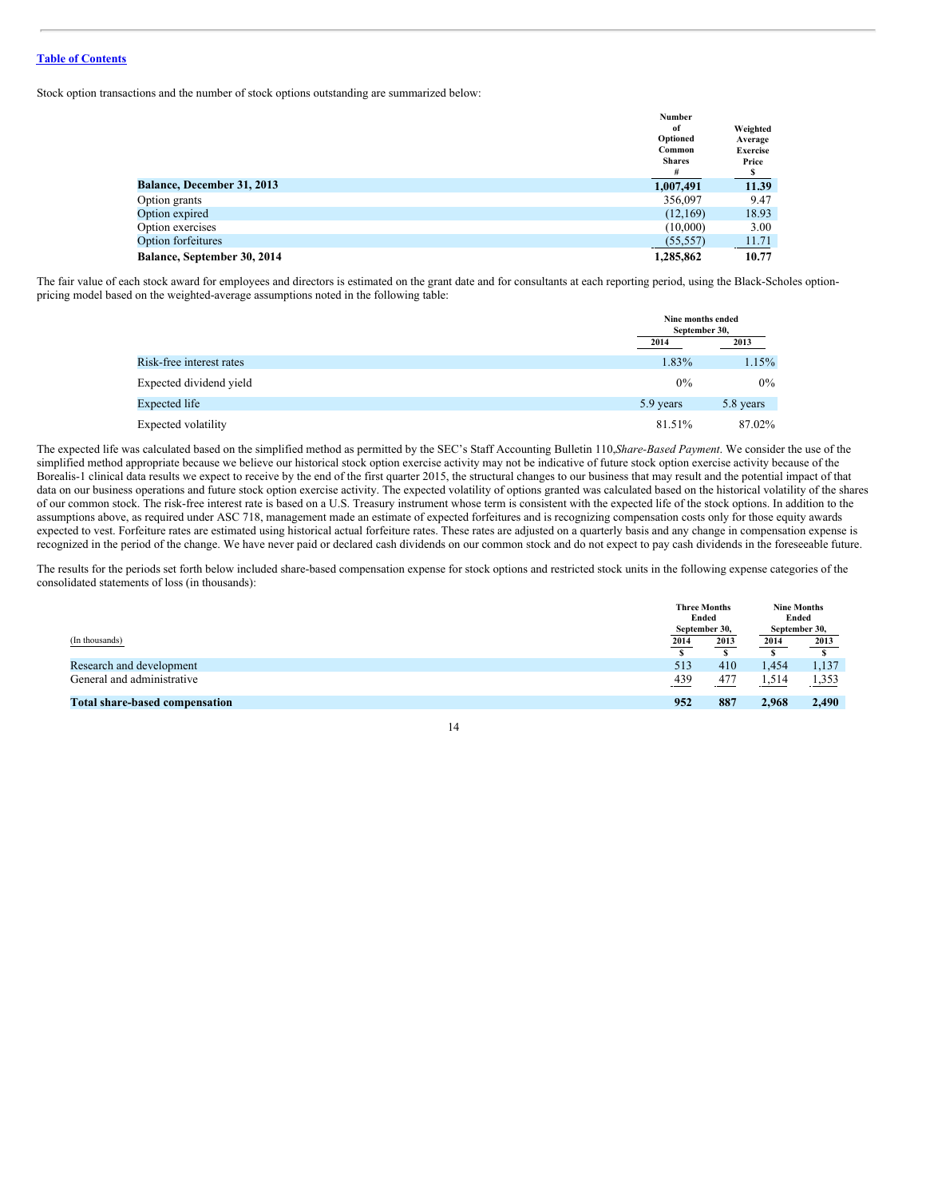Table of Contents

Stock option transactions and the number of stock options outstanding are summarized below:

| | Number of Optioned Common Shares | Weighted Average Exercise Price |
|---|---|---|
| | # | $ |
| **Balance, December 31, 2013** | **1,007,491** | **11.39** |
| Option grants | 356,097 | 9.47 |
| Option expired | (12,169) | 18.93 |
| Option exercises | (10,000) | 3.00 |
| Option forfeitures | (55,557) | 11.71 |
| **Balance, September 30, 2014** | **1,285,862** | **10.77** |

The fair value of each stock award for employees and directors is estimated on the grant date and for consultants at each reporting period, using the Black-Scholes option-pricing model based on the weighted-average assumptions noted in the following table:

| | Nine months ended September 30, | |
|---|---|---|
| | 2014 | 2013 |
| Risk-free interest rates | 1.83% | 1.15% |
| Expected dividend yield | 0% | 0% |
| Expected life | 5.9 years | 5.8 years |
| Expected volatility | 81.51% | 87.02% |

The expected life was calculated based on the simplified method as permitted by the SEC's Staff Accounting Bulletin 110,*Share-Based Payment*. We consider the use of the simplified method appropriate because we believe our historical stock option exercise activity may not be indicative of future stock option exercise activity because of the Borealis-1 clinical data results we expect to receive by the end of the first quarter 2015, the structural changes to our business that may result and the potential impact of that data on our business operations and future stock option exercise activity. The expected volatility of options granted was calculated based on the historical volatility of the shares of our common stock. The risk-free interest rate is based on a U.S. Treasury instrument whose term is consistent with the expected life of the stock options. In addition to the assumptions above, as required under ASC 718, management made an estimate of expected forfeitures and is recognizing compensation costs only for those equity awards expected to vest. Forfeiture rates are estimated using historical actual forfeiture rates. These rates are adjusted on a quarterly basis and any change in compensation expense is recognized in the period of the change. We have never paid or declared cash dividends on our common stock and do not expect to pay cash dividends in the foreseeable future.

The results for the periods set forth below included share-based compensation expense for stock options and restricted stock units in the following expense categories of the consolidated statements of loss (in thousands):

| (In thousands) | Three Months Ended September 30, | | Nine Months Ended September 30, | |
|---|---|---|---|---|
| | 2014 | 2013 | 2014 | 2013 |
| | $ | $ | $ | $ |
| Research and development | 513 | 410 | 1,454 | 1,137 |
| General and administrative | 439 | 477 | 1,514 | 1,353 |
| **Total share-based compensation** | **952** | **887** | **2,968** | **2,490** |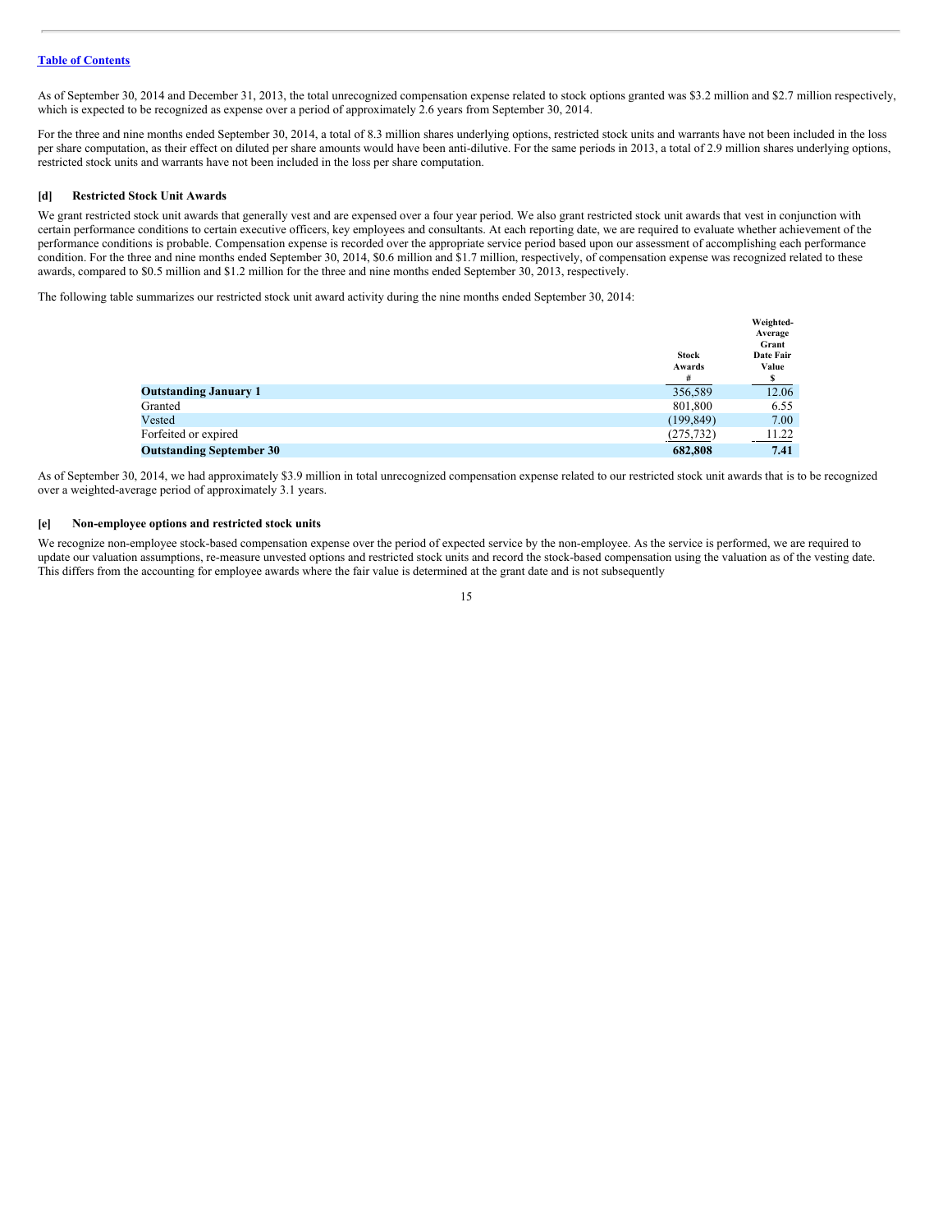As of September 30, 2014 and December 31, 2013, the total unrecognized compensation expense related to stock options granted was $3.2 million and $2.7 million respectively, which is expected to be recognized as expense over a period of approximately 2.6 years from September 30, 2014.

For the three and nine months ended September 30, 2014, a total of 8.3 million shares underlying options, restricted stock units and warrants have not been included in the loss per share computation, as their effect on diluted per share amounts would have been anti-dilutive. For the same periods in 2013, a total of 2.9 million shares underlying options, restricted stock units and warrants have not been included in the loss per share computation.

### [d] Restricted Stock Unit Awards

We grant restricted stock unit awards that generally vest and are expensed over a four year period. We also grant restricted stock unit awards that vest in conjunction with certain performance conditions to certain executive officers, key employees and consultants. At each reporting date, we are required to evaluate whether achievement of the performance conditions is probable. Compensation expense is recorded over the appropriate service period based upon our assessment of accomplishing each performance condition. For the three and nine months ended September 30, 2014, $0.6 million and $1.7 million, respectively, of compensation expense was recognized related to these awards, compared to $0.5 million and $1.2 million for the three and nine months ended September 30, 2013, respectively.

The following table summarizes our restricted stock unit award activity during the nine months ended September 30, 2014:

| | Stock Awards # | Weighted-Average Grant Date Fair Value $ |
|---|---|---|
| **Outstanding January 1** | 356,589 | 12.06 |
| Granted | 801,800 | 6.55 |
| Vested | (199,849) | 7.00 |
| Forfeited or expired | (275,732) | 11.22 |
| **Outstanding September 30** | **682,808** | **7.41** |

As of September 30, 2014, we had approximately $3.9 million in total unrecognized compensation expense related to our restricted stock unit awards that is to be recognized over a weighted-average period of approximately 3.1 years.

### [e] Non-employee options and restricted stock units

We recognize non-employee stock-based compensation expense over the period of expected service by the non-employee. As the service is performed, we are required to update our valuation assumptions, re-measure unvested options and restricted stock units and record the stock-based compensation using the valuation as of the vesting date. This differs from the accounting for employee awards where the fair value is determined at the grant date and is not subsequently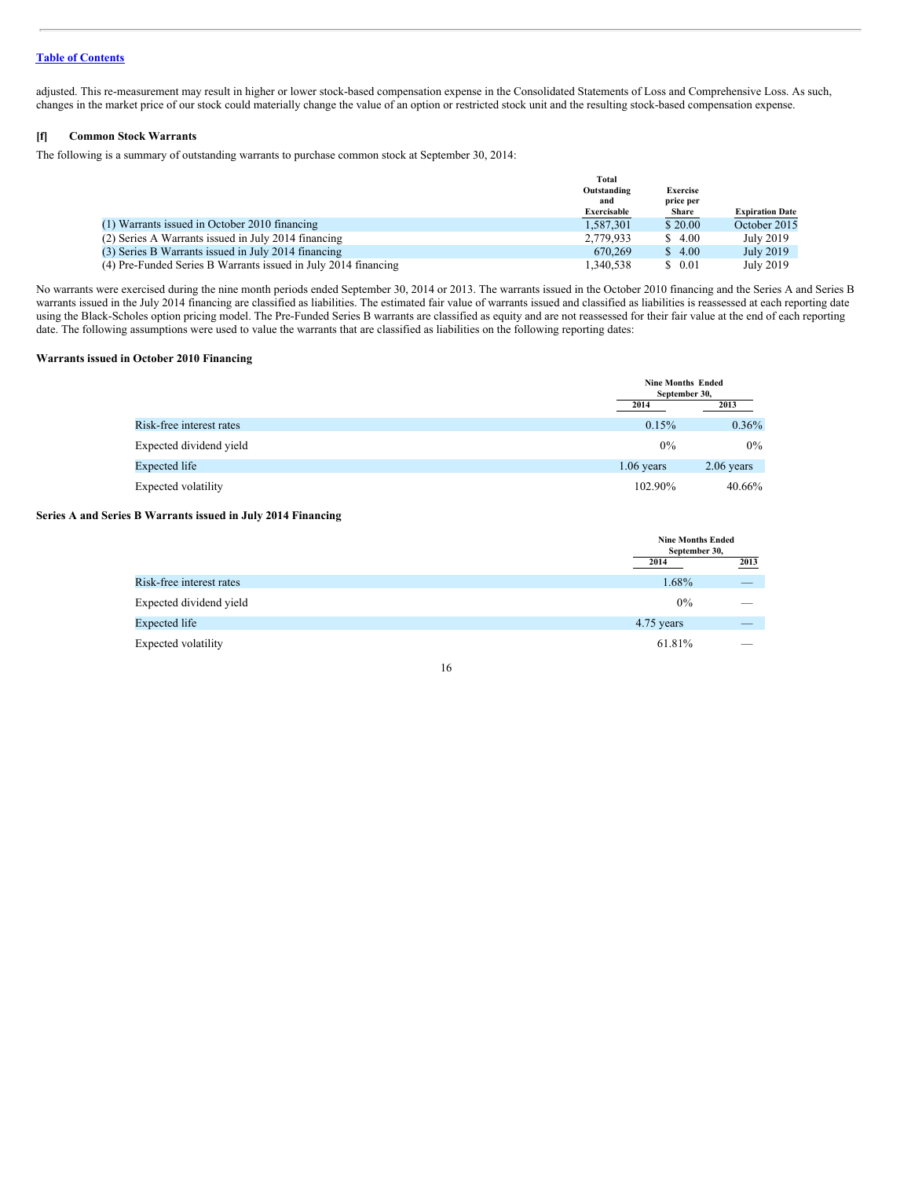adjusted. This re-measurement may result in higher or lower stock-based compensation expense in the Consolidated Statements of Loss and Comprehensive Loss. As such, changes in the market price of our stock could materially change the value of an option or restricted stock unit and the resulting stock-based compensation expense.

### [f] Common Stock Warrants

The following is a summary of outstanding warrants to purchase common stock at September 30, 2014:

| | Total Outstanding and Exercisable | Exercise price per Share | Expiration Date |
|---|---|---|---|
| (1) Warrants issued in October 2010 financing | 1,587,301 | $ 20.00 | October 2015 |
| (2) Series A Warrants issued in July 2014 financing | 2,779,933 | $ 4.00 | July 2019 |
| (3) Series B Warrants issued in July 2014 financing | 670,269 | $ 4.00 | July 2019 |
| (4) Pre-Funded Series B Warrants issued in July 2014 financing | 1,340,538 | $ 0.01 | July 2019 |

No warrants were exercised during the nine month periods ended September 30, 2014 or 2013. The warrants issued in the October 2010 financing and the Series A and Series B warrants issued in the July 2014 financing are classified as liabilities. The estimated fair value of warrants issued and classified as liabilities is reassessed at each reporting date using the Black-Scholes option pricing model. The Pre-Funded Series B warrants are classified as equity and are not reassessed for their fair value at the end of each reporting date. The following assumptions were used to value the warrants that are classified as liabilities on the following reporting dates:

**Warrants issued in October 2010 Financing**

| | Nine Months Ended September 30, | |
|---|---|---|
| | 2014 | 2013 |
| Risk-free interest rates | 0.15% | 0.36% |
| Expected dividend yield | 0% | 0% |
| Expected life | 1.06 years | 2.06 years |
| Expected volatility | 102.90% | 40.66% |

**Series A and Series B Warrants issued in July 2014 Financing**

| | Nine Months Ended September 30, | |
|---|---|---|
| | 2014 | 2013 |
| Risk-free interest rates | 1.68% | — |
| Expected dividend yield | 0% | — |
| Expected life | 4.75 years | — |
| Expected volatility | 61.81% | — |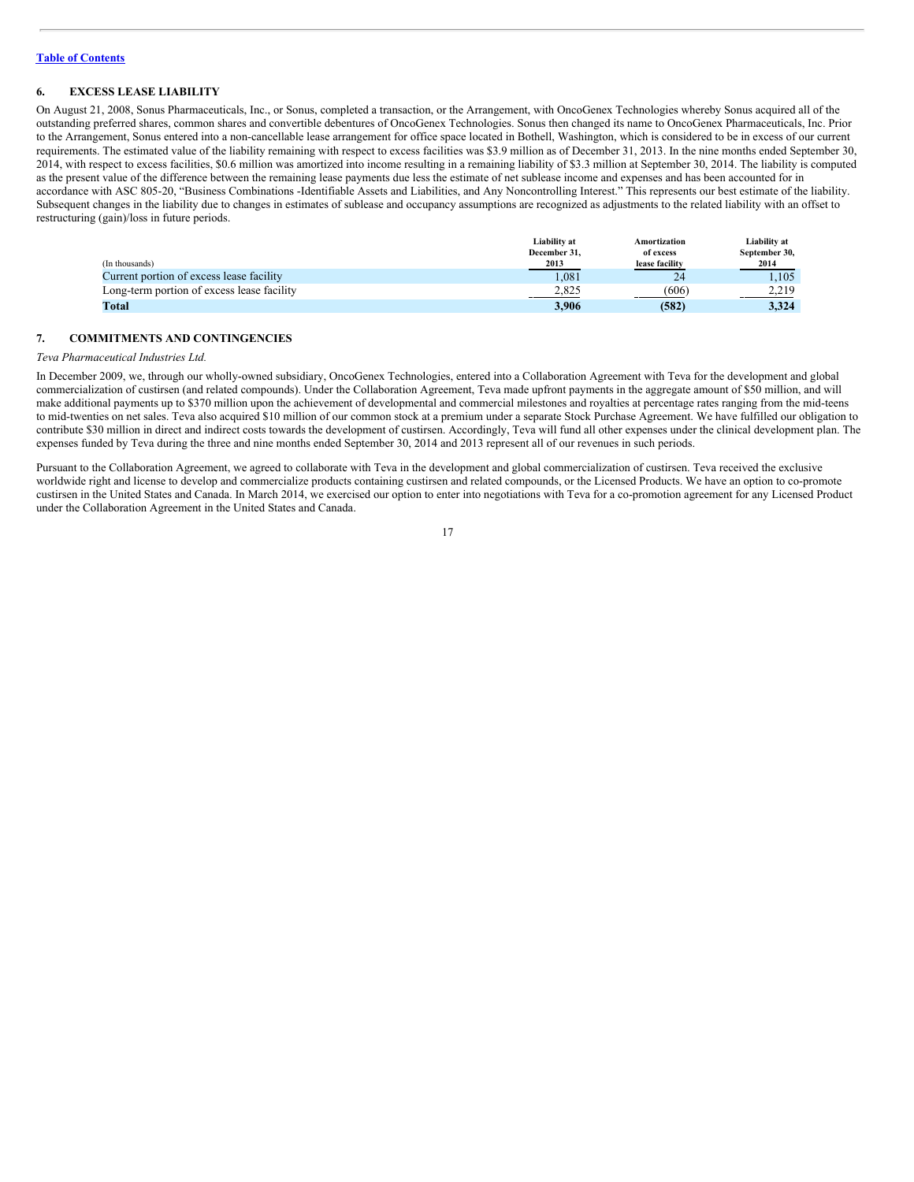[Table of Contents](#)

## 6. EXCESS LEASE LIABILITY

On August 21, 2008, Sonus Pharmaceuticals, Inc., or Sonus, completed a transaction, or the Arrangement, with OncoGenex Technologies whereby Sonus acquired all of the outstanding preferred shares, common shares and convertible debentures of OncoGenex Technologies. Sonus then changed its name to OncoGenex Pharmaceuticals, Inc. Prior to the Arrangement, Sonus entered into a non-cancellable lease arrangement for office space located in Bothell, Washington, which is considered to be in excess of our current requirements. The estimated value of the liability remaining with respect to excess facilities was $3.9 million as of December 31, 2013. In the nine months ended September 30, 2014, with respect to excess facilities, $0.6 million was amortized into income resulting in a remaining liability of $3.3 million at September 30, 2014. The liability is computed as the present value of the difference between the remaining lease payments due less the estimate of net sublease income and expenses and has been accounted for in accordance with ASC 805-20, "Business Combinations -Identifiable Assets and Liabilities, and Any Noncontrolling Interest." This represents our best estimate of the liability. Subsequent changes in the liability due to changes in estimates of sublease and occupancy assumptions are recognized as adjustments to the related liability with an offset to restructuring (gain)/loss in future periods.

| (In thousands) | Liability at December 31, 2013 | Amortization of excess lease facility | Liability at September 30, 2014 |
|---|---|---|---|
| Current portion of excess lease facility | 1,081 | 24 | 1,105 |
| Long-term portion of excess lease facility | 2,825 | (606) | 2,219 |
| **Total** | **3,906** | **(582)** | **3,324** |

## 7. COMMITMENTS AND CONTINGENCIES

*Teva Pharmaceutical Industries Ltd.*

In December 2009, we, through our wholly-owned subsidiary, OncoGenex Technologies, entered into a Collaboration Agreement with Teva for the development and global commercialization of custirsen (and related compounds). Under the Collaboration Agreement, Teva made upfront payments in the aggregate amount of $50 million, and will make additional payments up to $370 million upon the achievement of developmental and commercial milestones and royalties at percentage rates ranging from the mid-teens to mid-twenties on net sales. Teva also acquired $10 million of our common stock at a premium under a separate Stock Purchase Agreement. We have fulfilled our obligation to contribute $30 million in direct and indirect costs towards the development of custirsen. Accordingly, Teva will fund all other expenses under the clinical development plan. The expenses funded by Teva during the three and nine months ended September 30, 2014 and 2013 represent all of our revenues in such periods.

Pursuant to the Collaboration Agreement, we agreed to collaborate with Teva in the development and global commercialization of custirsen. Teva received the exclusive worldwide right and license to develop and commercialize products containing custirsen and related compounds, or the Licensed Products. We have an option to co-promote custirsen in the United States and Canada. In March 2014, we exercised our option to enter into negotiations with Teva for a co-promotion agreement for any Licensed Product under the Collaboration Agreement in the United States and Canada.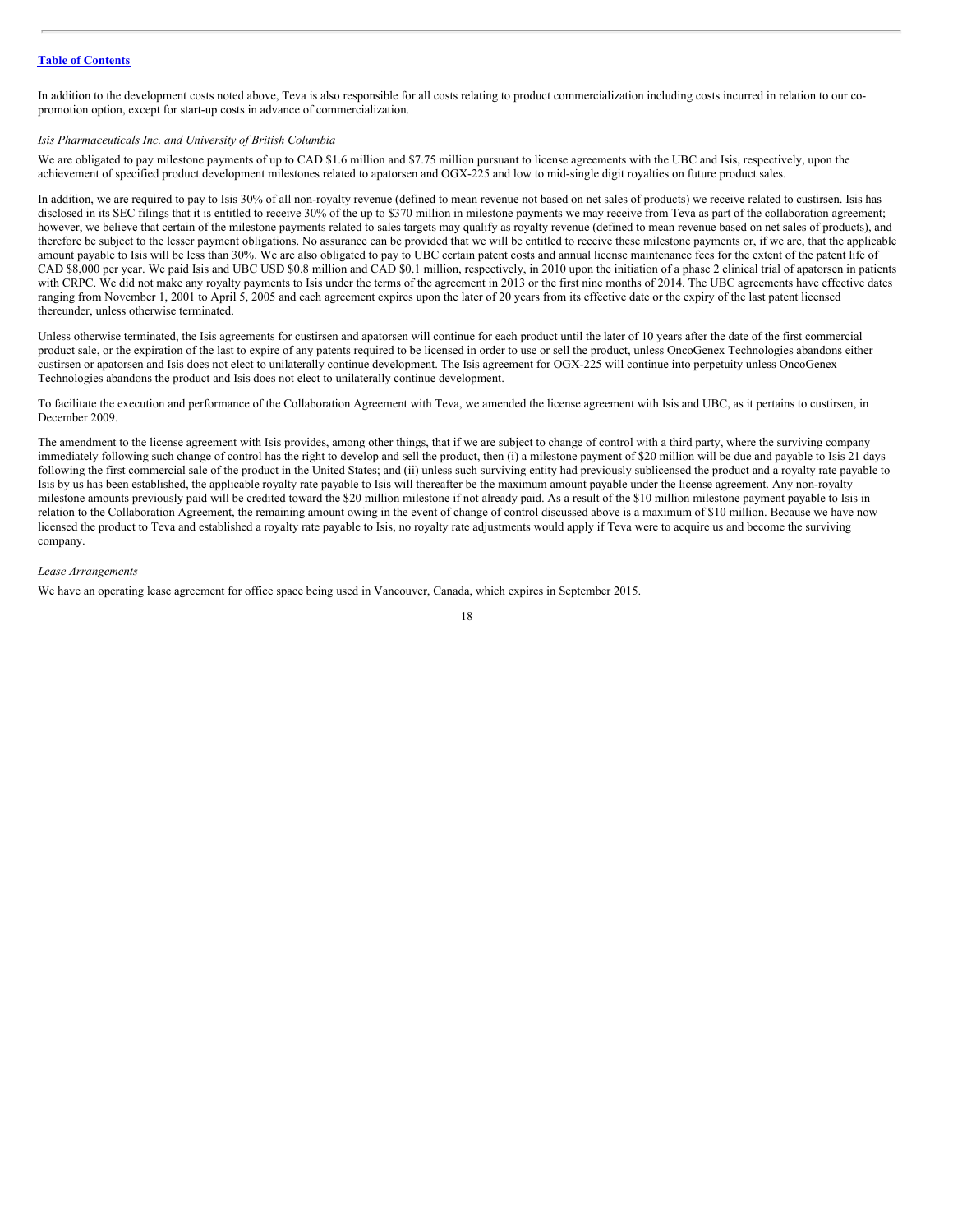In addition to the development costs noted above, Teva is also responsible for all costs relating to product commercialization including costs incurred in relation to our co-promotion option, except for start-up costs in advance of commercialization.

*Isis Pharmaceuticals Inc. and University of British Columbia*

We are obligated to pay milestone payments of up to CAD $1.6 million and $7.75 million pursuant to license agreements with the UBC and Isis, respectively, upon the achievement of specified product development milestones related to apatorsen and OGX-225 and low to mid-single digit royalties on future product sales.

In addition, we are required to pay to Isis 30% of all non-royalty revenue (defined to mean revenue not based on net sales of products) we receive related to custirsen. Isis has disclosed in its SEC filings that it is entitled to receive 30% of the up to $370 million in milestone payments we may receive from Teva as part of the collaboration agreement; however, we believe that certain of the milestone payments related to sales targets may qualify as royalty revenue (defined to mean revenue based on net sales of products), and therefore be subject to the lesser payment obligations. No assurance can be provided that we will be entitled to receive these milestone payments or, if we are, that the applicable amount payable to Isis will be less than 30%. We are also obligated to pay to UBC certain patent costs and annual license maintenance fees for the extent of the patent life of CAD $8,000 per year. We paid Isis and UBC USD $0.8 million and CAD $0.1 million, respectively, in 2010 upon the initiation of a phase 2 clinical trial of apatorsen in patients with CRPC. We did not make any royalty payments to Isis under the terms of the agreement in 2013 or the first nine months of 2014. The UBC agreements have effective dates ranging from November 1, 2001 to April 5, 2005 and each agreement expires upon the later of 20 years from its effective date or the expiry of the last patent licensed thereunder, unless otherwise terminated.

Unless otherwise terminated, the Isis agreements for custirsen and apatorsen will continue for each product until the later of 10 years after the date of the first commercial product sale, or the expiration of the last to expire of any patents required to be licensed in order to use or sell the product, unless OncoGenex Technologies abandons either custirsen or apatorsen and Isis does not elect to unilaterally continue development. The Isis agreement for OGX-225 will continue into perpetuity unless OncoGenex Technologies abandons the product and Isis does not elect to unilaterally continue development.

To facilitate the execution and performance of the Collaboration Agreement with Teva, we amended the license agreement with Isis and UBC, as it pertains to custirsen, in December 2009.

The amendment to the license agreement with Isis provides, among other things, that if we are subject to change of control with a third party, where the surviving company immediately following such change of control has the right to develop and sell the product, then (i) a milestone payment of $20 million will be due and payable to Isis 21 days following the first commercial sale of the product in the United States; and (ii) unless such surviving entity had previously sublicensed the product and a royalty rate payable to Isis by us has been established, the applicable royalty rate payable to Isis will thereafter be the maximum amount payable under the license agreement. Any non-royalty milestone amounts previously paid will be credited toward the $20 million milestone if not already paid. As a result of the $10 million milestone payment payable to Isis in relation to the Collaboration Agreement, the remaining amount owing in the event of change of control discussed above is a maximum of $10 million. Because we have now licensed the product to Teva and established a royalty rate payable to Isis, no royalty rate adjustments would apply if Teva were to acquire us and become the surviving company.

*Lease Arrangements*

We have an operating lease agreement for office space being used in Vancouver, Canada, which expires in September 2015.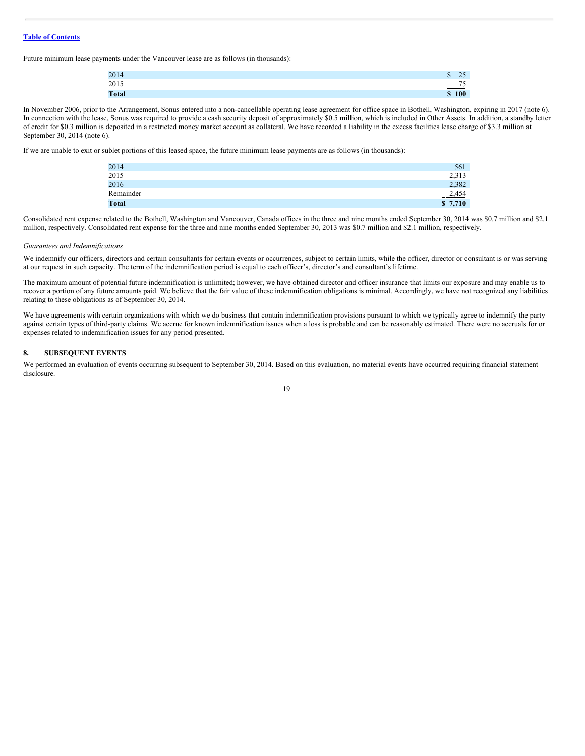Future minimum lease payments under the Vancouver lease are as follows (in thousands):

| | |
|---|---|
| 2014 | $ 25 |
| 2015 | 75 |
| **Total** | **$ 100** |

In November 2006, prior to the Arrangement, Sonus entered into a non-cancellable operating lease agreement for office space in Bothell, Washington, expiring in 2017 (note 6). In connection with the lease, Sonus was required to provide a cash security deposit of approximately $0.5 million, which is included in Other Assets. In addition, a standby letter of credit for $0.3 million is deposited in a restricted money market account as collateral. We have recorded a liability in the excess facilities lease charge of $3.3 million at September 30, 2014 (note 6).

If we are unable to exit or sublet portions of this leased space, the future minimum lease payments are as follows (in thousands):

| | |
|---|---|
| 2014 | 561 |
| 2015 | 2,313 |
| 2016 | 2,382 |
| Remainder | 2,454 |
| **Total** | **$ 7,710** |

Consolidated rent expense related to the Bothell, Washington and Vancouver, Canada offices in the three and nine months ended September 30, 2014 was $0.7 million and $2.1 million, respectively. Consolidated rent expense for the three and nine months ended September 30, 2013 was $0.7 million and $2.1 million, respectively.

*Guarantees and Indemnifications*

We indemnify our officers, directors and certain consultants for certain events or occurrences, subject to certain limits, while the officer, director or consultant is or was serving at our request in such capacity. The term of the indemnification period is equal to each officer's, director's and consultant's lifetime.

The maximum amount of potential future indemnification is unlimited; however, we have obtained director and officer insurance that limits our exposure and may enable us to recover a portion of any future amounts paid. We believe that the fair value of these indemnification obligations is minimal. Accordingly, we have not recognized any liabilities relating to these obligations as of September 30, 2014.

We have agreements with certain organizations with which we do business that contain indemnification provisions pursuant to which we typically agree to indemnify the party against certain types of third-party claims. We accrue for known indemnification issues when a loss is probable and can be reasonably estimated. There were no accruals for or expenses related to indemnification issues for any period presented.

## 8. SUBSEQUENT EVENTS

We performed an evaluation of events occurring subsequent to September 30, 2014. Based on this evaluation, no material events have occurred requiring financial statement disclosure.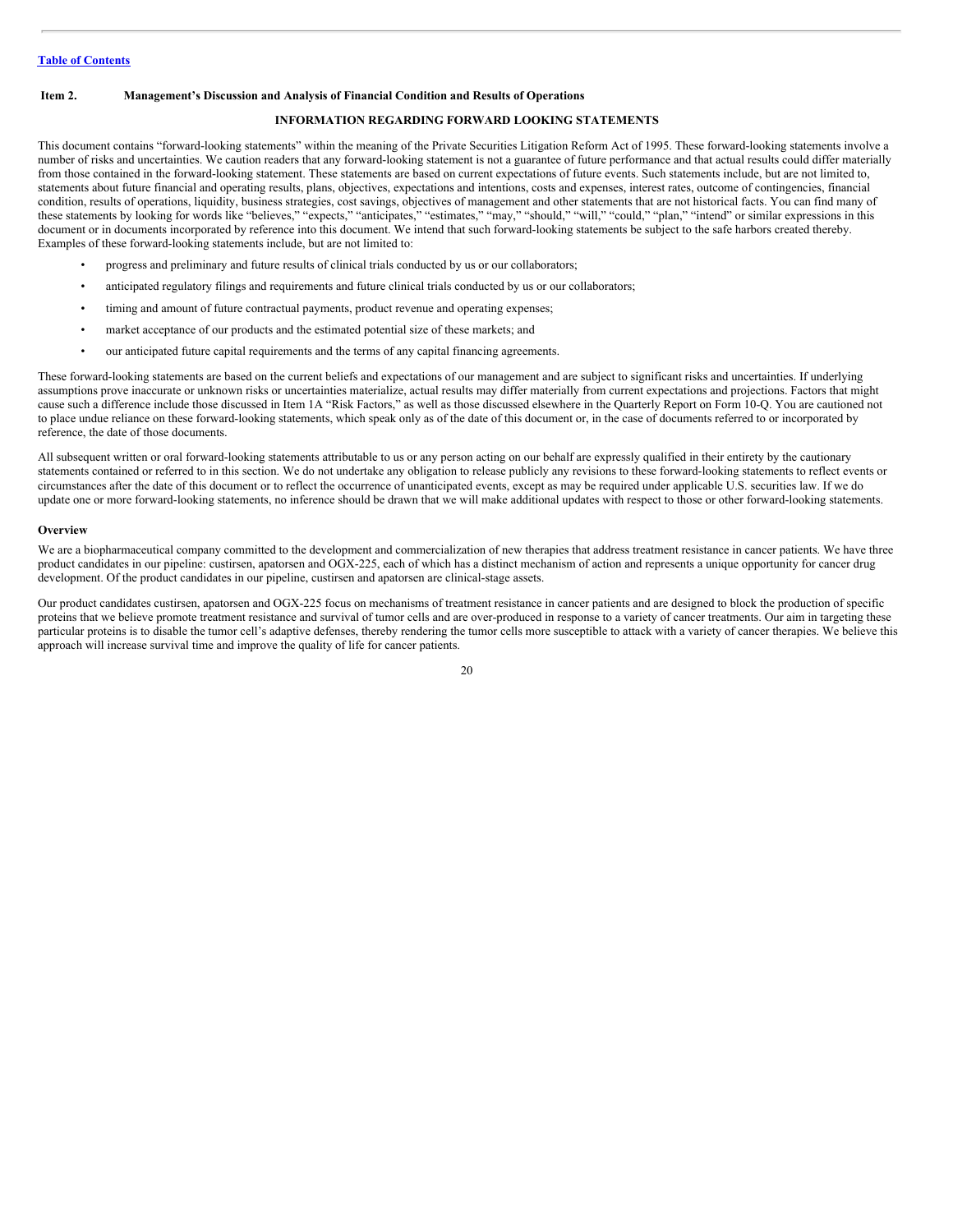Table of Contents

## Item 2. Management's Discussion and Analysis of Financial Condition and Results of Operations

### INFORMATION REGARDING FORWARD LOOKING STATEMENTS

This document contains "forward-looking statements" within the meaning of the Private Securities Litigation Reform Act of 1995. These forward-looking statements involve a number of risks and uncertainties. We caution readers that any forward-looking statement is not a guarantee of future performance and that actual results could differ materially from those contained in the forward-looking statement. These statements are based on current expectations of future events. Such statements include, but are not limited to, statements about future financial and operating results, plans, objectives, expectations and intentions, costs and expenses, interest rates, outcome of contingencies, financial condition, results of operations, liquidity, business strategies, cost savings, objectives of management and other statements that are not historical facts. You can find many of these statements by looking for words like "believes," "expects," "anticipates," "estimates," "may," "should," "will," "could," "plan," "intend" or similar expressions in this document or in documents incorporated by reference into this document. We intend that such forward-looking statements be subject to the safe harbors created thereby. Examples of these forward-looking statements include, but are not limited to:

- progress and preliminary and future results of clinical trials conducted by us or our collaborators;
- anticipated regulatory filings and requirements and future clinical trials conducted by us or our collaborators;
- timing and amount of future contractual payments, product revenue and operating expenses;
- market acceptance of our products and the estimated potential size of these markets; and
- our anticipated future capital requirements and the terms of any capital financing agreements.

These forward-looking statements are based on the current beliefs and expectations of our management and are subject to significant risks and uncertainties. If underlying assumptions prove inaccurate or unknown risks or uncertainties materialize, actual results may differ materially from current expectations and projections. Factors that might cause such a difference include those discussed in Item 1A "Risk Factors," as well as those discussed elsewhere in the Quarterly Report on Form 10-Q. You are cautioned not to place undue reliance on these forward-looking statements, which speak only as of the date of this document or, in the case of documents referred to or incorporated by reference, the date of those documents.

All subsequent written or oral forward-looking statements attributable to us or any person acting on our behalf are expressly qualified in their entirety by the cautionary statements contained or referred to in this section. We do not undertake any obligation to release publicly any revisions to these forward-looking statements to reflect events or circumstances after the date of this document or to reflect the occurrence of unanticipated events, except as may be required under applicable U.S. securities law. If we do update one or more forward-looking statements, no inference should be drawn that we will make additional updates with respect to those or other forward-looking statements.

### Overview

We are a biopharmaceutical company committed to the development and commercialization of new therapies that address treatment resistance in cancer patients. We have three product candidates in our pipeline: custirsen, apatorsen and OGX-225, each of which has a distinct mechanism of action and represents a unique opportunity for cancer drug development. Of the product candidates in our pipeline, custirsen and apatorsen are clinical-stage assets.

Our product candidates custirsen, apatorsen and OGX-225 focus on mechanisms of treatment resistance in cancer patients and are designed to block the production of specific proteins that we believe promote treatment resistance and survival of tumor cells and are over-produced in response to a variety of cancer treatments. Our aim in targeting these particular proteins is to disable the tumor cell's adaptive defenses, thereby rendering the tumor cells more susceptible to attack with a variety of cancer therapies. We believe this approach will increase survival time and improve the quality of life for cancer patients.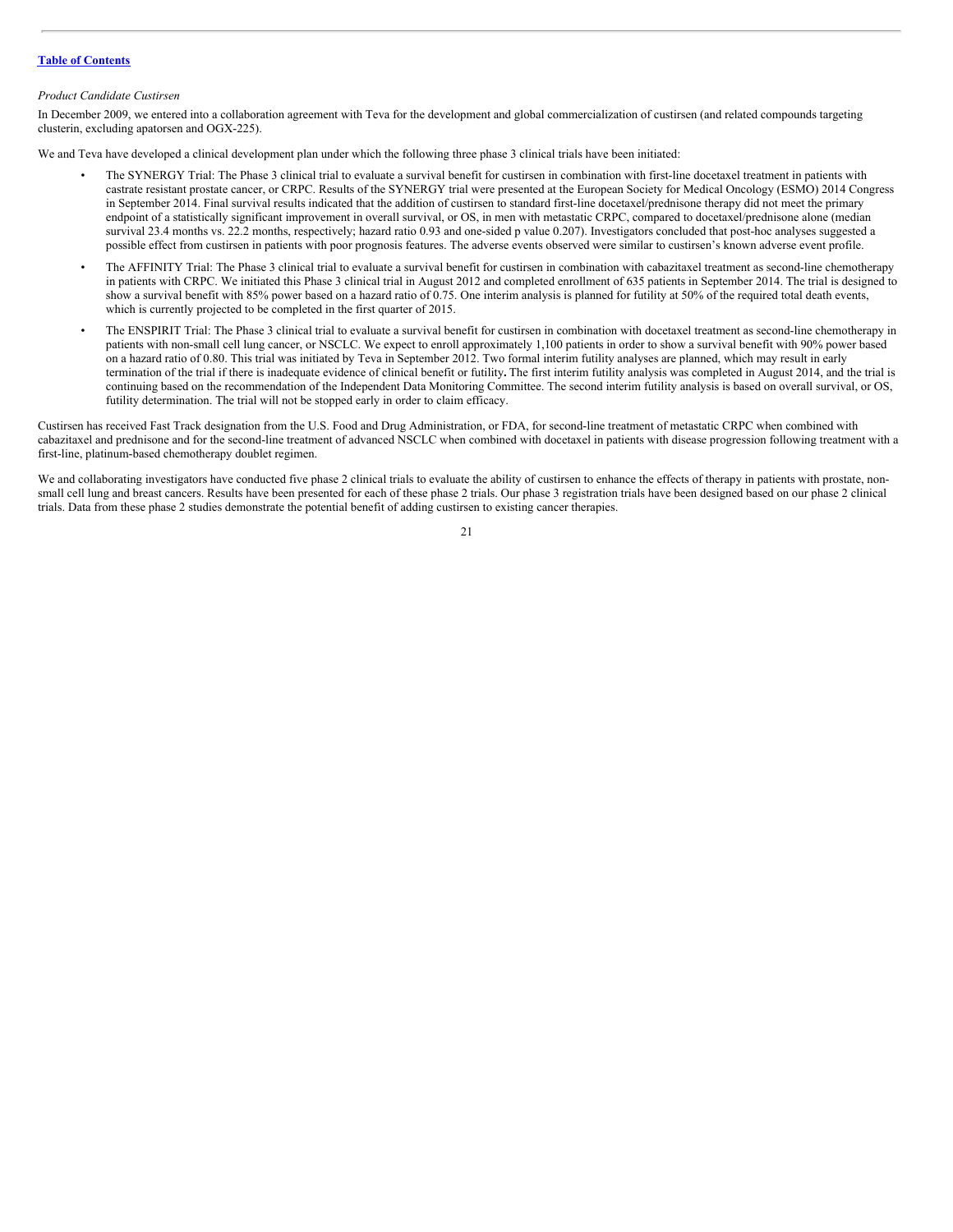*Product Candidate Custirsen*

In December 2009, we entered into a collaboration agreement with Teva for the development and global commercialization of custirsen (and related compounds targeting clusterin, excluding apatorsen and OGX-225).

We and Teva have developed a clinical development plan under which the following three phase 3 clinical trials have been initiated:

- The SYNERGY Trial: The Phase 3 clinical trial to evaluate a survival benefit for custirsen in combination with first-line docetaxel treatment in patients with castrate resistant prostate cancer, or CRPC. Results of the SYNERGY trial were presented at the European Society for Medical Oncology (ESMO) 2014 Congress in September 2014. Final survival results indicated that the addition of custirsen to standard first-line docetaxel/prednisone therapy did not meet the primary endpoint of a statistically significant improvement in overall survival, or OS, in men with metastatic CRPC, compared to docetaxel/prednisone alone (median survival 23.4 months vs. 22.2 months, respectively; hazard ratio 0.93 and one-sided p value 0.207). Investigators concluded that post-hoc analyses suggested a possible effect from custirsen in patients with poor prognosis features. The adverse events observed were similar to custirsen's known adverse event profile.
- The AFFINITY Trial: The Phase 3 clinical trial to evaluate a survival benefit for custirsen in combination with cabazitaxel treatment as second-line chemotherapy in patients with CRPC. We initiated this Phase 3 clinical trial in August 2012 and completed enrollment of 635 patients in September 2014. The trial is designed to show a survival benefit with 85% power based on a hazard ratio of 0.75. One interim analysis is planned for futility at 50% of the required total death events, which is currently projected to be completed in the first quarter of 2015.
- The ENSPIRIT Trial: The Phase 3 clinical trial to evaluate a survival benefit for custirsen in combination with docetaxel treatment as second-line chemotherapy in patients with non-small cell lung cancer, or NSCLC. We expect to enroll approximately 1,100 patients in order to show a survival benefit with 90% power based on a hazard ratio of 0.80. This trial was initiated by Teva in September 2012. Two formal interim futility analyses are planned, which may result in early termination of the trial if there is inadequate evidence of clinical benefit or futility**.** The first interim futility analysis was completed in August 2014, and the trial is continuing based on the recommendation of the Independent Data Monitoring Committee. The second interim futility analysis is based on overall survival, or OS, futility determination. The trial will not be stopped early in order to claim efficacy.

Custirsen has received Fast Track designation from the U.S. Food and Drug Administration, or FDA, for second-line treatment of metastatic CRPC when combined with cabazitaxel and prednisone and for the second-line treatment of advanced NSCLC when combined with docetaxel in patients with disease progression following treatment with a first-line, platinum-based chemotherapy doublet regimen.

We and collaborating investigators have conducted five phase 2 clinical trials to evaluate the ability of custirsen to enhance the effects of therapy in patients with prostate, non-small cell lung and breast cancers. Results have been presented for each of these phase 2 trials. Our phase 3 registration trials have been designed based on our phase 2 clinical trials. Data from these phase 2 studies demonstrate the potential benefit of adding custirsen to existing cancer therapies.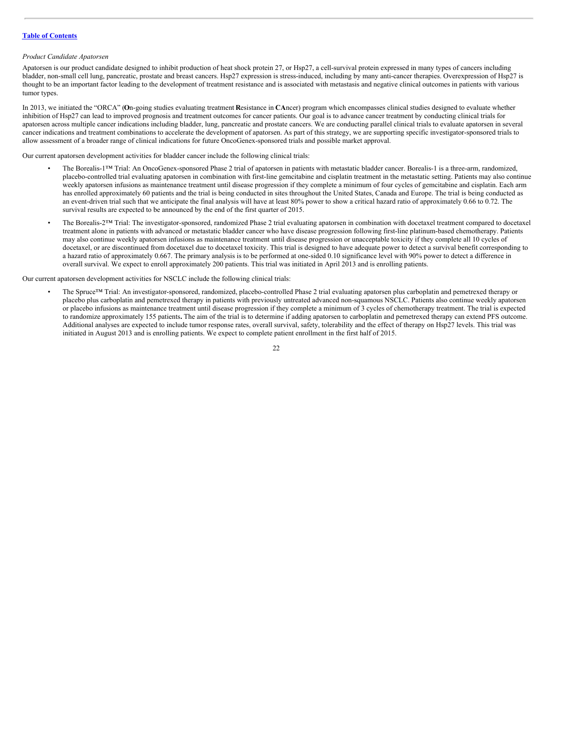[Table of Contents](#)

*Product Candidate Apatorsen*

Apatorsen is our product candidate designed to inhibit production of heat shock protein 27, or Hsp27, a cell-survival protein expressed in many types of cancers including bladder, non-small cell lung, pancreatic, prostate and breast cancers. Hsp27 expression is stress-induced, including by many anti-cancer therapies. Overexpression of Hsp27 is thought to be an important factor leading to the development of treatment resistance and is associated with metastasis and negative clinical outcomes in patients with various tumor types.

In 2013, we initiated the "ORCA" (**O**n-going studies evaluating treatment **R**esistance in **CA**ncer) program which encompasses clinical studies designed to evaluate whether inhibition of Hsp27 can lead to improved prognosis and treatment outcomes for cancer patients. Our goal is to advance cancer treatment by conducting clinical trials for apatorsen across multiple cancer indications including bladder, lung, pancreatic and prostate cancers. We are conducting parallel clinical trials to evaluate apatorsen in several cancer indications and treatment combinations to accelerate the development of apatorsen. As part of this strategy, we are supporting specific investigator-sponsored trials to allow assessment of a broader range of clinical indications for future OncoGenex-sponsored trials and possible market approval.

Our current apatorsen development activities for bladder cancer include the following clinical trials:

- The Borealis-1™ Trial: An OncoGenex-sponsored Phase 2 trial of apatorsen in patients with metastatic bladder cancer. Borealis-1 is a three-arm, randomized, placebo-controlled trial evaluating apatorsen in combination with first-line gemcitabine and cisplatin treatment in the metastatic setting. Patients may also continue weekly apatorsen infusions as maintenance treatment until disease progression if they complete a minimum of four cycles of gemcitabine and cisplatin. Each arm has enrolled approximately 60 patients and the trial is being conducted in sites throughout the United States, Canada and Europe. The trial is being conducted as an event-driven trial such that we anticipate the final analysis will have at least 80% power to show a critical hazard ratio of approximately 0.66 to 0.72. The survival results are expected to be announced by the end of the first quarter of 2015.
- The Borealis-2™ Trial: The investigator-sponsored, randomized Phase 2 trial evaluating apatorsen in combination with docetaxel treatment compared to docetaxel treatment alone in patients with advanced or metastatic bladder cancer who have disease progression following first-line platinum-based chemotherapy. Patients may also continue weekly apatorsen infusions as maintenance treatment until disease progression or unacceptable toxicity if they complete all 10 cycles of docetaxel, or are discontinued from docetaxel due to docetaxel toxicity. This trial is designed to have adequate power to detect a survival benefit corresponding to a hazard ratio of approximately 0.667. The primary analysis is to be performed at one-sided 0.10 significance level with 90% power to detect a difference in overall survival. We expect to enroll approximately 200 patients. This trial was initiated in April 2013 and is enrolling patients.

Our current apatorsen development activities for NSCLC include the following clinical trials:

- The Spruce™ Trial: An investigator-sponsored, randomized, placebo-controlled Phase 2 trial evaluating apatorsen plus carboplatin and pemetrexed therapy or placebo plus carboplatin and pemetrexed therapy in patients with previously untreated advanced non-squamous NSCLC. Patients also continue weekly apatorsen or placebo infusions as maintenance treatment until disease progression if they complete a minimum of 3 cycles of chemotherapy treatment. The trial is expected to randomize approximately 155 patients**.** The aim of the trial is to determine if adding apatorsen to carboplatin and pemetrexed therapy can extend PFS outcome. Additional analyses are expected to include tumor response rates, overall survival, safety, tolerability and the effect of therapy on Hsp27 levels. This trial was initiated in August 2013 and is enrolling patients. We expect to complete patient enrollment in the first half of 2015.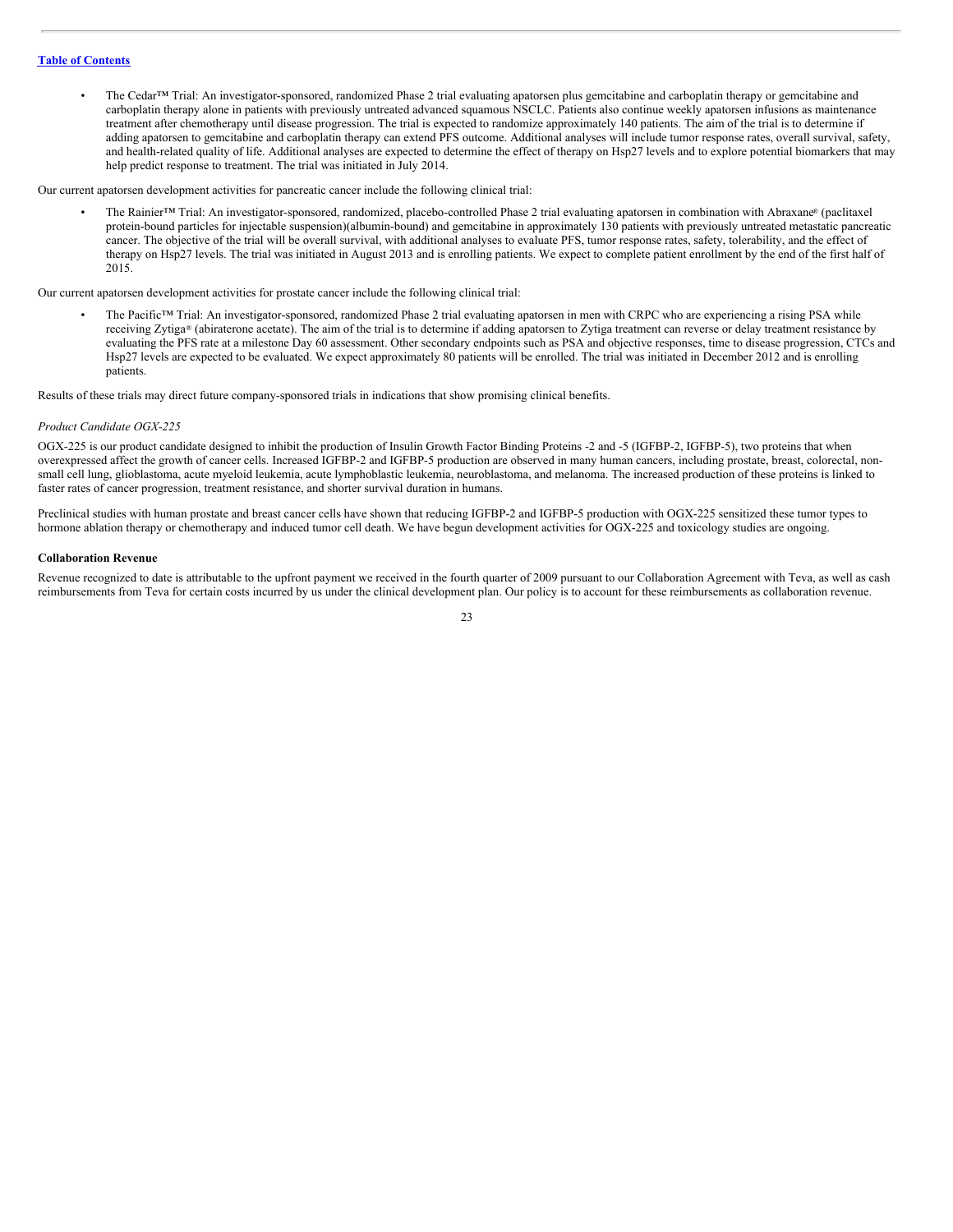- The Cedar™ Trial: An investigator-sponsored, randomized Phase 2 trial evaluating apatorsen plus gemcitabine and carboplatin therapy or gemcitabine and carboplatin therapy alone in patients with previously untreated advanced squamous NSCLC. Patients also continue weekly apatorsen infusions as maintenance treatment after chemotherapy until disease progression. The trial is expected to randomize approximately 140 patients. The aim of the trial is to determine if adding apatorsen to gemcitabine and carboplatin therapy can extend PFS outcome. Additional analyses will include tumor response rates, overall survival, safety, and health-related quality of life. Additional analyses are expected to determine the effect of therapy on Hsp27 levels and to explore potential biomarkers that may help predict response to treatment. The trial was initiated in July 2014.

Our current apatorsen development activities for pancreatic cancer include the following clinical trial:

- The Rainier™ Trial: An investigator-sponsored, randomized, placebo-controlled Phase 2 trial evaluating apatorsen in combination with Abraxane® (paclitaxel protein-bound particles for injectable suspension)(albumin-bound) and gemcitabine in approximately 130 patients with previously untreated metastatic pancreatic cancer. The objective of the trial will be overall survival, with additional analyses to evaluate PFS, tumor response rates, safety, tolerability, and the effect of therapy on Hsp27 levels. The trial was initiated in August 2013 and is enrolling patients. We expect to complete patient enrollment by the end of the first half of 2015.

Our current apatorsen development activities for prostate cancer include the following clinical trial:

- The Pacific™ Trial: An investigator-sponsored, randomized Phase 2 trial evaluating apatorsen in men with CRPC who are experiencing a rising PSA while receiving Zytiga® (abiraterone acetate). The aim of the trial is to determine if adding apatorsen to Zytiga treatment can reverse or delay treatment resistance by evaluating the PFS rate at a milestone Day 60 assessment. Other secondary endpoints such as PSA and objective responses, time to disease progression, CTCs and Hsp27 levels are expected to be evaluated. We expect approximately 80 patients will be enrolled. The trial was initiated in December 2012 and is enrolling patients.

Results of these trials may direct future company-sponsored trials in indications that show promising clinical benefits.

*Product Candidate OGX-225*

OGX-225 is our product candidate designed to inhibit the production of Insulin Growth Factor Binding Proteins -2 and -5 (IGFBP-2, IGFBP-5), two proteins that when overexpressed affect the growth of cancer cells. Increased IGFBP-2 and IGFBP-5 production are observed in many human cancers, including prostate, breast, colorectal, non-small cell lung, glioblastoma, acute myeloid leukemia, acute lymphoblastic leukemia, neuroblastoma, and melanoma. The increased production of these proteins is linked to faster rates of cancer progression, treatment resistance, and shorter survival duration in humans.

Preclinical studies with human prostate and breast cancer cells have shown that reducing IGFBP-2 and IGFBP-5 production with OGX-225 sensitized these tumor types to hormone ablation therapy or chemotherapy and induced tumor cell death. We have begun development activities for OGX-225 and toxicology studies are ongoing.

**Collaboration Revenue**

Revenue recognized to date is attributable to the upfront payment we received in the fourth quarter of 2009 pursuant to our Collaboration Agreement with Teva, as well as cash reimbursements from Teva for certain costs incurred by us under the clinical development plan. Our policy is to account for these reimbursements as collaboration revenue.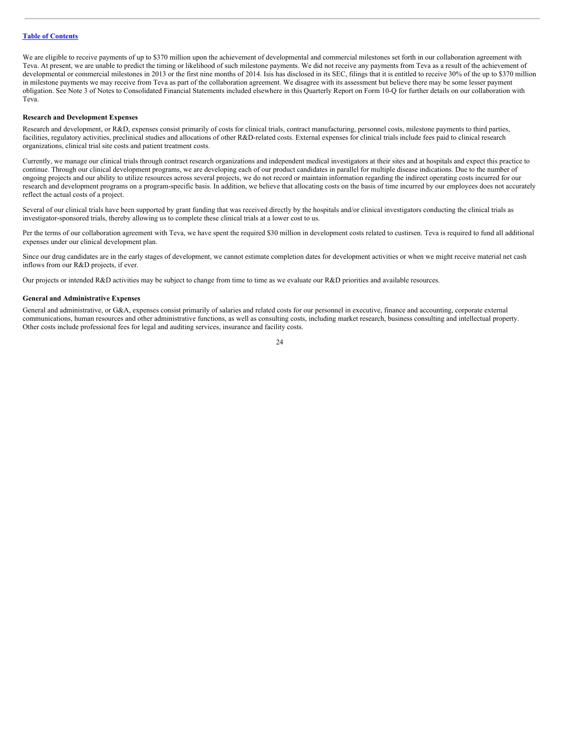We are eligible to receive payments of up to $370 million upon the achievement of developmental and commercial milestones set forth in our collaboration agreement with Teva. At present, we are unable to predict the timing or likelihood of such milestone payments. We did not receive any payments from Teva as a result of the achievement of developmental or commercial milestones in 2013 or the first nine months of 2014. Isis has disclosed in its SEC, filings that it is entitled to receive 30% of the up to $370 million in milestone payments we may receive from Teva as part of the collaboration agreement. We disagree with its assessment but believe there may be some lesser payment obligation. See Note 3 of Notes to Consolidated Financial Statements included elsewhere in this Quarterly Report on Form 10-Q for further details on our collaboration with Teva.

**Research and Development Expenses**

Research and development, or R&D, expenses consist primarily of costs for clinical trials, contract manufacturing, personnel costs, milestone payments to third parties, facilities, regulatory activities, preclinical studies and allocations of other R&D-related costs. External expenses for clinical trials include fees paid to clinical research organizations, clinical trial site costs and patient treatment costs.

Currently, we manage our clinical trials through contract research organizations and independent medical investigators at their sites and at hospitals and expect this practice to continue. Through our clinical development programs, we are developing each of our product candidates in parallel for multiple disease indications. Due to the number of ongoing projects and our ability to utilize resources across several projects, we do not record or maintain information regarding the indirect operating costs incurred for our research and development programs on a program-specific basis. In addition, we believe that allocating costs on the basis of time incurred by our employees does not accurately reflect the actual costs of a project.

Several of our clinical trials have been supported by grant funding that was received directly by the hospitals and/or clinical investigators conducting the clinical trials as investigator-sponsored trials, thereby allowing us to complete these clinical trials at a lower cost to us.

Per the terms of our collaboration agreement with Teva, we have spent the required $30 million in development costs related to custirsen. Teva is required to fund all additional expenses under our clinical development plan.

Since our drug candidates are in the early stages of development, we cannot estimate completion dates for development activities or when we might receive material net cash inflows from our R&D projects, if ever.

Our projects or intended R&D activities may be subject to change from time to time as we evaluate our R&D priorities and available resources.

**General and Administrative Expenses**

General and administrative, or G&A, expenses consist primarily of salaries and related costs for our personnel in executive, finance and accounting, corporate external communications, human resources and other administrative functions, as well as consulting costs, including market research, business consulting and intellectual property. Other costs include professional fees for legal and auditing services, insurance and facility costs.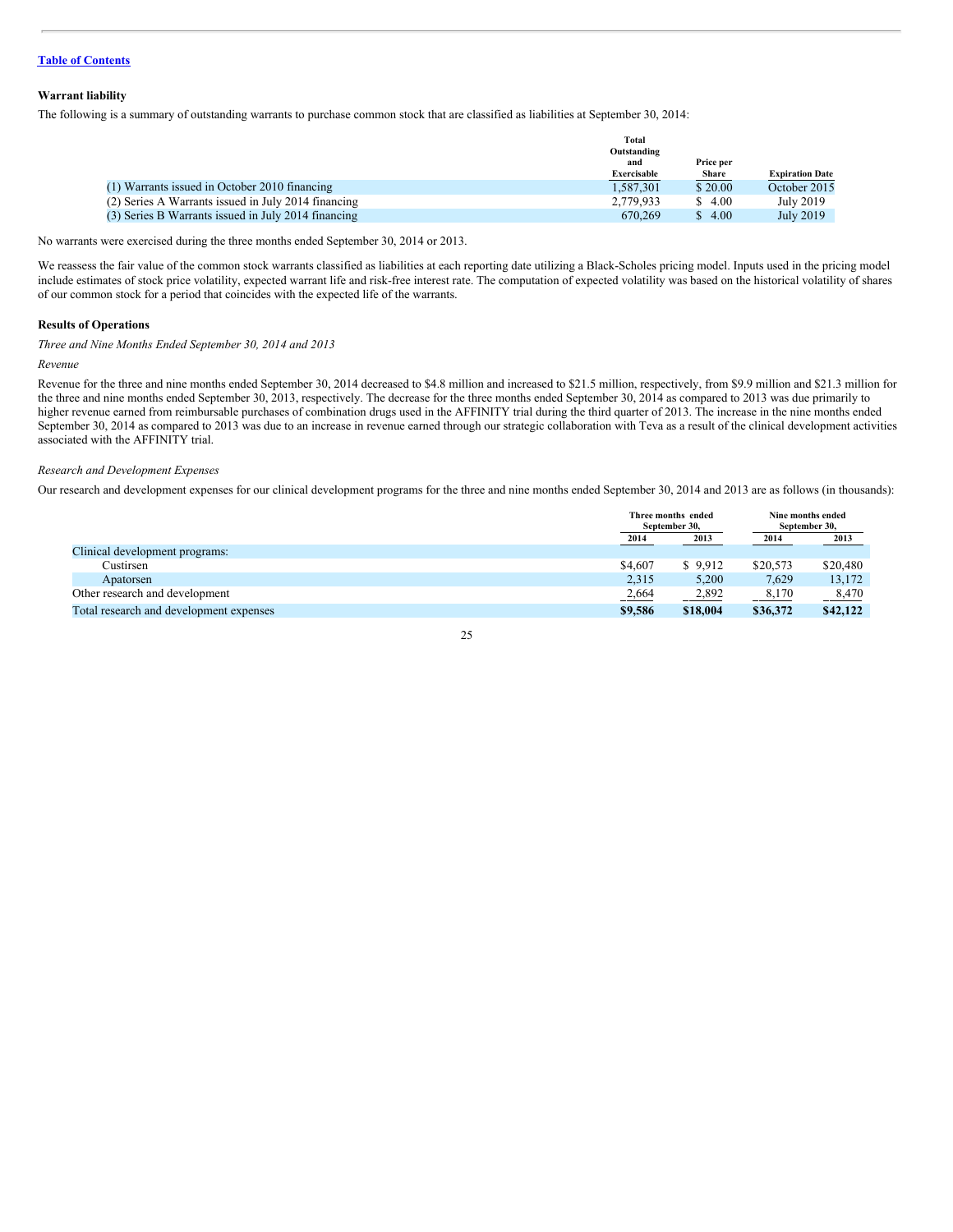[Table of Contents](#)

### Warrant liability

The following is a summary of outstanding warrants to purchase common stock that are classified as liabilities at September 30, 2014:

| | Total Outstanding and Exercisable | Price per Share | Expiration Date |
|---|---|---|---|
| (1) Warrants issued in October 2010 financing | 1,587,301 | $ 20.00 | October 2015 |
| (2) Series A Warrants issued in July 2014 financing | 2,779,933 | $ 4.00 | July 2019 |
| (3) Series B Warrants issued in July 2014 financing | 670,269 | $ 4.00 | July 2019 |

No warrants were exercised during the three months ended September 30, 2014 or 2013.

We reassess the fair value of the common stock warrants classified as liabilities at each reporting date utilizing a Black-Scholes pricing model. Inputs used in the pricing model include estimates of stock price volatility, expected warrant life and risk-free interest rate. The computation of expected volatility was based on the historical volatility of shares of our common stock for a period that coincides with the expected life of the warrants.

### Results of Operations

*Three and Nine Months Ended September 30, 2014 and 2013*

*Revenue*

Revenue for the three and nine months ended September 30, 2014 decreased to $4.8 million and increased to $21.5 million, respectively, from $9.9 million and $21.3 million for the three and nine months ended September 30, 2013, respectively. The decrease for the three months ended September 30, 2014 as compared to 2013 was due primarily to higher revenue earned from reimbursable purchases of combination drugs used in the AFFINITY trial during the third quarter of 2013. The increase in the nine months ended September 30, 2014 as compared to 2013 was due to an increase in revenue earned through our strategic collaboration with Teva as a result of the clinical development activities associated with the AFFINITY trial.

*Research and Development Expenses*

Our research and development expenses for our clinical development programs for the three and nine months ended September 30, 2014 and 2013 are as follows (in thousands):

| | Three months ended September 30, | | Nine months ended September 30, | |
|---|---|---|---|---|
| | 2014 | 2013 | 2014 | 2013 |
| Clinical development programs: | | | | |
| Custirsen | $4,607 | $ 9,912 | $20,573 | $20,480 |
| Apatorsen | 2,315 | 5,200 | 7,629 | 13,172 |
| Other research and development | 2,664 | 2,892 | 8,170 | 8,470 |
| **Total research and development expenses** | **$9,586** | **$18,004** | **$36,372** | **$42,122** |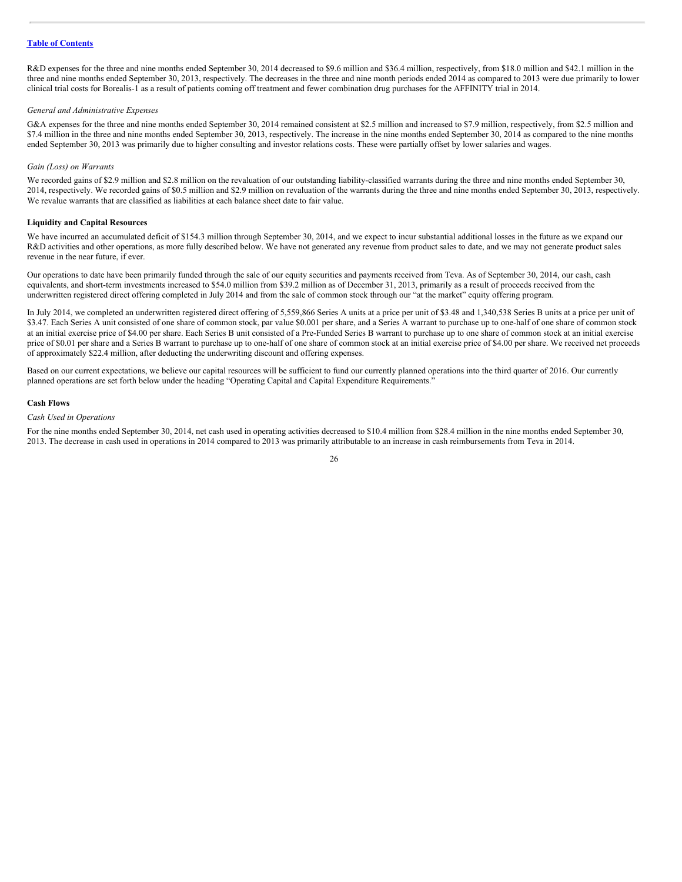R&D expenses for the three and nine months ended September 30, 2014 decreased to $9.6 million and $36.4 million, respectively, from $18.0 million and $42.1 million in the three and nine months ended September 30, 2013, respectively. The decreases in the three and nine month periods ended 2014 as compared to 2013 were due primarily to lower clinical trial costs for Borealis-1 as a result of patients coming off treatment and fewer combination drug purchases for the AFFINITY trial in 2014.

*General and Administrative Expenses*

G&A expenses for the three and nine months ended September 30, 2014 remained consistent at $2.5 million and increased to $7.9 million, respectively, from $2.5 million and $7.4 million in the three and nine months ended September 30, 2013, respectively. The increase in the nine months ended September 30, 2014 as compared to the nine months ended September 30, 2013 was primarily due to higher consulting and investor relations costs. These were partially offset by lower salaries and wages.

*Gain (Loss) on Warrants*

We recorded gains of $2.9 million and $2.8 million on the revaluation of our outstanding liability-classified warrants during the three and nine months ended September 30, 2014, respectively. We recorded gains of $0.5 million and $2.9 million on revaluation of the warrants during the three and nine months ended September 30, 2013, respectively. We revalue warrants that are classified as liabilities at each balance sheet date to fair value.

**Liquidity and Capital Resources**

We have incurred an accumulated deficit of $154.3 million through September 30, 2014, and we expect to incur substantial additional losses in the future as we expand our R&D activities and other operations, as more fully described below. We have not generated any revenue from product sales to date, and we may not generate product sales revenue in the near future, if ever.

Our operations to date have been primarily funded through the sale of our equity securities and payments received from Teva. As of September 30, 2014, our cash, cash equivalents, and short-term investments increased to $54.0 million from $39.2 million as of December 31, 2013, primarily as a result of proceeds received from the underwritten registered direct offering completed in July 2014 and from the sale of common stock through our "at the market" equity offering program.

In July 2014, we completed an underwritten registered direct offering of 5,559,866 Series A units at a price per unit of $3.48 and 1,340,538 Series B units at a price per unit of $3.47. Each Series A unit consisted of one share of common stock, par value $0.001 per share, and a Series A warrant to purchase up to one-half of one share of common stock at an initial exercise price of $4.00 per share. Each Series B unit consisted of a Pre-Funded Series B warrant to purchase up to one share of common stock at an initial exercise price of $0.01 per share and a Series B warrant to purchase up to one-half of one share of common stock at an initial exercise price of $4.00 per share. We received net proceeds of approximately $22.4 million, after deducting the underwriting discount and offering expenses.

Based on our current expectations, we believe our capital resources will be sufficient to fund our currently planned operations into the third quarter of 2016. Our currently planned operations are set forth below under the heading "Operating Capital and Capital Expenditure Requirements."

**Cash Flows**

*Cash Used in Operations*

For the nine months ended September 30, 2014, net cash used in operating activities decreased to $10.4 million from $28.4 million in the nine months ended September 30, 2013. The decrease in cash used in operations in 2014 compared to 2013 was primarily attributable to an increase in cash reimbursements from Teva in 2014.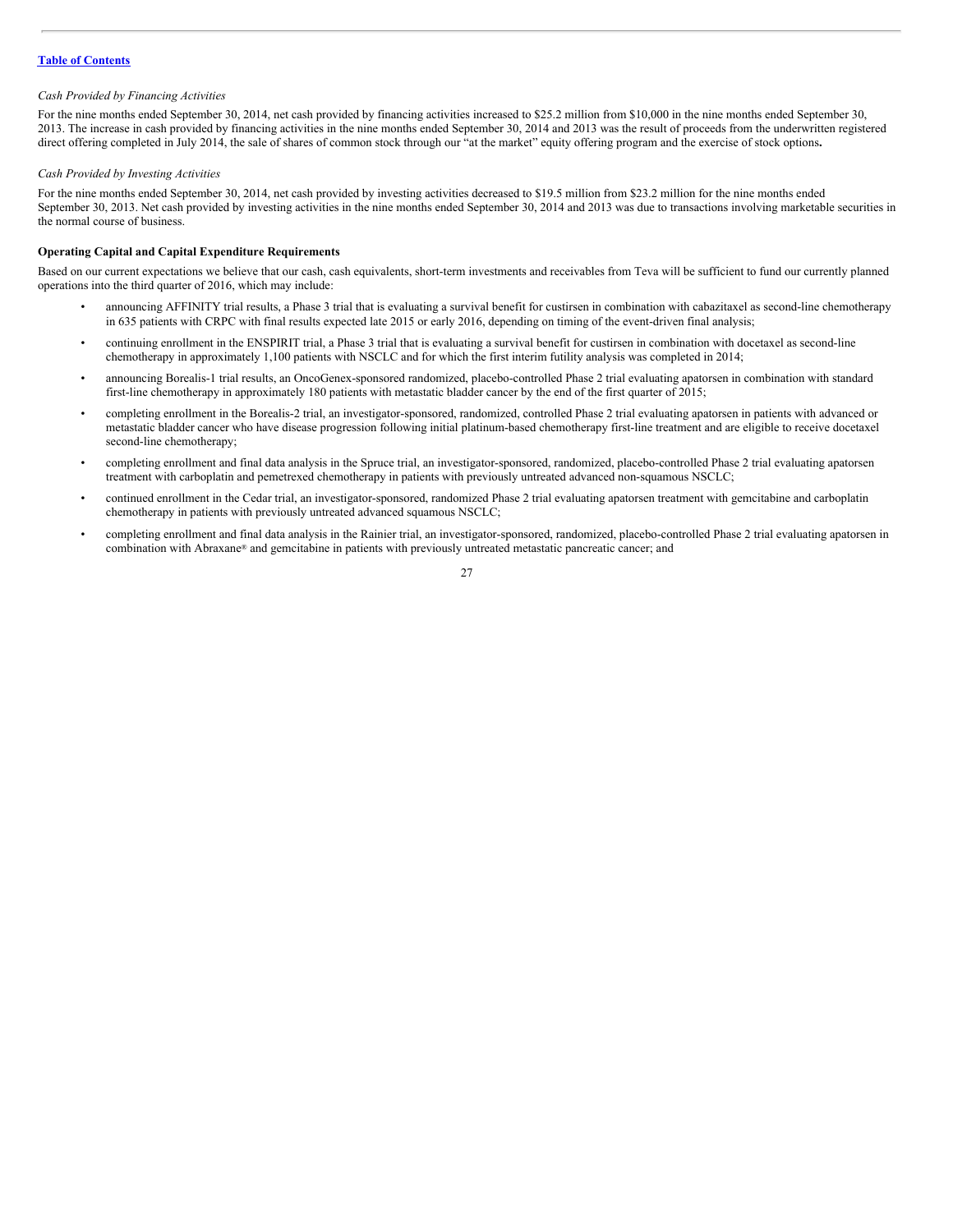*Cash Provided by Financing Activities*

For the nine months ended September 30, 2014, net cash provided by financing activities increased to $25.2 million from $10,000 in the nine months ended September 30, 2013. The increase in cash provided by financing activities in the nine months ended September 30, 2014 and 2013 was the result of proceeds from the underwritten registered direct offering completed in July 2014, the sale of shares of common stock through our "at the market" equity offering program and the exercise of stock options**.**

*Cash Provided by Investing Activities*

For the nine months ended September 30, 2014, net cash provided by investing activities decreased to $19.5 million from $23.2 million for the nine months ended September 30, 2013. Net cash provided by investing activities in the nine months ended September 30, 2014 and 2013 was due to transactions involving marketable securities in the normal course of business.

**Operating Capital and Capital Expenditure Requirements**

Based on our current expectations we believe that our cash, cash equivalents, short-term investments and receivables from Teva will be sufficient to fund our currently planned operations into the third quarter of 2016, which may include:

- announcing AFFINITY trial results, a Phase 3 trial that is evaluating a survival benefit for custirsen in combination with cabazitaxel as second-line chemotherapy in 635 patients with CRPC with final results expected late 2015 or early 2016, depending on timing of the event-driven final analysis;
- continuing enrollment in the ENSPIRIT trial, a Phase 3 trial that is evaluating a survival benefit for custirsen in combination with docetaxel as second-line chemotherapy in approximately 1,100 patients with NSCLC and for which the first interim futility analysis was completed in 2014;
- announcing Borealis-1 trial results, an OncoGenex-sponsored randomized, placebo-controlled Phase 2 trial evaluating apatorsen in combination with standard first-line chemotherapy in approximately 180 patients with metastatic bladder cancer by the end of the first quarter of 2015;
- completing enrollment in the Borealis-2 trial, an investigator-sponsored, randomized, controlled Phase 2 trial evaluating apatorsen in patients with advanced or metastatic bladder cancer who have disease progression following initial platinum-based chemotherapy first-line treatment and are eligible to receive docetaxel second-line chemotherapy;
- completing enrollment and final data analysis in the Spruce trial, an investigator-sponsored, randomized, placebo-controlled Phase 2 trial evaluating apatorsen treatment with carboplatin and pemetrexed chemotherapy in patients with previously untreated advanced non-squamous NSCLC;
- continued enrollment in the Cedar trial, an investigator-sponsored, randomized Phase 2 trial evaluating apatorsen treatment with gemcitabine and carboplatin chemotherapy in patients with previously untreated advanced squamous NSCLC;
- completing enrollment and final data analysis in the Rainier trial, an investigator-sponsored, randomized, placebo-controlled Phase 2 trial evaluating apatorsen in combination with Abraxane® and gemcitabine in patients with previously untreated metastatic pancreatic cancer; and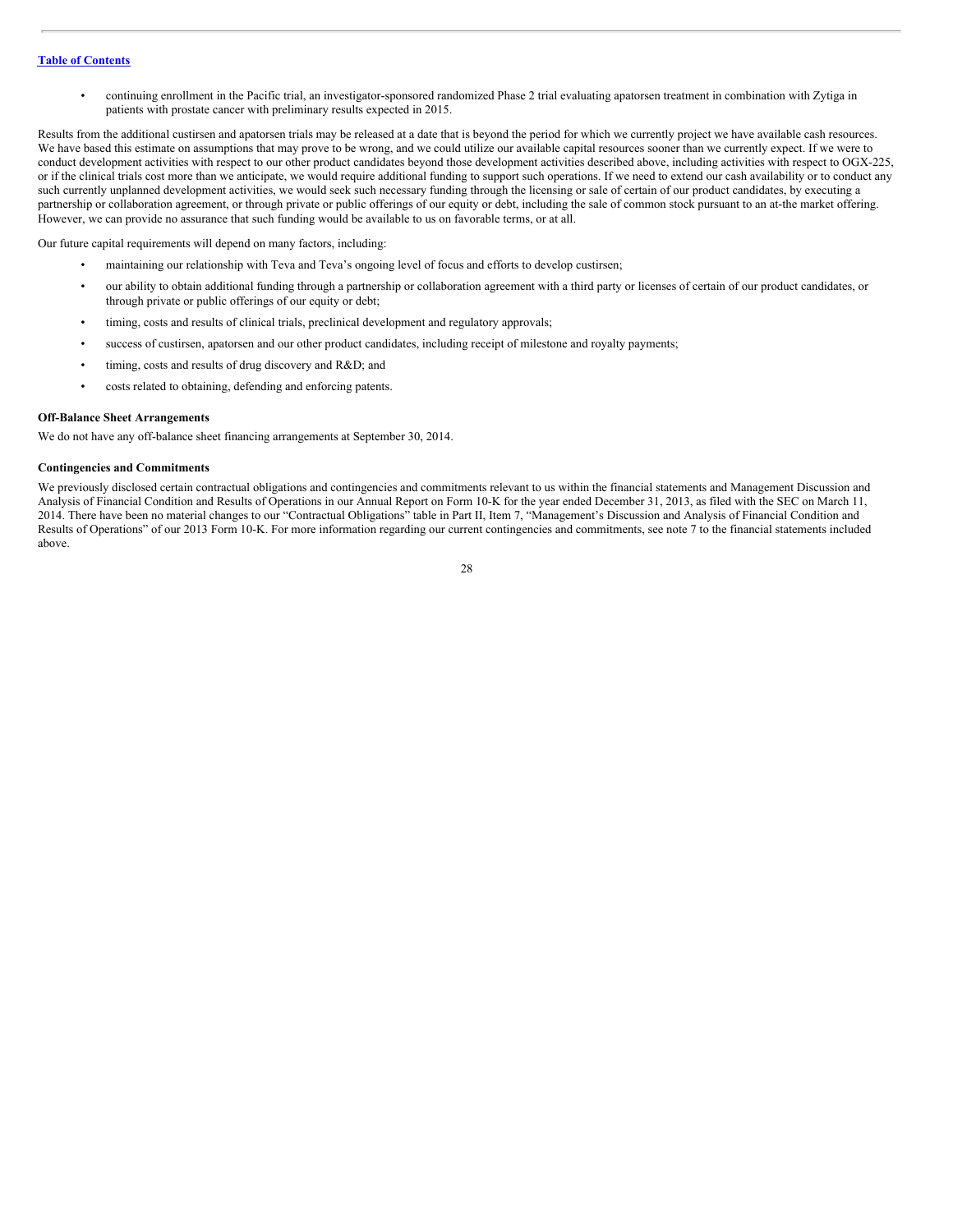- continuing enrollment in the Pacific trial, an investigator-sponsored randomized Phase 2 trial evaluating apatorsen treatment in combination with Zytiga in patients with prostate cancer with preliminary results expected in 2015.

Results from the additional custirsen and apatorsen trials may be released at a date that is beyond the period for which we currently project we have available cash resources. We have based this estimate on assumptions that may prove to be wrong, and we could utilize our available capital resources sooner than we currently expect. If we were to conduct development activities with respect to our other product candidates beyond those development activities described above, including activities with respect to OGX-225, or if the clinical trials cost more than we anticipate, we would require additional funding to support such operations. If we need to extend our cash availability or to conduct any such currently unplanned development activities, we would seek such necessary funding through the licensing or sale of certain of our product candidates, by executing a partnership or collaboration agreement, or through private or public offerings of our equity or debt, including the sale of common stock pursuant to an at-the market offering. However, we can provide no assurance that such funding would be available to us on favorable terms, or at all.

Our future capital requirements will depend on many factors, including:

- maintaining our relationship with Teva and Teva's ongoing level of focus and efforts to develop custirsen;
- our ability to obtain additional funding through a partnership or collaboration agreement with a third party or licenses of certain of our product candidates, or through private or public offerings of our equity or debt;
- timing, costs and results of clinical trials, preclinical development and regulatory approvals;
- success of custirsen, apatorsen and our other product candidates, including receipt of milestone and royalty payments;
- timing, costs and results of drug discovery and R&D; and
- costs related to obtaining, defending and enforcing patents.

**Off-Balance Sheet Arrangements**

We do not have any off-balance sheet financing arrangements at September 30, 2014.

**Contingencies and Commitments**

We previously disclosed certain contractual obligations and contingencies and commitments relevant to us within the financial statements and Management Discussion and Analysis of Financial Condition and Results of Operations in our Annual Report on Form 10-K for the year ended December 31, 2013, as filed with the SEC on March 11, 2014. There have been no material changes to our "Contractual Obligations" table in Part II, Item 7, "Management's Discussion and Analysis of Financial Condition and Results of Operations" of our 2013 Form 10-K. For more information regarding our current contingencies and commitments, see note 7 to the financial statements included above.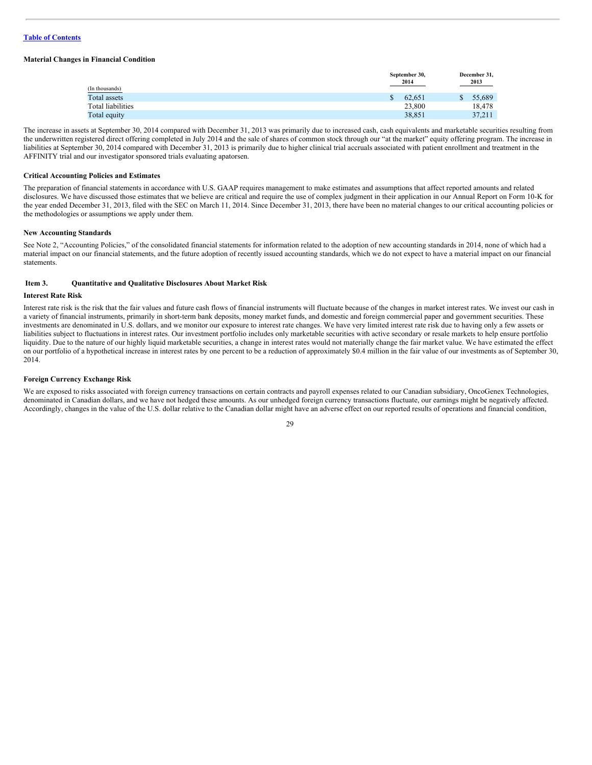Table of Contents

**Material Changes in Financial Condition**

| (In thousands) | September 30, 2014 | December 31, 2013 |
|---|---|---|
| Total assets | $ 62,651 | $ 55,689 |
| Total liabilities | 23,800 | 18,478 |
| Total equity | 38,851 | 37,211 |

The increase in assets at September 30, 2014 compared with December 31, 2013 was primarily due to increased cash, cash equivalents and marketable securities resulting from the underwritten registered direct offering completed in July 2014 and the sale of shares of common stock through our "at the market" equity offering program. The increase in liabilities at September 30, 2014 compared with December 31, 2013 is primarily due to higher clinical trial accruals associated with patient enrollment and treatment in the AFFINITY trial and our investigator sponsored trials evaluating apatorsen.

**Critical Accounting Policies and Estimates**

The preparation of financial statements in accordance with U.S. GAAP requires management to make estimates and assumptions that affect reported amounts and related disclosures. We have discussed those estimates that we believe are critical and require the use of complex judgment in their application in our Annual Report on Form 10-K for the year ended December 31, 2013, filed with the SEC on March 11, 2014. Since December 31, 2013, there have been no material changes to our critical accounting policies or the methodologies or assumptions we apply under them.

**New Accounting Standards**

See Note 2, "Accounting Policies," of the consolidated financial statements for information related to the adoption of new accounting standards in 2014, none of which had a material impact on our financial statements, and the future adoption of recently issued accounting standards, which we do not expect to have a material impact on our financial statements.

## Item 3. Quantitative and Qualitative Disclosures About Market Risk

**Interest Rate Risk**

Interest rate risk is the risk that the fair values and future cash flows of financial instruments will fluctuate because of the changes in market interest rates. We invest our cash in a variety of financial instruments, primarily in short-term bank deposits, money market funds, and domestic and foreign commercial paper and government securities. These investments are denominated in U.S. dollars, and we monitor our exposure to interest rate changes. We have very limited interest rate risk due to having only a few assets or liabilities subject to fluctuations in interest rates. Our investment portfolio includes only marketable securities with active secondary or resale markets to help ensure portfolio liquidity. Due to the nature of our highly liquid marketable securities, a change in interest rates would not materially change the fair market value. We have estimated the effect on our portfolio of a hypothetical increase in interest rates by one percent to be a reduction of approximately $0.4 million in the fair value of our investments as of September 30, 2014.

**Foreign Currency Exchange Risk**

We are exposed to risks associated with foreign currency transactions on certain contracts and payroll expenses related to our Canadian subsidiary, OncoGenex Technologies, denominated in Canadian dollars, and we have not hedged these amounts. As our unhedged foreign currency transactions fluctuate, our earnings might be negatively affected. Accordingly, changes in the value of the U.S. dollar relative to the Canadian dollar might have an adverse effect on our reported results of operations and financial condition,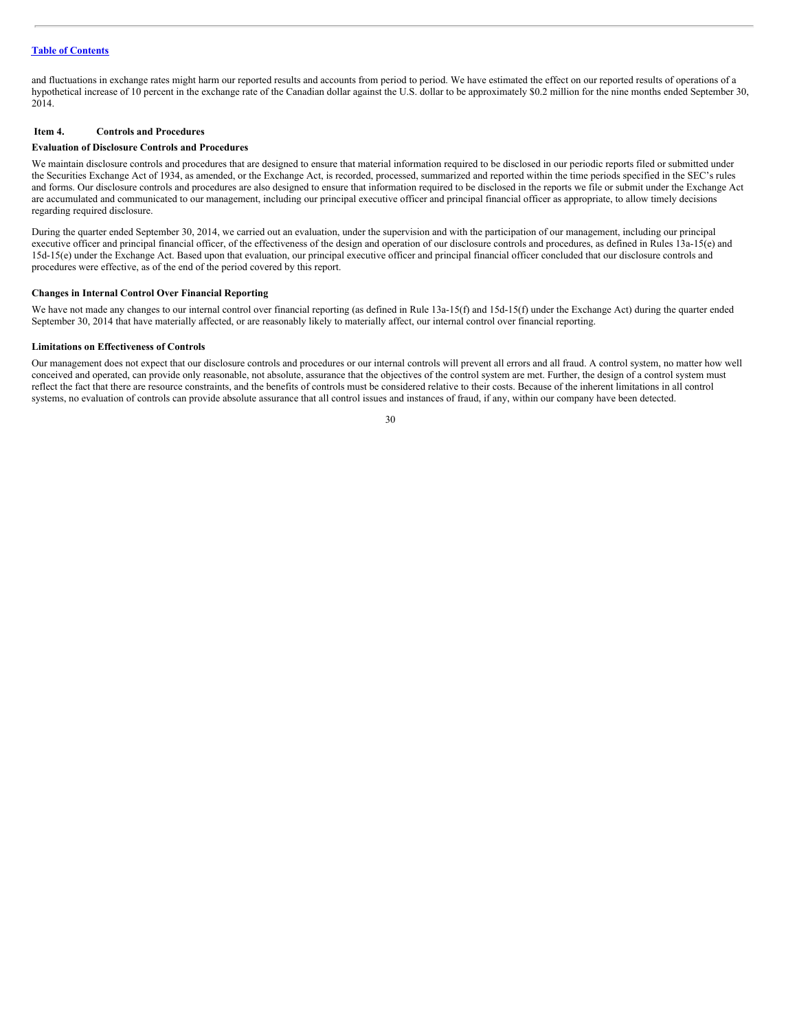and fluctuations in exchange rates might harm our reported results and accounts from period to period. We have estimated the effect on our reported results of operations of a hypothetical increase of 10 percent in the exchange rate of the Canadian dollar against the U.S. dollar to be approximately $0.2 million for the nine months ended September 30, 2014.

## Item 4. Controls and Procedures

### Evaluation of Disclosure Controls and Procedures

We maintain disclosure controls and procedures that are designed to ensure that material information required to be disclosed in our periodic reports filed or submitted under the Securities Exchange Act of 1934, as amended, or the Exchange Act, is recorded, processed, summarized and reported within the time periods specified in the SEC's rules and forms. Our disclosure controls and procedures are also designed to ensure that information required to be disclosed in the reports we file or submit under the Exchange Act are accumulated and communicated to our management, including our principal executive officer and principal financial officer as appropriate, to allow timely decisions regarding required disclosure.

During the quarter ended September 30, 2014, we carried out an evaluation, under the supervision and with the participation of our management, including our principal executive officer and principal financial officer, of the effectiveness of the design and operation of our disclosure controls and procedures, as defined in Rules 13a-15(e) and 15d-15(e) under the Exchange Act. Based upon that evaluation, our principal executive officer and principal financial officer concluded that our disclosure controls and procedures were effective, as of the end of the period covered by this report.

### Changes in Internal Control Over Financial Reporting

We have not made any changes to our internal control over financial reporting (as defined in Rule 13a-15(f) and 15d-15(f) under the Exchange Act) during the quarter ended September 30, 2014 that have materially affected, or are reasonably likely to materially affect, our internal control over financial reporting.

### Limitations on Effectiveness of Controls

Our management does not expect that our disclosure controls and procedures or our internal controls will prevent all errors and all fraud. A control system, no matter how well conceived and operated, can provide only reasonable, not absolute, assurance that the objectives of the control system are met. Further, the design of a control system must reflect the fact that there are resource constraints, and the benefits of controls must be considered relative to their costs. Because of the inherent limitations in all control systems, no evaluation of controls can provide absolute assurance that all control issues and instances of fraud, if any, within our company have been detected.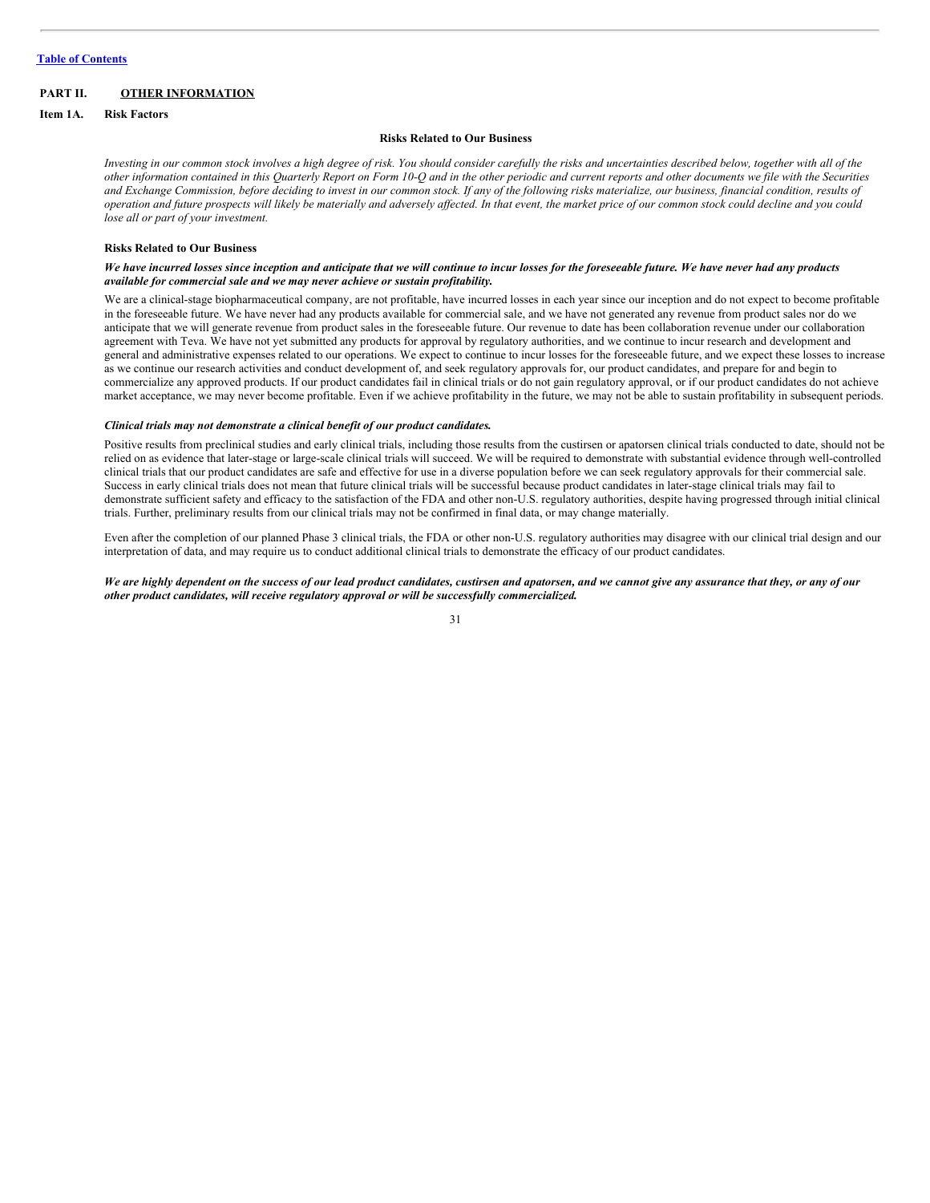[Table of Contents](#)

## PART II. OTHER INFORMATION

### Item 1A. Risk Factors

**Risks Related to Our Business**

*Investing in our common stock involves a high degree of risk. You should consider carefully the risks and uncertainties described below, together with all of the other information contained in this Quarterly Report on Form 10-Q and in the other periodic and current reports and other documents we file with the Securities and Exchange Commission, before deciding to invest in our common stock. If any of the following risks materialize, our business, financial condition, results of operation and future prospects will likely be materially and adversely affected. In that event, the market price of our common stock could decline and you could lose all or part of your investment.*

**Risks Related to Our Business**

***We have incurred losses since inception and anticipate that we will continue to incur losses for the foreseeable future. We have never had any products available for commercial sale and we may never achieve or sustain profitability.***

We are a clinical-stage biopharmaceutical company, are not profitable, have incurred losses in each year since our inception and do not expect to become profitable in the foreseeable future. We have never had any products available for commercial sale, and we have not generated any revenue from product sales nor do we anticipate that we will generate revenue from product sales in the foreseeable future. Our revenue to date has been collaboration revenue under our collaboration agreement with Teva. We have not yet submitted any products for approval by regulatory authorities, and we continue to incur research and development and general and administrative expenses related to our operations. We expect to continue to incur losses for the foreseeable future, and we expect these losses to increase as we continue our research activities and conduct development of, and seek regulatory approvals for, our product candidates, and prepare for and begin to commercialize any approved products. If our product candidates fail in clinical trials or do not gain regulatory approval, or if our product candidates do not achieve market acceptance, we may never become profitable. Even if we achieve profitability in the future, we may not be able to sustain profitability in subsequent periods.

***Clinical trials may not demonstrate a clinical benefit of our product candidates.***

Positive results from preclinical studies and early clinical trials, including those results from the custirsen or apatorsen clinical trials conducted to date, should not be relied on as evidence that later-stage or large-scale clinical trials will succeed. We will be required to demonstrate with substantial evidence through well-controlled clinical trials that our product candidates are safe and effective for use in a diverse population before we can seek regulatory approvals for their commercial sale. Success in early clinical trials does not mean that future clinical trials will be successful because product candidates in later-stage clinical trials may fail to demonstrate sufficient safety and efficacy to the satisfaction of the FDA and other non-U.S. regulatory authorities, despite having progressed through initial clinical trials. Further, preliminary results from our clinical trials may not be confirmed in final data, or may change materially.

Even after the completion of our planned Phase 3 clinical trials, the FDA or other non-U.S. regulatory authorities may disagree with our clinical trial design and our interpretation of data, and may require us to conduct additional clinical trials to demonstrate the efficacy of our product candidates.

***We are highly dependent on the success of our lead product candidates, custirsen and apatorsen, and we cannot give any assurance that they, or any of our other product candidates, will receive regulatory approval or will be successfully commercialized.***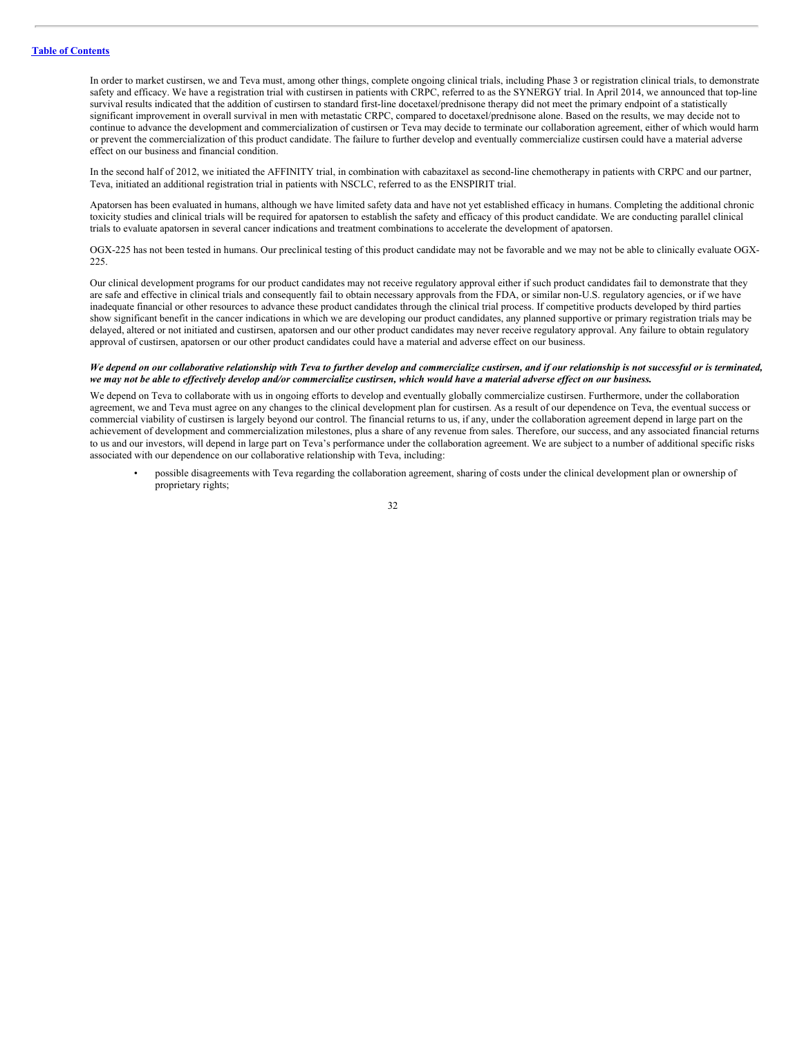In order to market custirsen, we and Teva must, among other things, complete ongoing clinical trials, including Phase 3 or registration clinical trials, to demonstrate safety and efficacy. We have a registration trial with custirsen in patients with CRPC, referred to as the SYNERGY trial. In April 2014, we announced that top-line survival results indicated that the addition of custirsen to standard first-line docetaxel/prednisone therapy did not meet the primary endpoint of a statistically significant improvement in overall survival in men with metastatic CRPC, compared to docetaxel/prednisone alone. Based on the results, we may decide not to continue to advance the development and commercialization of custirsen or Teva may decide to terminate our collaboration agreement, either of which would harm or prevent the commercialization of this product candidate. The failure to further develop and eventually commercialize custirsen could have a material adverse effect on our business and financial condition.

In the second half of 2012, we initiated the AFFINITY trial, in combination with cabazitaxel as second-line chemotherapy in patients with CRPC and our partner, Teva, initiated an additional registration trial in patients with NSCLC, referred to as the ENSPIRIT trial.

Apatorsen has been evaluated in humans, although we have limited safety data and have not yet established efficacy in humans. Completing the additional chronic toxicity studies and clinical trials will be required for apatorsen to establish the safety and efficacy of this product candidate. We are conducting parallel clinical trials to evaluate apatorsen in several cancer indications and treatment combinations to accelerate the development of apatorsen.

OGX-225 has not been tested in humans. Our preclinical testing of this product candidate may not be favorable and we may not be able to clinically evaluate OGX-225.

Our clinical development programs for our product candidates may not receive regulatory approval either if such product candidates fail to demonstrate that they are safe and effective in clinical trials and consequently fail to obtain necessary approvals from the FDA, or similar non-U.S. regulatory agencies, or if we have inadequate financial or other resources to advance these product candidates through the clinical trial process. If competitive products developed by third parties show significant benefit in the cancer indications in which we are developing our product candidates, any planned supportive or primary registration trials may be delayed, altered or not initiated and custirsen, apatorsen and our other product candidates may never receive regulatory approval. Any failure to obtain regulatory approval of custirsen, apatorsen or our other product candidates could have a material and adverse effect on our business.

***We depend on our collaborative relationship with Teva to further develop and commercialize custirsen, and if our relationship is not successful or is terminated, we may not be able to effectively develop and/or commercialize custirsen, which would have a material adverse effect on our business.***

We depend on Teva to collaborate with us in ongoing efforts to develop and eventually globally commercialize custirsen. Furthermore, under the collaboration agreement, we and Teva must agree on any changes to the clinical development plan for custirsen. As a result of our dependence on Teva, the eventual success or commercial viability of custirsen is largely beyond our control. The financial returns to us, if any, under the collaboration agreement depend in large part on the achievement of development and commercialization milestones, plus a share of any revenue from sales. Therefore, our success, and any associated financial returns to us and our investors, will depend in large part on Teva's performance under the collaboration agreement. We are subject to a number of additional specific risks associated with our dependence on our collaborative relationship with Teva, including:

- possible disagreements with Teva regarding the collaboration agreement, sharing of costs under the clinical development plan or ownership of proprietary rights;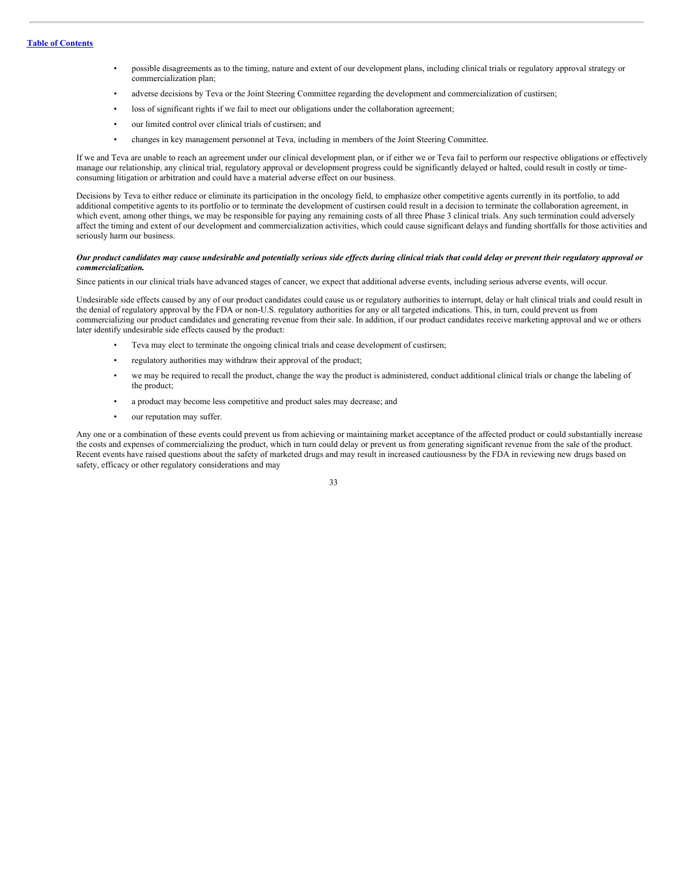- possible disagreements as to the timing, nature and extent of our development plans, including clinical trials or regulatory approval strategy or commercialization plan;
- adverse decisions by Teva or the Joint Steering Committee regarding the development and commercialization of custirsen;
- loss of significant rights if we fail to meet our obligations under the collaboration agreement;
- our limited control over clinical trials of custirsen; and
- changes in key management personnel at Teva, including in members of the Joint Steering Committee.

If we and Teva are unable to reach an agreement under our clinical development plan, or if either we or Teva fail to perform our respective obligations or effectively manage our relationship, any clinical trial, regulatory approval or development progress could be significantly delayed or halted, could result in costly or time-consuming litigation or arbitration and could have a material adverse effect on our business.

Decisions by Teva to either reduce or eliminate its participation in the oncology field, to emphasize other competitive agents currently in its portfolio, to add additional competitive agents to its portfolio or to terminate the development of custirsen could result in a decision to terminate the collaboration agreement, in which event, among other things, we may be responsible for paying any remaining costs of all three Phase 3 clinical trials. Any such termination could adversely affect the timing and extent of our development and commercialization activities, which could cause significant delays and funding shortfalls for those activities and seriously harm our business.

***Our product candidates may cause undesirable and potentially serious side effects during clinical trials that could delay or prevent their regulatory approval or commercialization.***

Since patients in our clinical trials have advanced stages of cancer, we expect that additional adverse events, including serious adverse events, will occur.

Undesirable side effects caused by any of our product candidates could cause us or regulatory authorities to interrupt, delay or halt clinical trials and could result in the denial of regulatory approval by the FDA or non-U.S. regulatory authorities for any or all targeted indications. This, in turn, could prevent us from commercializing our product candidates and generating revenue from their sale. In addition, if our product candidates receive marketing approval and we or others later identify undesirable side effects caused by the product:

- Teva may elect to terminate the ongoing clinical trials and cease development of custirsen;
- regulatory authorities may withdraw their approval of the product;
- we may be required to recall the product, change the way the product is administered, conduct additional clinical trials or change the labeling of the product;
- a product may become less competitive and product sales may decrease; and
- our reputation may suffer.

Any one or a combination of these events could prevent us from achieving or maintaining market acceptance of the affected product or could substantially increase the costs and expenses of commercializing the product, which in turn could delay or prevent us from generating significant revenue from the sale of the product. Recent events have raised questions about the safety of marketed drugs and may result in increased cautiousness by the FDA in reviewing new drugs based on safety, efficacy or other regulatory considerations and may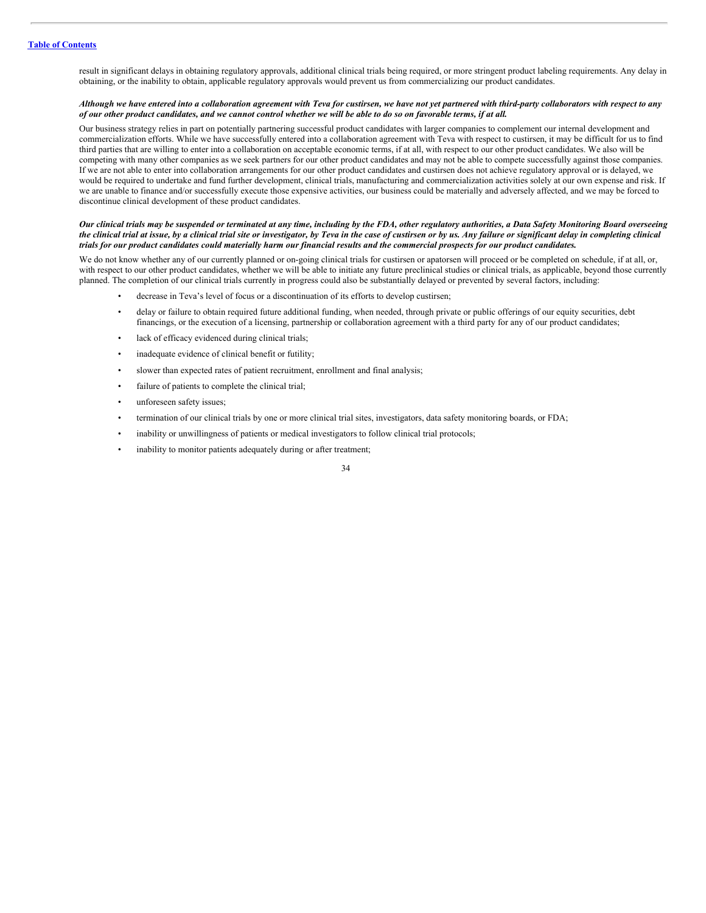result in significant delays in obtaining regulatory approvals, additional clinical trials being required, or more stringent product labeling requirements. Any delay in obtaining, or the inability to obtain, applicable regulatory approvals would prevent us from commercializing our product candidates.

***Although we have entered into a collaboration agreement with Teva for custirsen, we have not yet partnered with third-party collaborators with respect to any of our other product candidates, and we cannot control whether we will be able to do so on favorable terms, if at all.***

Our business strategy relies in part on potentially partnering successful product candidates with larger companies to complement our internal development and commercialization efforts. While we have successfully entered into a collaboration agreement with Teva with respect to custirsen, it may be difficult for us to find third parties that are willing to enter into a collaboration on acceptable economic terms, if at all, with respect to our other product candidates. We also will be competing with many other companies as we seek partners for our other product candidates and may not be able to compete successfully against those companies. If we are not able to enter into collaboration arrangements for our other product candidates and custirsen does not achieve regulatory approval or is delayed, we would be required to undertake and fund further development, clinical trials, manufacturing and commercialization activities solely at our own expense and risk. If we are unable to finance and/or successfully execute those expensive activities, our business could be materially and adversely affected, and we may be forced to discontinue clinical development of these product candidates.

***Our clinical trials may be suspended or terminated at any time, including by the FDA, other regulatory authorities, a Data Safety Monitoring Board overseeing the clinical trial at issue, by a clinical trial site or investigator, by Teva in the case of custirsen or by us. Any failure or significant delay in completing clinical trials for our product candidates could materially harm our financial results and the commercial prospects for our product candidates.***

We do not know whether any of our currently planned or on-going clinical trials for custirsen or apatorsen will proceed or be completed on schedule, if at all, or, with respect to our other product candidates, whether we will be able to initiate any future preclinical studies or clinical trials, as applicable, beyond those currently planned. The completion of our clinical trials currently in progress could also be substantially delayed or prevented by several factors, including:

- decrease in Teva's level of focus or a discontinuation of its efforts to develop custirsen;
- delay or failure to obtain required future additional funding, when needed, through private or public offerings of our equity securities, debt financings, or the execution of a licensing, partnership or collaboration agreement with a third party for any of our product candidates;
- lack of efficacy evidenced during clinical trials;
- inadequate evidence of clinical benefit or futility;
- slower than expected rates of patient recruitment, enrollment and final analysis;
- failure of patients to complete the clinical trial;
- unforeseen safety issues;
- termination of our clinical trials by one or more clinical trial sites, investigators, data safety monitoring boards, or FDA;
- inability or unwillingness of patients or medical investigators to follow clinical trial protocols;
- inability to monitor patients adequately during or after treatment;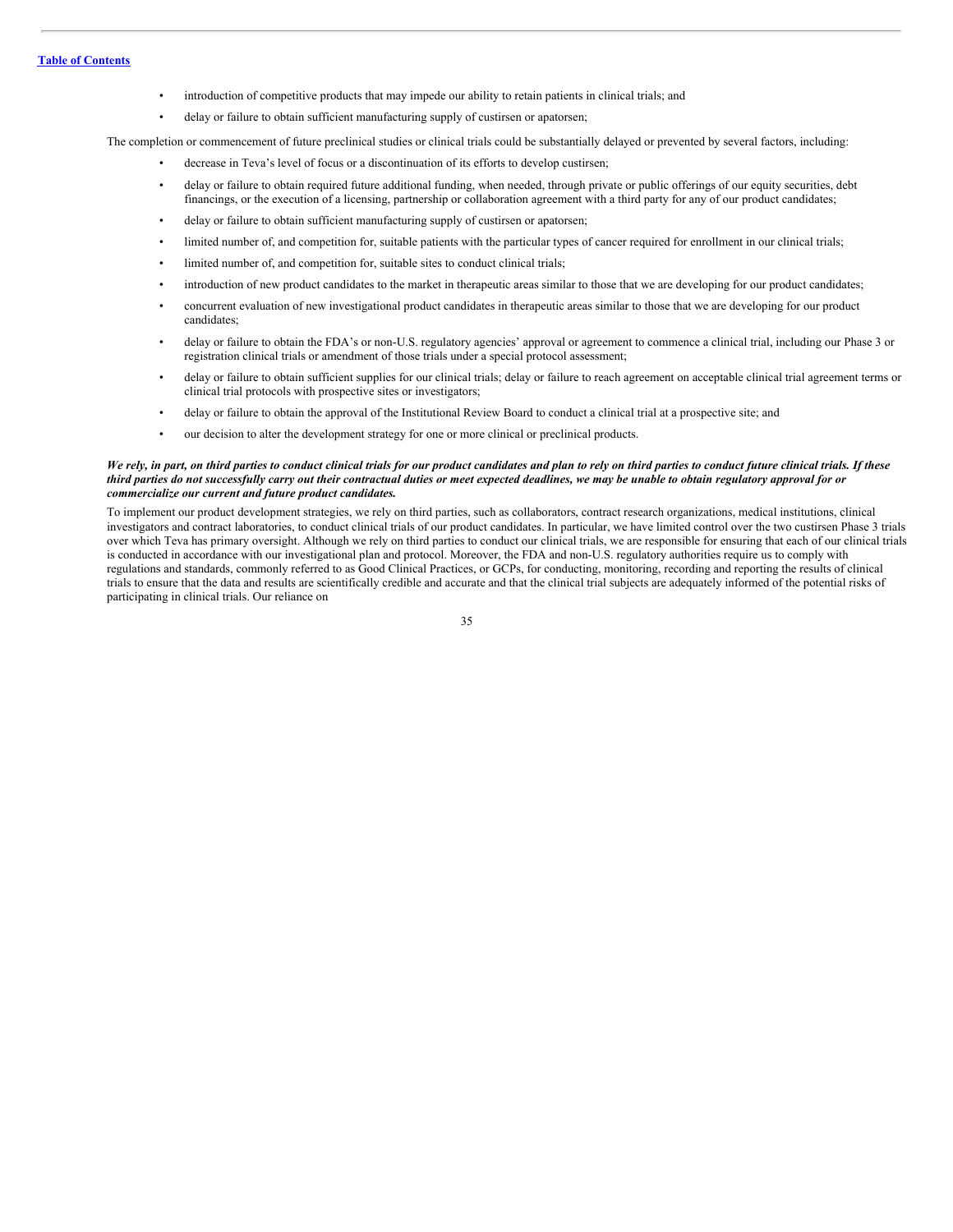- introduction of competitive products that may impede our ability to retain patients in clinical trials; and
- delay or failure to obtain sufficient manufacturing supply of custirsen or apatorsen;

The completion or commencement of future preclinical studies or clinical trials could be substantially delayed or prevented by several factors, including:

- decrease in Teva's level of focus or a discontinuation of its efforts to develop custirsen;
- delay or failure to obtain required future additional funding, when needed, through private or public offerings of our equity securities, debt financings, or the execution of a licensing, partnership or collaboration agreement with a third party for any of our product candidates;
- delay or failure to obtain sufficient manufacturing supply of custirsen or apatorsen;
- limited number of, and competition for, suitable patients with the particular types of cancer required for enrollment in our clinical trials;
- limited number of, and competition for, suitable sites to conduct clinical trials;
- introduction of new product candidates to the market in therapeutic areas similar to those that we are developing for our product candidates;
- concurrent evaluation of new investigational product candidates in therapeutic areas similar to those that we are developing for our product candidates;
- delay or failure to obtain the FDA's or non-U.S. regulatory agencies' approval or agreement to commence a clinical trial, including our Phase 3 or registration clinical trials or amendment of those trials under a special protocol assessment;
- delay or failure to obtain sufficient supplies for our clinical trials; delay or failure to reach agreement on acceptable clinical trial agreement terms or clinical trial protocols with prospective sites or investigators;
- delay or failure to obtain the approval of the Institutional Review Board to conduct a clinical trial at a prospective site; and
- our decision to alter the development strategy for one or more clinical or preclinical products.

***We rely, in part, on third parties to conduct clinical trials for our product candidates and plan to rely on third parties to conduct future clinical trials. If these third parties do not successfully carry out their contractual duties or meet expected deadlines, we may be unable to obtain regulatory approval for or commercialize our current and future product candidates.***

To implement our product development strategies, we rely on third parties, such as collaborators, contract research organizations, medical institutions, clinical investigators and contract laboratories, to conduct clinical trials of our product candidates. In particular, we have limited control over the two custirsen Phase 3 trials over which Teva has primary oversight. Although we rely on third parties to conduct our clinical trials, we are responsible for ensuring that each of our clinical trials is conducted in accordance with our investigational plan and protocol. Moreover, the FDA and non-U.S. regulatory authorities require us to comply with regulations and standards, commonly referred to as Good Clinical Practices, or GCPs, for conducting, monitoring, recording and reporting the results of clinical trials to ensure that the data and results are scientifically credible and accurate and that the clinical trial subjects are adequately informed of the potential risks of participating in clinical trials. Our reliance on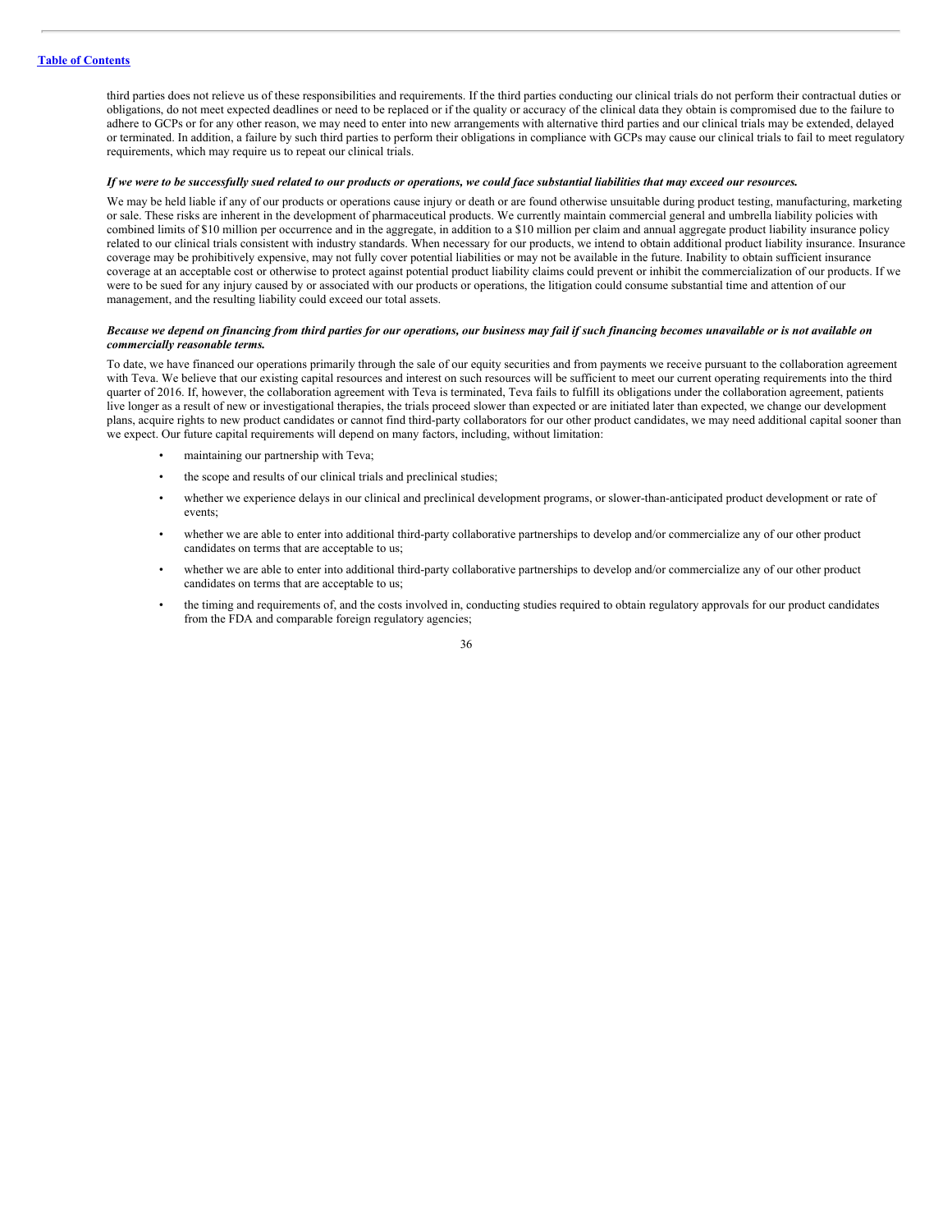third parties does not relieve us of these responsibilities and requirements. If the third parties conducting our clinical trials do not perform their contractual duties or obligations, do not meet expected deadlines or need to be replaced or if the quality or accuracy of the clinical data they obtain is compromised due to the failure to adhere to GCPs or for any other reason, we may need to enter into new arrangements with alternative third parties and our clinical trials may be extended, delayed or terminated. In addition, a failure by such third parties to perform their obligations in compliance with GCPs may cause our clinical trials to fail to meet regulatory requirements, which may require us to repeat our clinical trials.

***If we were to be successfully sued related to our products or operations, we could face substantial liabilities that may exceed our resources.***

We may be held liable if any of our products or operations cause injury or death or are found otherwise unsuitable during product testing, manufacturing, marketing or sale. These risks are inherent in the development of pharmaceutical products. We currently maintain commercial general and umbrella liability policies with combined limits of $10 million per occurrence and in the aggregate, in addition to a $10 million per claim and annual aggregate product liability insurance policy related to our clinical trials consistent with industry standards. When necessary for our products, we intend to obtain additional product liability insurance. Insurance coverage may be prohibitively expensive, may not fully cover potential liabilities or may not be available in the future. Inability to obtain sufficient insurance coverage at an acceptable cost or otherwise to protect against potential product liability claims could prevent or inhibit the commercialization of our products. If we were to be sued for any injury caused by or associated with our products or operations, the litigation could consume substantial time and attention of our management, and the resulting liability could exceed our total assets.

***Because we depend on financing from third parties for our operations, our business may fail if such financing becomes unavailable or is not available on commercially reasonable terms.***

To date, we have financed our operations primarily through the sale of our equity securities and from payments we receive pursuant to the collaboration agreement with Teva. We believe that our existing capital resources and interest on such resources will be sufficient to meet our current operating requirements into the third quarter of 2016. If, however, the collaboration agreement with Teva is terminated, Teva fails to fulfill its obligations under the collaboration agreement, patients live longer as a result of new or investigational therapies, the trials proceed slower than expected or are initiated later than expected, we change our development plans, acquire rights to new product candidates or cannot find third-party collaborators for our other product candidates, we may need additional capital sooner than we expect. Our future capital requirements will depend on many factors, including, without limitation:

- maintaining our partnership with Teva;
- the scope and results of our clinical trials and preclinical studies;
- whether we experience delays in our clinical and preclinical development programs, or slower-than-anticipated product development or rate of events;
- whether we are able to enter into additional third-party collaborative partnerships to develop and/or commercialize any of our other product candidates on terms that are acceptable to us;
- whether we are able to enter into additional third-party collaborative partnerships to develop and/or commercialize any of our other product candidates on terms that are acceptable to us;
- the timing and requirements of, and the costs involved in, conducting studies required to obtain regulatory approvals for our product candidates from the FDA and comparable foreign regulatory agencies;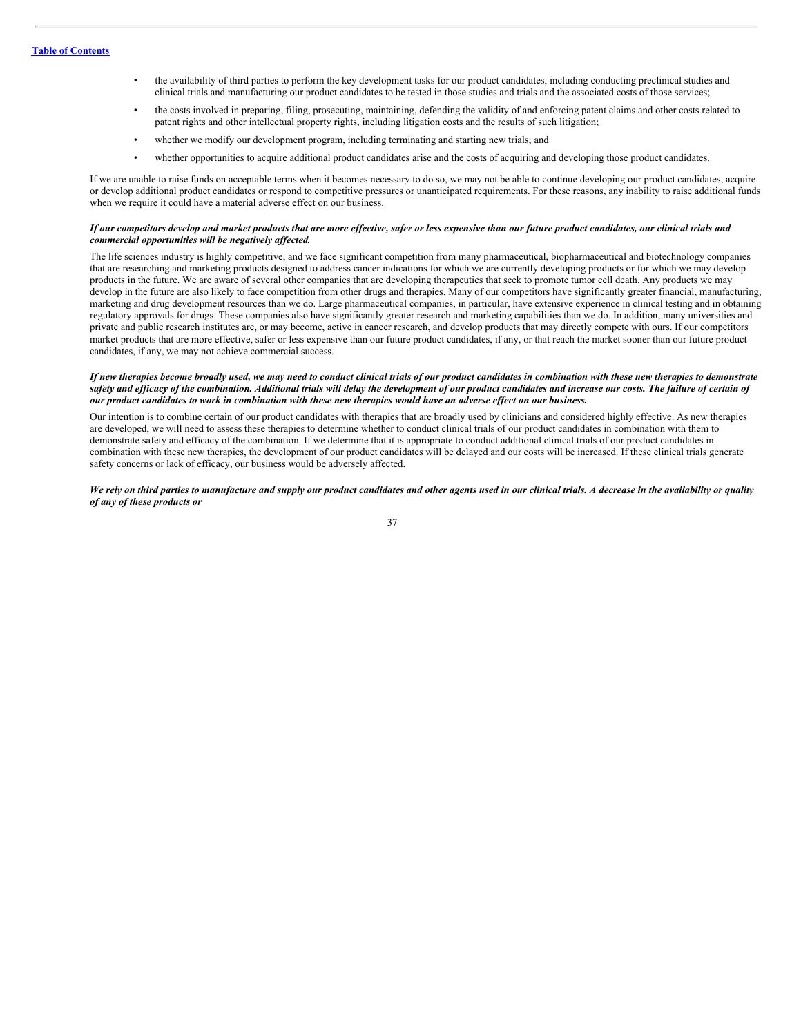- the availability of third parties to perform the key development tasks for our product candidates, including conducting preclinical studies and clinical trials and manufacturing our product candidates to be tested in those studies and trials and the associated costs of those services;
- the costs involved in preparing, filing, prosecuting, maintaining, defending the validity of and enforcing patent claims and other costs related to patent rights and other intellectual property rights, including litigation costs and the results of such litigation;
- whether we modify our development program, including terminating and starting new trials; and
- whether opportunities to acquire additional product candidates arise and the costs of acquiring and developing those product candidates.

If we are unable to raise funds on acceptable terms when it becomes necessary to do so, we may not be able to continue developing our product candidates, acquire or develop additional product candidates or respond to competitive pressures or unanticipated requirements. For these reasons, any inability to raise additional funds when we require it could have a material adverse effect on our business.

***If our competitors develop and market products that are more effective, safer or less expensive than our future product candidates, our clinical trials and commercial opportunities will be negatively affected.***

The life sciences industry is highly competitive, and we face significant competition from many pharmaceutical, biopharmaceutical and biotechnology companies that are researching and marketing products designed to address cancer indications for which we are currently developing products or for which we may develop products in the future. We are aware of several other companies that are developing therapeutics that seek to promote tumor cell death. Any products we may develop in the future are also likely to face competition from other drugs and therapies. Many of our competitors have significantly greater financial, manufacturing, marketing and drug development resources than we do. Large pharmaceutical companies, in particular, have extensive experience in clinical testing and in obtaining regulatory approvals for drugs. These companies also have significantly greater research and marketing capabilities than we do. In addition, many universities and private and public research institutes are, or may become, active in cancer research, and develop products that may directly compete with ours. If our competitors market products that are more effective, safer or less expensive than our future product candidates, if any, or that reach the market sooner than our future product candidates, if any, we may not achieve commercial success.

***If new therapies become broadly used, we may need to conduct clinical trials of our product candidates in combination with these new therapies to demonstrate safety and efficacy of the combination. Additional trials will delay the development of our product candidates and increase our costs. The failure of certain of our product candidates to work in combination with these new therapies would have an adverse effect on our business.***

Our intention is to combine certain of our product candidates with therapies that are broadly used by clinicians and considered highly effective. As new therapies are developed, we will need to assess these therapies to determine whether to conduct clinical trials of our product candidates in combination with them to demonstrate safety and efficacy of the combination. If we determine that it is appropriate to conduct additional clinical trials of our product candidates in combination with these new therapies, the development of our product candidates will be delayed and our costs will be increased. If these clinical trials generate safety concerns or lack of efficacy, our business would be adversely affected.

***We rely on third parties to manufacture and supply our product candidates and other agents used in our clinical trials. A decrease in the availability or quality of any of these products or***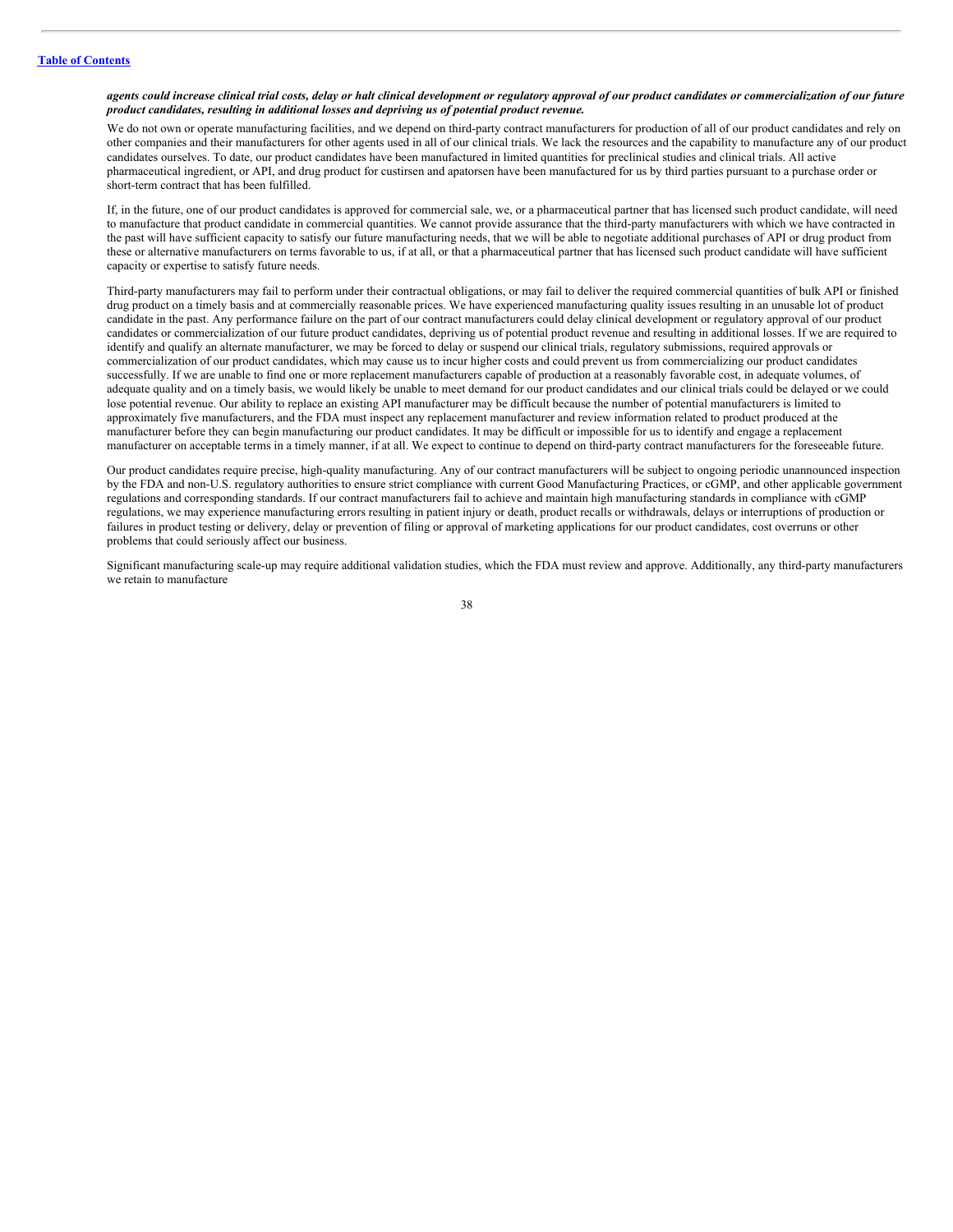***agents could increase clinical trial costs, delay or halt clinical development or regulatory approval of our product candidates or commercialization of our future product candidates, resulting in additional losses and depriving us of potential product revenue.***

We do not own or operate manufacturing facilities, and we depend on third-party contract manufacturers for production of all of our product candidates and rely on other companies and their manufacturers for other agents used in all of our clinical trials. We lack the resources and the capability to manufacture any of our product candidates ourselves. To date, our product candidates have been manufactured in limited quantities for preclinical studies and clinical trials. All active pharmaceutical ingredient, or API, and drug product for custirsen and apatorsen have been manufactured for us by third parties pursuant to a purchase order or short-term contract that has been fulfilled.

If, in the future, one of our product candidates is approved for commercial sale, we, or a pharmaceutical partner that has licensed such product candidate, will need to manufacture that product candidate in commercial quantities. We cannot provide assurance that the third-party manufacturers with which we have contracted in the past will have sufficient capacity to satisfy our future manufacturing needs, that we will be able to negotiate additional purchases of API or drug product from these or alternative manufacturers on terms favorable to us, if at all, or that a pharmaceutical partner that has licensed such product candidate will have sufficient capacity or expertise to satisfy future needs.

Third-party manufacturers may fail to perform under their contractual obligations, or may fail to deliver the required commercial quantities of bulk API or finished drug product on a timely basis and at commercially reasonable prices. We have experienced manufacturing quality issues resulting in an unusable lot of product candidate in the past. Any performance failure on the part of our contract manufacturers could delay clinical development or regulatory approval of our product candidates or commercialization of our future product candidates, depriving us of potential product revenue and resulting in additional losses. If we are required to identify and qualify an alternate manufacturer, we may be forced to delay or suspend our clinical trials, regulatory submissions, required approvals or commercialization of our product candidates, which may cause us to incur higher costs and could prevent us from commercializing our product candidates successfully. If we are unable to find one or more replacement manufacturers capable of production at a reasonably favorable cost, in adequate volumes, of adequate quality and on a timely basis, we would likely be unable to meet demand for our product candidates and our clinical trials could be delayed or we could lose potential revenue. Our ability to replace an existing API manufacturer may be difficult because the number of potential manufacturers is limited to approximately five manufacturers, and the FDA must inspect any replacement manufacturer and review information related to product produced at the manufacturer before they can begin manufacturing our product candidates. It may be difficult or impossible for us to identify and engage a replacement manufacturer on acceptable terms in a timely manner, if at all. We expect to continue to depend on third-party contract manufacturers for the foreseeable future.

Our product candidates require precise, high-quality manufacturing. Any of our contract manufacturers will be subject to ongoing periodic unannounced inspection by the FDA and non-U.S. regulatory authorities to ensure strict compliance with current Good Manufacturing Practices, or cGMP, and other applicable government regulations and corresponding standards. If our contract manufacturers fail to achieve and maintain high manufacturing standards in compliance with cGMP regulations, we may experience manufacturing errors resulting in patient injury or death, product recalls or withdrawals, delays or interruptions of production or failures in product testing or delivery, delay or prevention of filing or approval of marketing applications for our product candidates, cost overruns or other problems that could seriously affect our business.

Significant manufacturing scale-up may require additional validation studies, which the FDA must review and approve. Additionally, any third-party manufacturers we retain to manufacture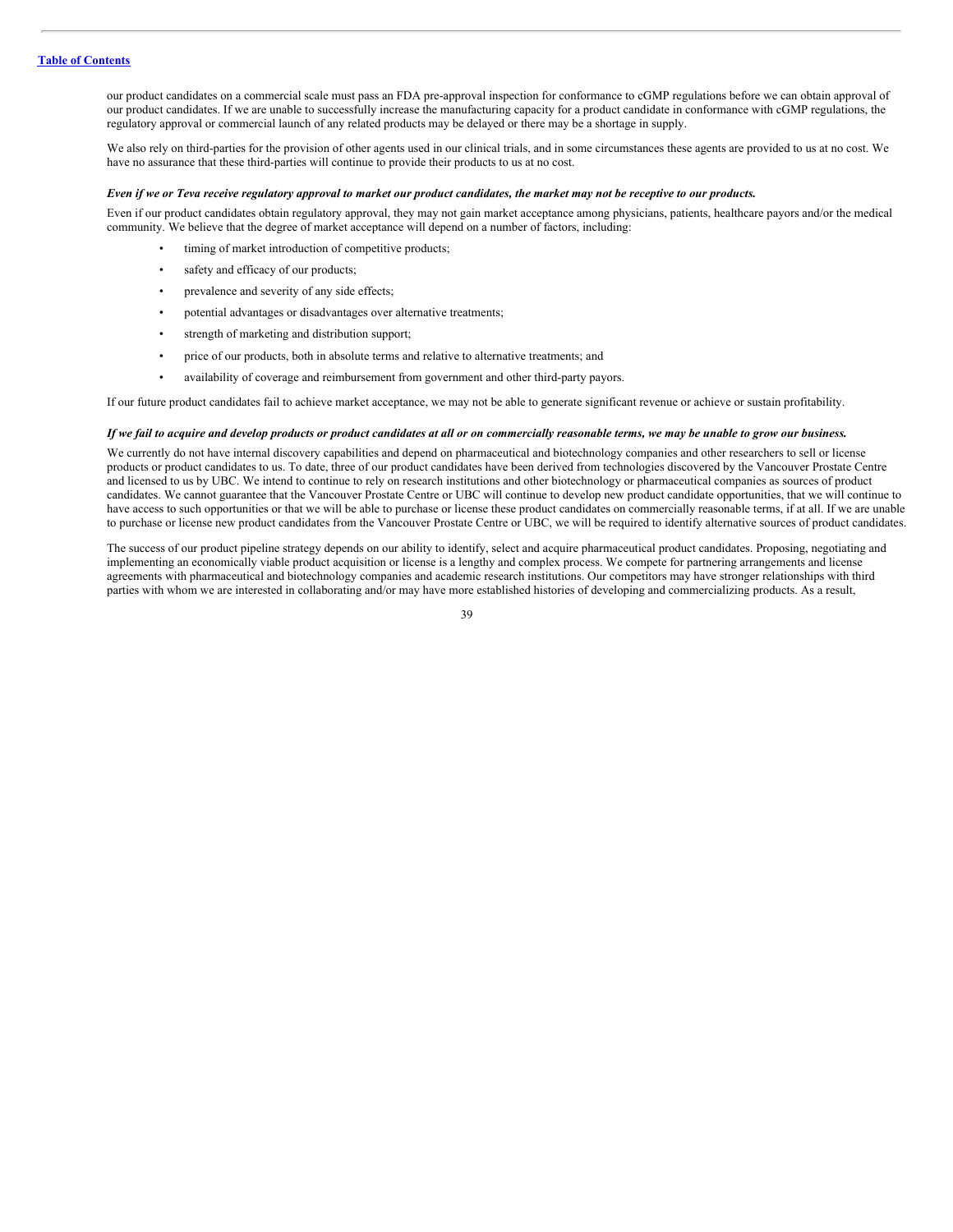our product candidates on a commercial scale must pass an FDA pre-approval inspection for conformance to cGMP regulations before we can obtain approval of our product candidates. If we are unable to successfully increase the manufacturing capacity for a product candidate in conformance with cGMP regulations, the regulatory approval or commercial launch of any related products may be delayed or there may be a shortage in supply.

We also rely on third-parties for the provision of other agents used in our clinical trials, and in some circumstances these agents are provided to us at no cost. We have no assurance that these third-parties will continue to provide their products to us at no cost.

***Even if we or Teva receive regulatory approval to market our product candidates, the market may not be receptive to our products.***

Even if our product candidates obtain regulatory approval, they may not gain market acceptance among physicians, patients, healthcare payors and/or the medical community. We believe that the degree of market acceptance will depend on a number of factors, including:

- timing of market introduction of competitive products;
- safety and efficacy of our products;
- prevalence and severity of any side effects;
- potential advantages or disadvantages over alternative treatments;
- strength of marketing and distribution support;
- price of our products, both in absolute terms and relative to alternative treatments; and
- availability of coverage and reimbursement from government and other third-party payors.

If our future product candidates fail to achieve market acceptance, we may not be able to generate significant revenue or achieve or sustain profitability.

***If we fail to acquire and develop products or product candidates at all or on commercially reasonable terms, we may be unable to grow our business.***

We currently do not have internal discovery capabilities and depend on pharmaceutical and biotechnology companies and other researchers to sell or license products or product candidates to us. To date, three of our product candidates have been derived from technologies discovered by the Vancouver Prostate Centre and licensed to us by UBC. We intend to continue to rely on research institutions and other biotechnology or pharmaceutical companies as sources of product candidates. We cannot guarantee that the Vancouver Prostate Centre or UBC will continue to develop new product candidate opportunities, that we will continue to have access to such opportunities or that we will be able to purchase or license these product candidates on commercially reasonable terms, if at all. If we are unable to purchase or license new product candidates from the Vancouver Prostate Centre or UBC, we will be required to identify alternative sources of product candidates.

The success of our product pipeline strategy depends on our ability to identify, select and acquire pharmaceutical product candidates. Proposing, negotiating and implementing an economically viable product acquisition or license is a lengthy and complex process. We compete for partnering arrangements and license agreements with pharmaceutical and biotechnology companies and academic research institutions. Our competitors may have stronger relationships with third parties with whom we are interested in collaborating and/or may have more established histories of developing and commercializing products. As a result,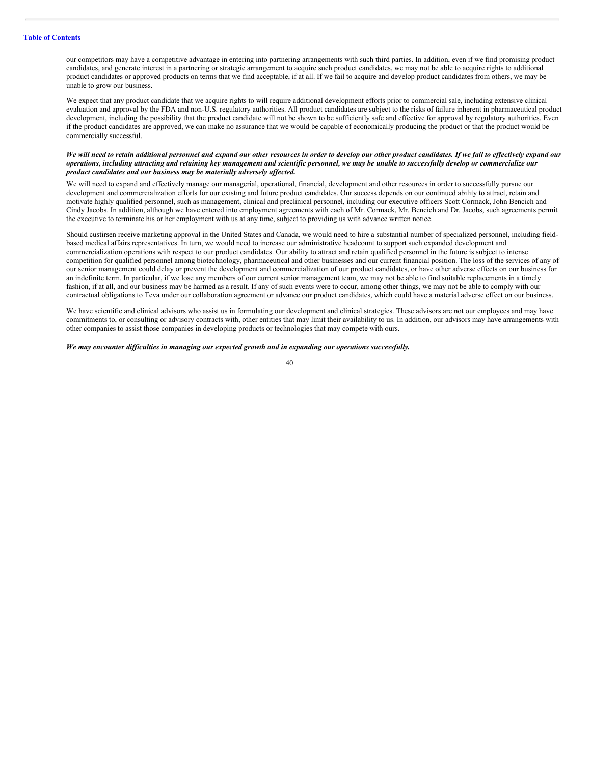our competitors may have a competitive advantage in entering into partnering arrangements with such third parties. In addition, even if we find promising product candidates, and generate interest in a partnering or strategic arrangement to acquire such product candidates, we may not be able to acquire rights to additional product candidates or approved products on terms that we find acceptable, if at all. If we fail to acquire and develop product candidates from others, we may be unable to grow our business.

We expect that any product candidate that we acquire rights to will require additional development efforts prior to commercial sale, including extensive clinical evaluation and approval by the FDA and non-U.S. regulatory authorities. All product candidates are subject to the risks of failure inherent in pharmaceutical product development, including the possibility that the product candidate will not be shown to be sufficiently safe and effective for approval by regulatory authorities. Even if the product candidates are approved, we can make no assurance that we would be capable of economically producing the product or that the product would be commercially successful.

***We will need to retain additional personnel and expand our other resources in order to develop our other product candidates. If we fail to effectively expand our operations, including attracting and retaining key management and scientific personnel, we may be unable to successfully develop or commercialize our product candidates and our business may be materially adversely affected.***

We will need to expand and effectively manage our managerial, operational, financial, development and other resources in order to successfully pursue our development and commercialization efforts for our existing and future product candidates. Our success depends on our continued ability to attract, retain and motivate highly qualified personnel, such as management, clinical and preclinical personnel, including our executive officers Scott Cormack, John Bencich and Cindy Jacobs. In addition, although we have entered into employment agreements with each of Mr. Cormack, Mr. Bencich and Dr. Jacobs, such agreements permit the executive to terminate his or her employment with us at any time, subject to providing us with advance written notice.

Should custirsen receive marketing approval in the United States and Canada, we would need to hire a substantial number of specialized personnel, including field-based medical affairs representatives. In turn, we would need to increase our administrative headcount to support such expanded development and commercialization operations with respect to our product candidates. Our ability to attract and retain qualified personnel in the future is subject to intense competition for qualified personnel among biotechnology, pharmaceutical and other businesses and our current financial position. The loss of the services of any of our senior management could delay or prevent the development and commercialization of our product candidates, or have other adverse effects on our business for an indefinite term. In particular, if we lose any members of our current senior management team, we may not be able to find suitable replacements in a timely fashion, if at all, and our business may be harmed as a result. If any of such events were to occur, among other things, we may not be able to comply with our contractual obligations to Teva under our collaboration agreement or advance our product candidates, which could have a material adverse effect on our business.

We have scientific and clinical advisors who assist us in formulating our development and clinical strategies. These advisors are not our employees and may have commitments to, or consulting or advisory contracts with, other entities that may limit their availability to us. In addition, our advisors may have arrangements with other companies to assist those companies in developing products or technologies that may compete with ours.

***We may encounter difficulties in managing our expected growth and in expanding our operations successfully.***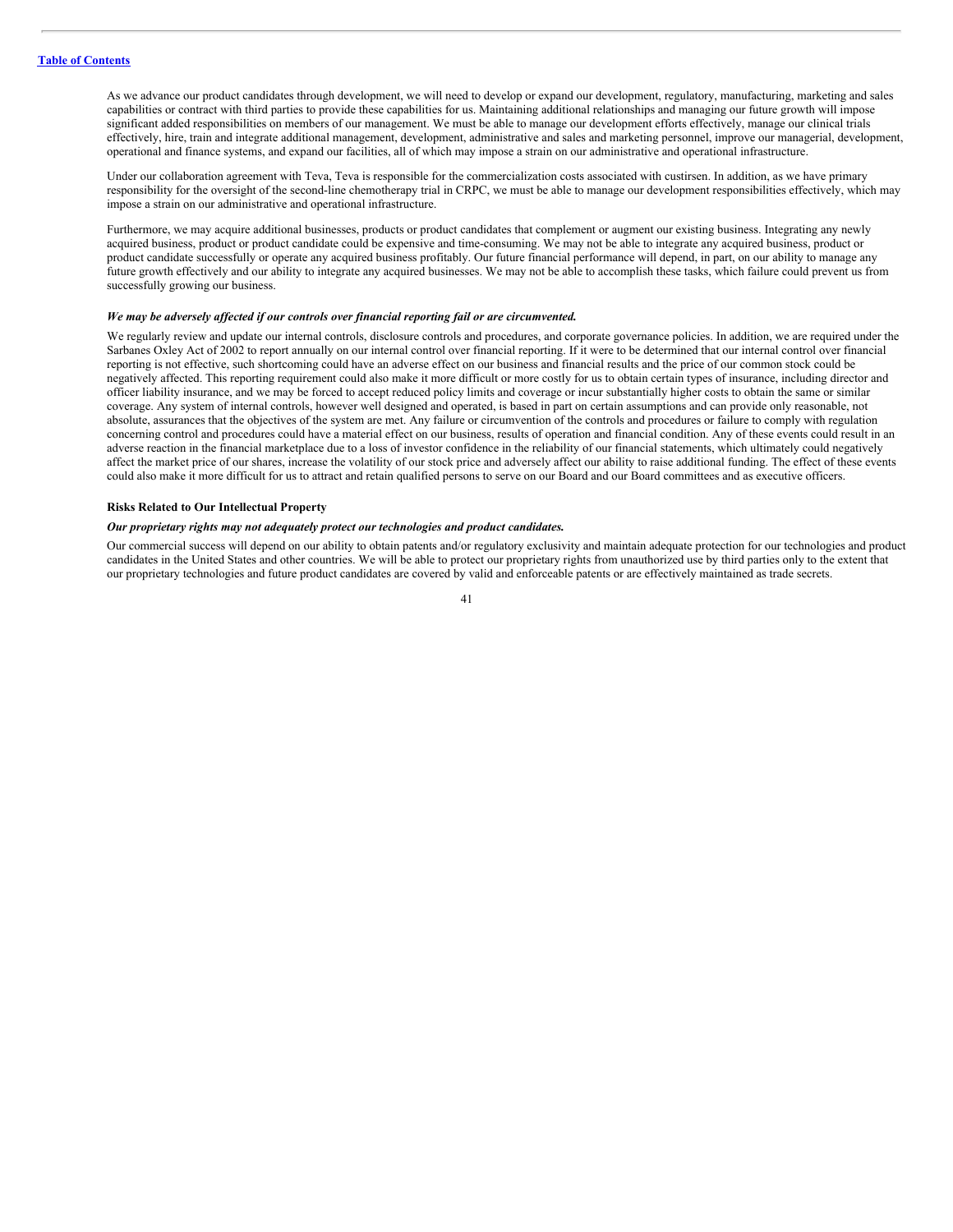As we advance our product candidates through development, we will need to develop or expand our development, regulatory, manufacturing, marketing and sales capabilities or contract with third parties to provide these capabilities for us. Maintaining additional relationships and managing our future growth will impose significant added responsibilities on members of our management. We must be able to manage our development efforts effectively, manage our clinical trials effectively, hire, train and integrate additional management, development, administrative and sales and marketing personnel, improve our managerial, development, operational and finance systems, and expand our facilities, all of which may impose a strain on our administrative and operational infrastructure.

Under our collaboration agreement with Teva, Teva is responsible for the commercialization costs associated with custirsen. In addition, as we have primary responsibility for the oversight of the second-line chemotherapy trial in CRPC, we must be able to manage our development responsibilities effectively, which may impose a strain on our administrative and operational infrastructure.

Furthermore, we may acquire additional businesses, products or product candidates that complement or augment our existing business. Integrating any newly acquired business, product or product candidate could be expensive and time-consuming. We may not be able to integrate any acquired business, product or product candidate successfully or operate any acquired business profitably. Our future financial performance will depend, in part, on our ability to manage any future growth effectively and our ability to integrate any acquired businesses. We may not be able to accomplish these tasks, which failure could prevent us from successfully growing our business.

***We may be adversely affected if our controls over financial reporting fail or are circumvented.***

We regularly review and update our internal controls, disclosure controls and procedures, and corporate governance policies. In addition, we are required under the Sarbanes Oxley Act of 2002 to report annually on our internal control over financial reporting. If it were to be determined that our internal control over financial reporting is not effective, such shortcoming could have an adverse effect on our business and financial results and the price of our common stock could be negatively affected. This reporting requirement could also make it more difficult or more costly for us to obtain certain types of insurance, including director and officer liability insurance, and we may be forced to accept reduced policy limits and coverage or incur substantially higher costs to obtain the same or similar coverage. Any system of internal controls, however well designed and operated, is based in part on certain assumptions and can provide only reasonable, not absolute, assurances that the objectives of the system are met. Any failure or circumvention of the controls and procedures or failure to comply with regulation concerning control and procedures could have a material effect on our business, results of operation and financial condition. Any of these events could result in an adverse reaction in the financial marketplace due to a loss of investor confidence in the reliability of our financial statements, which ultimately could negatively affect the market price of our shares, increase the volatility of our stock price and adversely affect our ability to raise additional funding. The effect of these events could also make it more difficult for us to attract and retain qualified persons to serve on our Board and our Board committees and as executive officers.

**Risks Related to Our Intellectual Property**

***Our proprietary rights may not adequately protect our technologies and product candidates.***

Our commercial success will depend on our ability to obtain patents and/or regulatory exclusivity and maintain adequate protection for our technologies and product candidates in the United States and other countries. We will be able to protect our proprietary rights from unauthorized use by third parties only to the extent that our proprietary technologies and future product candidates are covered by valid and enforceable patents or are effectively maintained as trade secrets.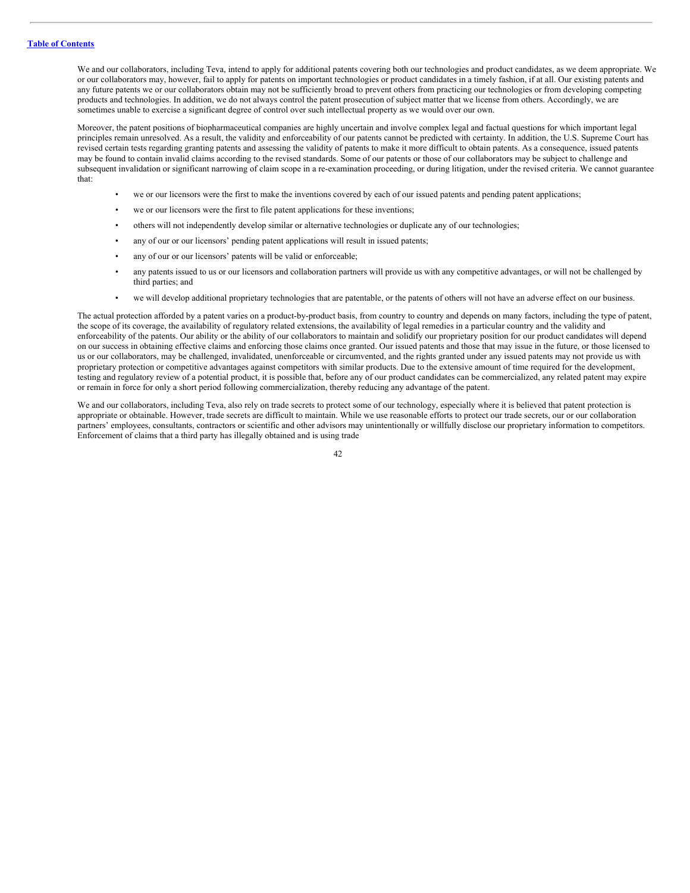We and our collaborators, including Teva, intend to apply for additional patents covering both our technologies and product candidates, as we deem appropriate. We or our collaborators may, however, fail to apply for patents on important technologies or product candidates in a timely fashion, if at all. Our existing patents and any future patents we or our collaborators obtain may not be sufficiently broad to prevent others from practicing our technologies or from developing competing products and technologies. In addition, we do not always control the patent prosecution of subject matter that we license from others. Accordingly, we are sometimes unable to exercise a significant degree of control over such intellectual property as we would over our own.

Moreover, the patent positions of biopharmaceutical companies are highly uncertain and involve complex legal and factual questions for which important legal principles remain unresolved. As a result, the validity and enforceability of our patents cannot be predicted with certainty. In addition, the U.S. Supreme Court has revised certain tests regarding granting patents and assessing the validity of patents to make it more difficult to obtain patents. As a consequence, issued patents may be found to contain invalid claims according to the revised standards. Some of our patents or those of our collaborators may be subject to challenge and subsequent invalidation or significant narrowing of claim scope in a re-examination proceeding, or during litigation, under the revised criteria. We cannot guarantee that:

- we or our licensors were the first to make the inventions covered by each of our issued patents and pending patent applications;
- we or our licensors were the first to file patent applications for these inventions;
- others will not independently develop similar or alternative technologies or duplicate any of our technologies;
- any of our or our licensors' pending patent applications will result in issued patents;
- any of our or our licensors' patents will be valid or enforceable;
- any patents issued to us or our licensors and collaboration partners will provide us with any competitive advantages, or will not be challenged by third parties; and
- we will develop additional proprietary technologies that are patentable, or the patents of others will not have an adverse effect on our business.

The actual protection afforded by a patent varies on a product-by-product basis, from country to country and depends on many factors, including the type of patent, the scope of its coverage, the availability of regulatory related extensions, the availability of legal remedies in a particular country and the validity and enforceability of the patents. Our ability or the ability of our collaborators to maintain and solidify our proprietary position for our product candidates will depend on our success in obtaining effective claims and enforcing those claims once granted. Our issued patents and those that may issue in the future, or those licensed to us or our collaborators, may be challenged, invalidated, unenforceable or circumvented, and the rights granted under any issued patents may not provide us with proprietary protection or competitive advantages against competitors with similar products. Due to the extensive amount of time required for the development, testing and regulatory review of a potential product, it is possible that, before any of our product candidates can be commercialized, any related patent may expire or remain in force for only a short period following commercialization, thereby reducing any advantage of the patent.

We and our collaborators, including Teva, also rely on trade secrets to protect some of our technology, especially where it is believed that patent protection is appropriate or obtainable. However, trade secrets are difficult to maintain. While we use reasonable efforts to protect our trade secrets, our or our collaboration partners' employees, consultants, contractors or scientific and other advisors may unintentionally or willfully disclose our proprietary information to competitors. Enforcement of claims that a third party has illegally obtained and is using trade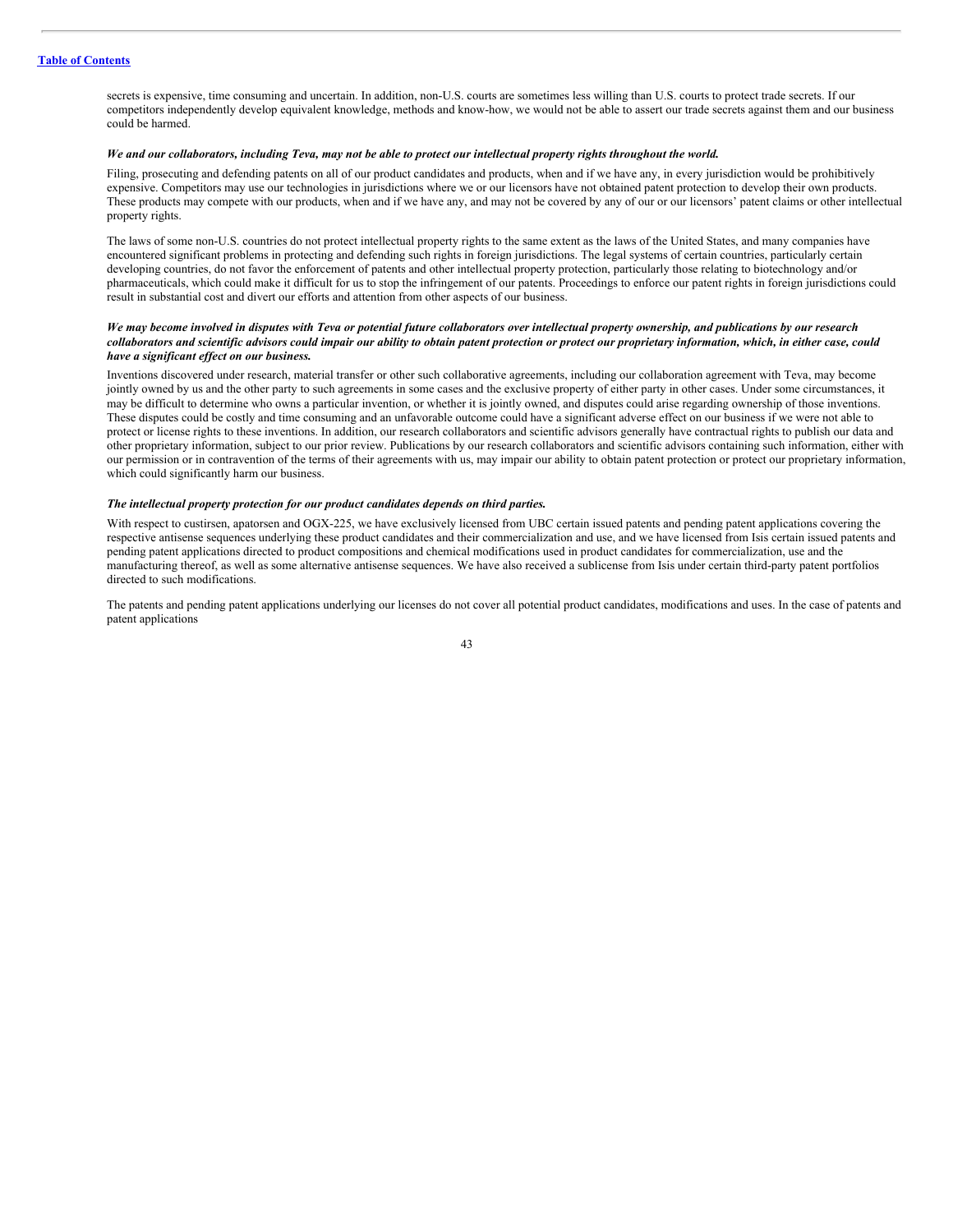secrets is expensive, time consuming and uncertain. In addition, non-U.S. courts are sometimes less willing than U.S. courts to protect trade secrets. If our competitors independently develop equivalent knowledge, methods and know-how, we would not be able to assert our trade secrets against them and our business could be harmed.

***We and our collaborators, including Teva, may not be able to protect our intellectual property rights throughout the world.***

Filing, prosecuting and defending patents on all of our product candidates and products, when and if we have any, in every jurisdiction would be prohibitively expensive. Competitors may use our technologies in jurisdictions where we or our licensors have not obtained patent protection to develop their own products. These products may compete with our products, when and if we have any, and may not be covered by any of our or our licensors' patent claims or other intellectual property rights.

The laws of some non-U.S. countries do not protect intellectual property rights to the same extent as the laws of the United States, and many companies have encountered significant problems in protecting and defending such rights in foreign jurisdictions. The legal systems of certain countries, particularly certain developing countries, do not favor the enforcement of patents and other intellectual property protection, particularly those relating to biotechnology and/or pharmaceuticals, which could make it difficult for us to stop the infringement of our patents. Proceedings to enforce our patent rights in foreign jurisdictions could result in substantial cost and divert our efforts and attention from other aspects of our business.

***We may become involved in disputes with Teva or potential future collaborators over intellectual property ownership, and publications by our research collaborators and scientific advisors could impair our ability to obtain patent protection or protect our proprietary information, which, in either case, could have a significant effect on our business.***

Inventions discovered under research, material transfer or other such collaborative agreements, including our collaboration agreement with Teva, may become jointly owned by us and the other party to such agreements in some cases and the exclusive property of either party in other cases. Under some circumstances, it may be difficult to determine who owns a particular invention, or whether it is jointly owned, and disputes could arise regarding ownership of those inventions. These disputes could be costly and time consuming and an unfavorable outcome could have a significant adverse effect on our business if we were not able to protect or license rights to these inventions. In addition, our research collaborators and scientific advisors generally have contractual rights to publish our data and other proprietary information, subject to our prior review. Publications by our research collaborators and scientific advisors containing such information, either with our permission or in contravention of the terms of their agreements with us, may impair our ability to obtain patent protection or protect our proprietary information, which could significantly harm our business.

***The intellectual property protection for our product candidates depends on third parties.***

With respect to custirsen, apatorsen and OGX-225, we have exclusively licensed from UBC certain issued patents and pending patent applications covering the respective antisense sequences underlying these product candidates and their commercialization and use, and we have licensed from Isis certain issued patents and pending patent applications directed to product compositions and chemical modifications used in product candidates for commercialization, use and the manufacturing thereof, as well as some alternative antisense sequences. We have also received a sublicense from Isis under certain third-party patent portfolios directed to such modifications.

The patents and pending patent applications underlying our licenses do not cover all potential product candidates, modifications and uses. In the case of patents and patent applications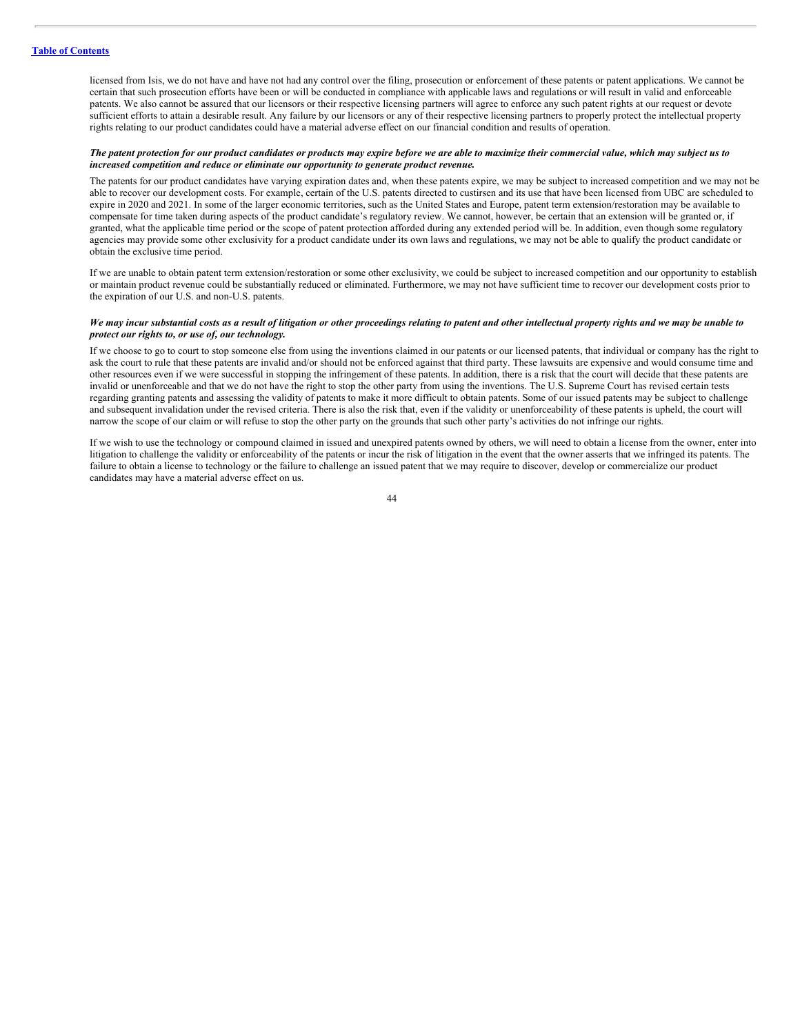licensed from Isis, we do not have and have not had any control over the filing, prosecution or enforcement of these patents or patent applications. We cannot be certain that such prosecution efforts have been or will be conducted in compliance with applicable laws and regulations or will result in valid and enforceable patents. We also cannot be assured that our licensors or their respective licensing partners will agree to enforce any such patent rights at our request or devote sufficient efforts to attain a desirable result. Any failure by our licensors or any of their respective licensing partners to properly protect the intellectual property rights relating to our product candidates could have a material adverse effect on our financial condition and results of operation.

***The patent protection for our product candidates or products may expire before we are able to maximize their commercial value, which may subject us to increased competition and reduce or eliminate our opportunity to generate product revenue.***

The patents for our product candidates have varying expiration dates and, when these patents expire, we may be subject to increased competition and we may not be able to recover our development costs. For example, certain of the U.S. patents directed to custirsen and its use that have been licensed from UBC are scheduled to expire in 2020 and 2021. In some of the larger economic territories, such as the United States and Europe, patent term extension/restoration may be available to compensate for time taken during aspects of the product candidate's regulatory review. We cannot, however, be certain that an extension will be granted or, if granted, what the applicable time period or the scope of patent protection afforded during any extended period will be. In addition, even though some regulatory agencies may provide some other exclusivity for a product candidate under its own laws and regulations, we may not be able to qualify the product candidate or obtain the exclusive time period.

If we are unable to obtain patent term extension/restoration or some other exclusivity, we could be subject to increased competition and our opportunity to establish or maintain product revenue could be substantially reduced or eliminated. Furthermore, we may not have sufficient time to recover our development costs prior to the expiration of our U.S. and non-U.S. patents.

***We may incur substantial costs as a result of litigation or other proceedings relating to patent and other intellectual property rights and we may be unable to protect our rights to, or use of, our technology.***

If we choose to go to court to stop someone else from using the inventions claimed in our patents or our licensed patents, that individual or company has the right to ask the court to rule that these patents are invalid and/or should not be enforced against that third party. These lawsuits are expensive and would consume time and other resources even if we were successful in stopping the infringement of these patents. In addition, there is a risk that the court will decide that these patents are invalid or unenforceable and that we do not have the right to stop the other party from using the inventions. The U.S. Supreme Court has revised certain tests regarding granting patents and assessing the validity of patents to make it more difficult to obtain patents. Some of our issued patents may be subject to challenge and subsequent invalidation under the revised criteria. There is also the risk that, even if the validity or unenforceability of these patents is upheld, the court will narrow the scope of our claim or will refuse to stop the other party on the grounds that such other party's activities do not infringe our rights.

If we wish to use the technology or compound claimed in issued and unexpired patents owned by others, we will need to obtain a license from the owner, enter into litigation to challenge the validity or enforceability of the patents or incur the risk of litigation in the event that the owner asserts that we infringed its patents. The failure to obtain a license to technology or the failure to challenge an issued patent that we may require to discover, develop or commercialize our product candidates may have a material adverse effect on us.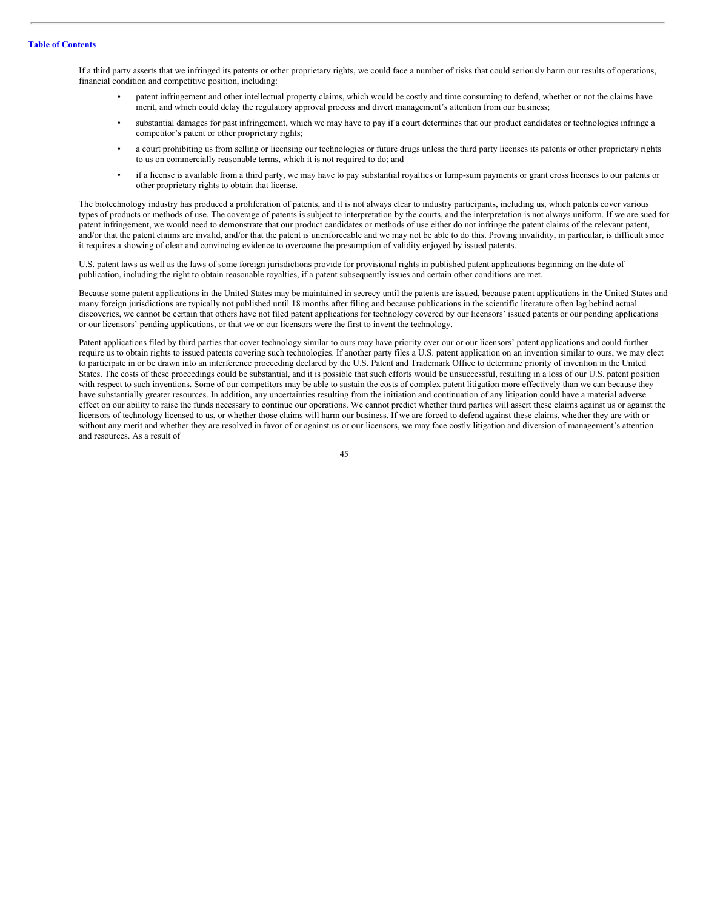If a third party asserts that we infringed its patents or other proprietary rights, we could face a number of risks that could seriously harm our results of operations, financial condition and competitive position, including:

- patent infringement and other intellectual property claims, which would be costly and time consuming to defend, whether or not the claims have merit, and which could delay the regulatory approval process and divert management's attention from our business;
- substantial damages for past infringement, which we may have to pay if a court determines that our product candidates or technologies infringe a competitor's patent or other proprietary rights;
- a court prohibiting us from selling or licensing our technologies or future drugs unless the third party licenses its patents or other proprietary rights to us on commercially reasonable terms, which it is not required to do; and
- if a license is available from a third party, we may have to pay substantial royalties or lump-sum payments or grant cross licenses to our patents or other proprietary rights to obtain that license.

The biotechnology industry has produced a proliferation of patents, and it is not always clear to industry participants, including us, which patents cover various types of products or methods of use. The coverage of patents is subject to interpretation by the courts, and the interpretation is not always uniform. If we are sued for patent infringement, we would need to demonstrate that our product candidates or methods of use either do not infringe the patent claims of the relevant patent, and/or that the patent claims are invalid, and/or that the patent is unenforceable and we may not be able to do this. Proving invalidity, in particular, is difficult since it requires a showing of clear and convincing evidence to overcome the presumption of validity enjoyed by issued patents.

U.S. patent laws as well as the laws of some foreign jurisdictions provide for provisional rights in published patent applications beginning on the date of publication, including the right to obtain reasonable royalties, if a patent subsequently issues and certain other conditions are met.

Because some patent applications in the United States may be maintained in secrecy until the patents are issued, because patent applications in the United States and many foreign jurisdictions are typically not published until 18 months after filing and because publications in the scientific literature often lag behind actual discoveries, we cannot be certain that others have not filed patent applications for technology covered by our licensors' issued patents or our pending applications or our licensors' pending applications, or that we or our licensors were the first to invent the technology.

Patent applications filed by third parties that cover technology similar to ours may have priority over our or our licensors' patent applications and could further require us to obtain rights to issued patents covering such technologies. If another party files a U.S. patent application on an invention similar to ours, we may elect to participate in or be drawn into an interference proceeding declared by the U.S. Patent and Trademark Office to determine priority of invention in the United States. The costs of these proceedings could be substantial, and it is possible that such efforts would be unsuccessful, resulting in a loss of our U.S. patent position with respect to such inventions. Some of our competitors may be able to sustain the costs of complex patent litigation more effectively than we can because they have substantially greater resources. In addition, any uncertainties resulting from the initiation and continuation of any litigation could have a material adverse effect on our ability to raise the funds necessary to continue our operations. We cannot predict whether third parties will assert these claims against us or against the licensors of technology licensed to us, or whether those claims will harm our business. If we are forced to defend against these claims, whether they are with or without any merit and whether they are resolved in favor of or against us or our licensors, we may face costly litigation and diversion of management's attention and resources. As a result of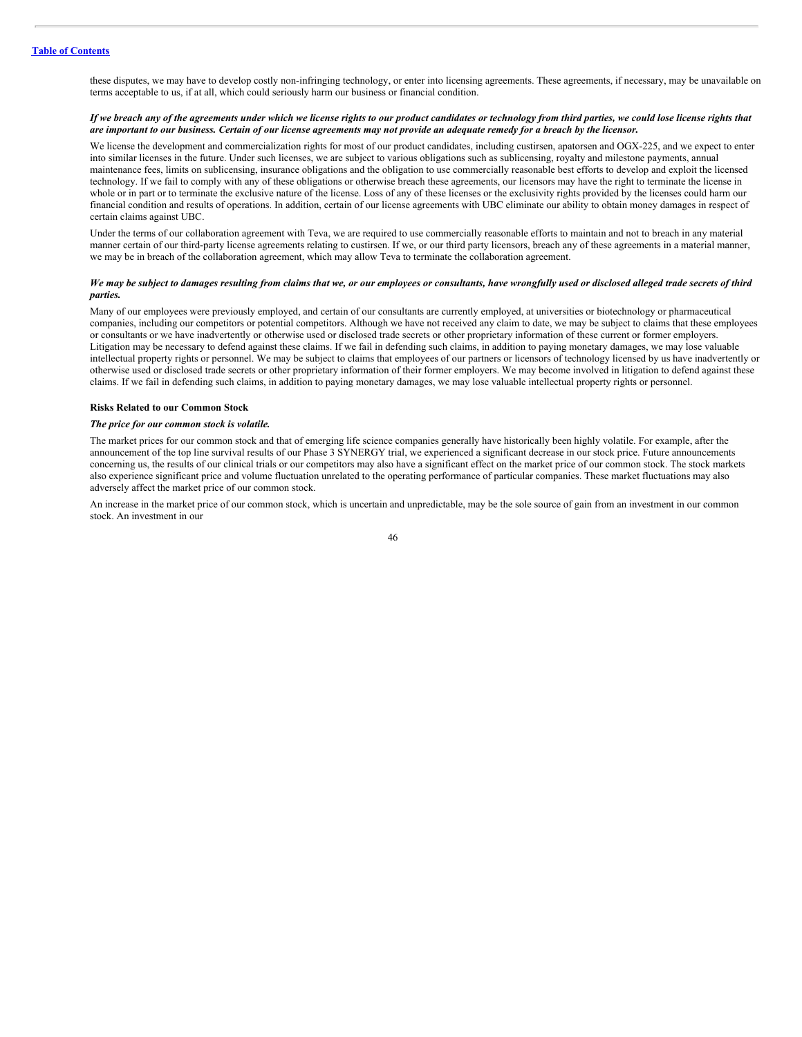these disputes, we may have to develop costly non-infringing technology, or enter into licensing agreements. These agreements, if necessary, may be unavailable on terms acceptable to us, if at all, which could seriously harm our business or financial condition.

***If we breach any of the agreements under which we license rights to our product candidates or technology from third parties, we could lose license rights that are important to our business. Certain of our license agreements may not provide an adequate remedy for a breach by the licensor.***

We license the development and commercialization rights for most of our product candidates, including custirsen, apatorsen and OGX-225, and we expect to enter into similar licenses in the future. Under such licenses, we are subject to various obligations such as sublicensing, royalty and milestone payments, annual maintenance fees, limits on sublicensing, insurance obligations and the obligation to use commercially reasonable best efforts to develop and exploit the licensed technology. If we fail to comply with any of these obligations or otherwise breach these agreements, our licensors may have the right to terminate the license in whole or in part or to terminate the exclusive nature of the license. Loss of any of these licenses or the exclusivity rights provided by the licenses could harm our financial condition and results of operations. In addition, certain of our license agreements with UBC eliminate our ability to obtain money damages in respect of certain claims against UBC.

Under the terms of our collaboration agreement with Teva, we are required to use commercially reasonable efforts to maintain and not to breach in any material manner certain of our third-party license agreements relating to custirsen. If we, or our third party licensors, breach any of these agreements in a material manner, we may be in breach of the collaboration agreement, which may allow Teva to terminate the collaboration agreement.

***We may be subject to damages resulting from claims that we, or our employees or consultants, have wrongfully used or disclosed alleged trade secrets of third parties.***

Many of our employees were previously employed, and certain of our consultants are currently employed, at universities or biotechnology or pharmaceutical companies, including our competitors or potential competitors. Although we have not received any claim to date, we may be subject to claims that these employees or consultants or we have inadvertently or otherwise used or disclosed trade secrets or other proprietary information of these current or former employers. Litigation may be necessary to defend against these claims. If we fail in defending such claims, in addition to paying monetary damages, we may lose valuable intellectual property rights or personnel. We may be subject to claims that employees of our partners or licensors of technology licensed by us have inadvertently or otherwise used or disclosed trade secrets or other proprietary information of their former employers. We may become involved in litigation to defend against these claims. If we fail in defending such claims, in addition to paying monetary damages, we may lose valuable intellectual property rights or personnel.

**Risks Related to our Common Stock**

***The price for our common stock is volatile.***

The market prices for our common stock and that of emerging life science companies generally have historically been highly volatile. For example, after the announcement of the top line survival results of our Phase 3 SYNERGY trial, we experienced a significant decrease in our stock price. Future announcements concerning us, the results of our clinical trials or our competitors may also have a significant effect on the market price of our common stock. The stock markets also experience significant price and volume fluctuation unrelated to the operating performance of particular companies. These market fluctuations may also adversely affect the market price of our common stock.

An increase in the market price of our common stock, which is uncertain and unpredictable, may be the sole source of gain from an investment in our common stock. An investment in our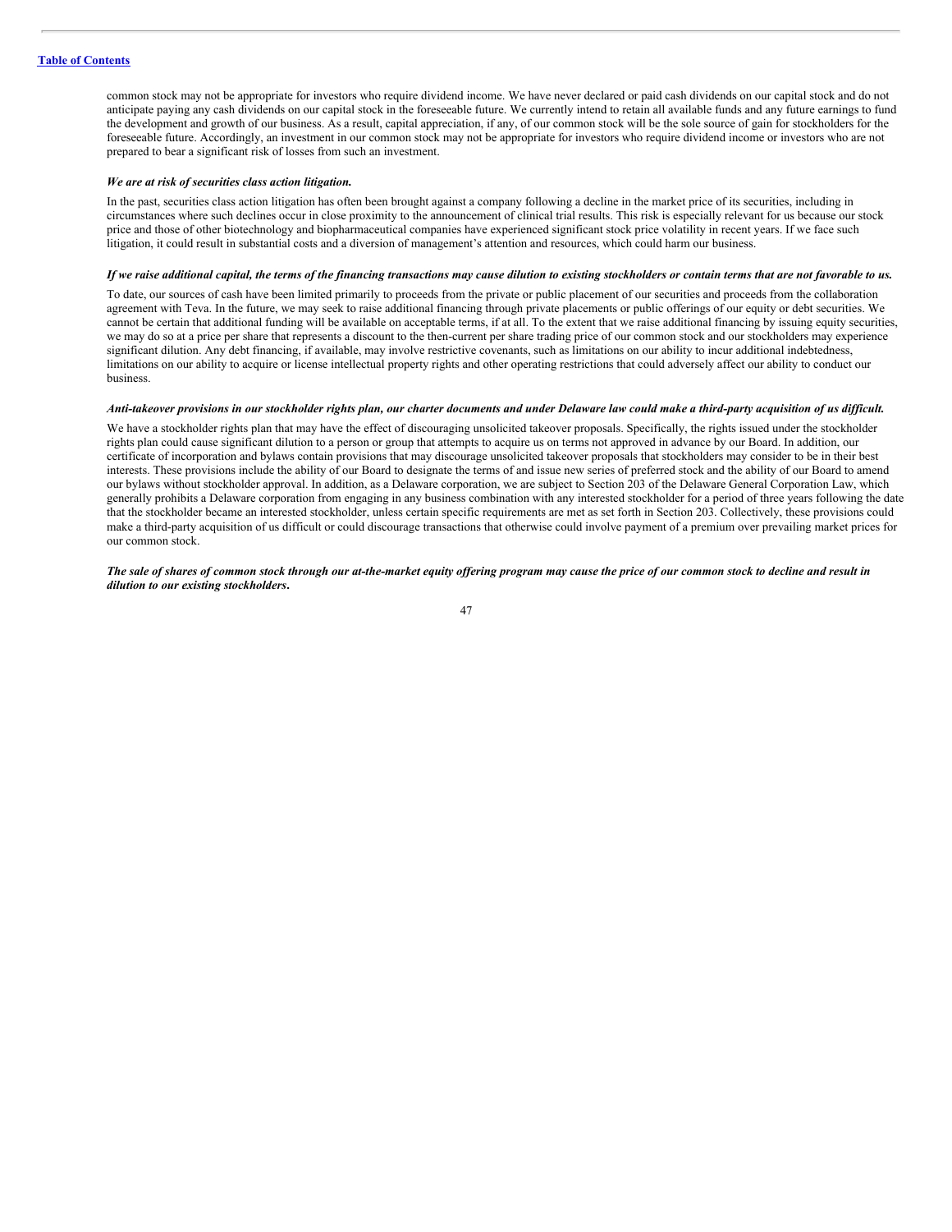common stock may not be appropriate for investors who require dividend income. We have never declared or paid cash dividends on our capital stock and do not anticipate paying any cash dividends on our capital stock in the foreseeable future. We currently intend to retain all available funds and any future earnings to fund the development and growth of our business. As a result, capital appreciation, if any, of our common stock will be the sole source of gain for stockholders for the foreseeable future. Accordingly, an investment in our common stock may not be appropriate for investors who require dividend income or investors who are not prepared to bear a significant risk of losses from such an investment.

***We are at risk of securities class action litigation.***

In the past, securities class action litigation has often been brought against a company following a decline in the market price of its securities, including in circumstances where such declines occur in close proximity to the announcement of clinical trial results. This risk is especially relevant for us because our stock price and those of other biotechnology and biopharmaceutical companies have experienced significant stock price volatility in recent years. If we face such litigation, it could result in substantial costs and a diversion of management's attention and resources, which could harm our business.

***If we raise additional capital, the terms of the financing transactions may cause dilution to existing stockholders or contain terms that are not favorable to us.***

To date, our sources of cash have been limited primarily to proceeds from the private or public placement of our securities and proceeds from the collaboration agreement with Teva. In the future, we may seek to raise additional financing through private placements or public offerings of our equity or debt securities. We cannot be certain that additional funding will be available on acceptable terms, if at all. To the extent that we raise additional financing by issuing equity securities, we may do so at a price per share that represents a discount to the then-current per share trading price of our common stock and our stockholders may experience significant dilution. Any debt financing, if available, may involve restrictive covenants, such as limitations on our ability to incur additional indebtedness, limitations on our ability to acquire or license intellectual property rights and other operating restrictions that could adversely affect our ability to conduct our business.

***Anti-takeover provisions in our stockholder rights plan, our charter documents and under Delaware law could make a third-party acquisition of us difficult.***

We have a stockholder rights plan that may have the effect of discouraging unsolicited takeover proposals. Specifically, the rights issued under the stockholder rights plan could cause significant dilution to a person or group that attempts to acquire us on terms not approved in advance by our Board. In addition, our certificate of incorporation and bylaws contain provisions that may discourage unsolicited takeover proposals that stockholders may consider to be in their best interests. These provisions include the ability of our Board to designate the terms of and issue new series of preferred stock and the ability of our Board to amend our bylaws without stockholder approval. In addition, as a Delaware corporation, we are subject to Section 203 of the Delaware General Corporation Law, which generally prohibits a Delaware corporation from engaging in any business combination with any interested stockholder for a period of three years following the date that the stockholder became an interested stockholder, unless certain specific requirements are met as set forth in Section 203. Collectively, these provisions could make a third-party acquisition of us difficult or could discourage transactions that otherwise could involve payment of a premium over prevailing market prices for our common stock.

***The sale of shares of common stock through our at-the-market equity offering program may cause the price of our common stock to decline and result in dilution to our existing stockholders.***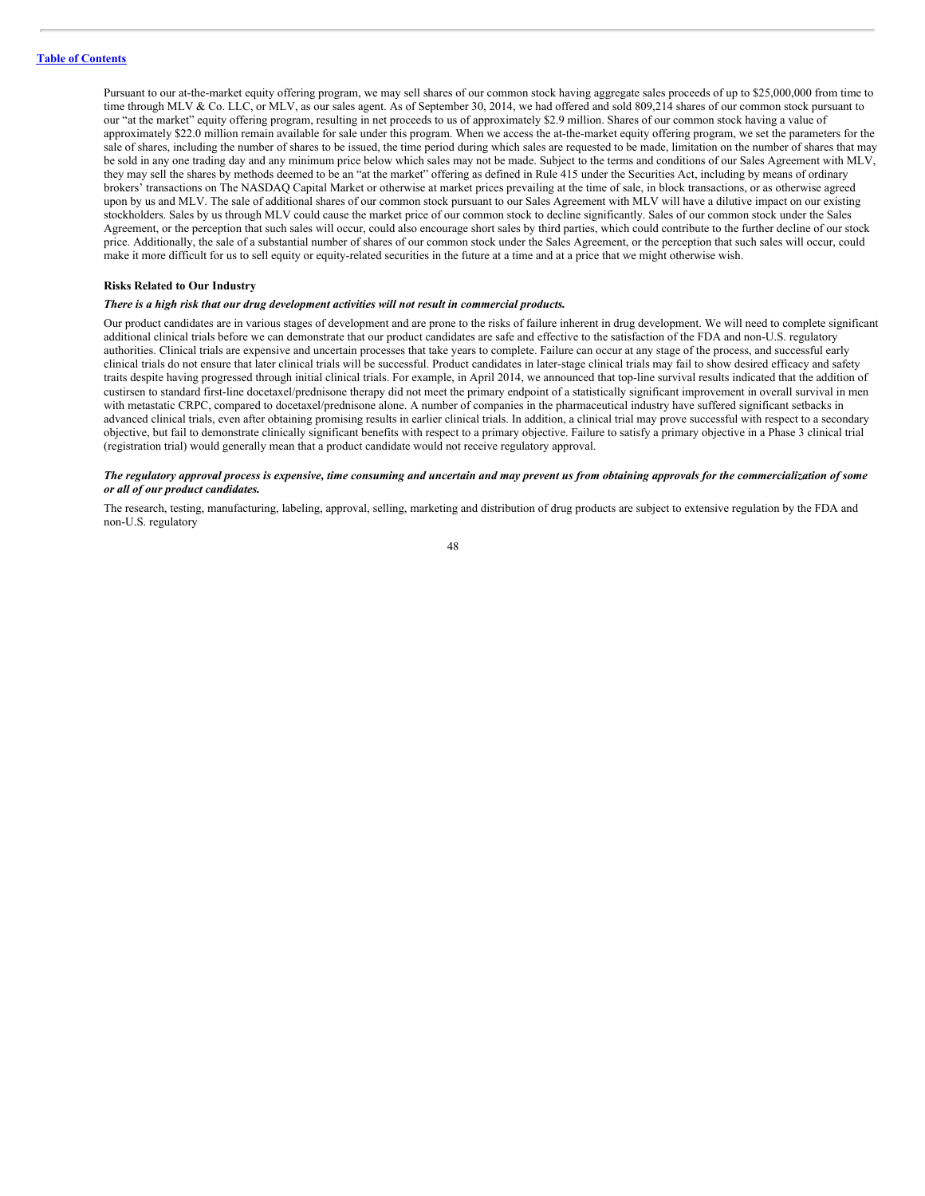Pursuant to our at-the-market equity offering program, we may sell shares of our common stock having aggregate sales proceeds of up to $25,000,000 from time to time through MLV & Co. LLC, or MLV, as our sales agent. As of September 30, 2014, we had offered and sold 809,214 shares of our common stock pursuant to our "at the market" equity offering program, resulting in net proceeds to us of approximately $2.9 million. Shares of our common stock having a value of approximately $22.0 million remain available for sale under this program. When we access the at-the-market equity offering program, we set the parameters for the sale of shares, including the number of shares to be issued, the time period during which sales are requested to be made, limitation on the number of shares that may be sold in any one trading day and any minimum price below which sales may not be made. Subject to the terms and conditions of our Sales Agreement with MLV, they may sell the shares by methods deemed to be an "at the market" offering as defined in Rule 415 under the Securities Act, including by means of ordinary brokers' transactions on The NASDAQ Capital Market or otherwise at market prices prevailing at the time of sale, in block transactions, or as otherwise agreed upon by us and MLV. The sale of additional shares of our common stock pursuant to our Sales Agreement with MLV will have a dilutive impact on our existing stockholders. Sales by us through MLV could cause the market price of our common stock to decline significantly. Sales of our common stock under the Sales Agreement, or the perception that such sales will occur, could also encourage short sales by third parties, which could contribute to the further decline of our stock price. Additionally, the sale of a substantial number of shares of our common stock under the Sales Agreement, or the perception that such sales will occur, could make it more difficult for us to sell equity or equity-related securities in the future at a time and at a price that we might otherwise wish.

**Risks Related to Our Industry**

***There is a high risk that our drug development activities will not result in commercial products.***

Our product candidates are in various stages of development and are prone to the risks of failure inherent in drug development. We will need to complete significant additional clinical trials before we can demonstrate that our product candidates are safe and effective to the satisfaction of the FDA and non-U.S. regulatory authorities. Clinical trials are expensive and uncertain processes that take years to complete. Failure can occur at any stage of the process, and successful early clinical trials do not ensure that later clinical trials will be successful. Product candidates in later-stage clinical trials may fail to show desired efficacy and safety traits despite having progressed through initial clinical trials. For example, in April 2014, we announced that top-line survival results indicated that the addition of custirsen to standard first-line docetaxel/prednisone therapy did not meet the primary endpoint of a statistically significant improvement in overall survival in men with metastatic CRPC, compared to docetaxel/prednisone alone. A number of companies in the pharmaceutical industry have suffered significant setbacks in advanced clinical trials, even after obtaining promising results in earlier clinical trials. In addition, a clinical trial may prove successful with respect to a secondary objective, but fail to demonstrate clinically significant benefits with respect to a primary objective. Failure to satisfy a primary objective in a Phase 3 clinical trial (registration trial) would generally mean that a product candidate would not receive regulatory approval.

***The regulatory approval process is expensive, time consuming and uncertain and may prevent us from obtaining approvals for the commercialization of some or all of our product candidates.***

The research, testing, manufacturing, labeling, approval, selling, marketing and distribution of drug products are subject to extensive regulation by the FDA and non-U.S. regulatory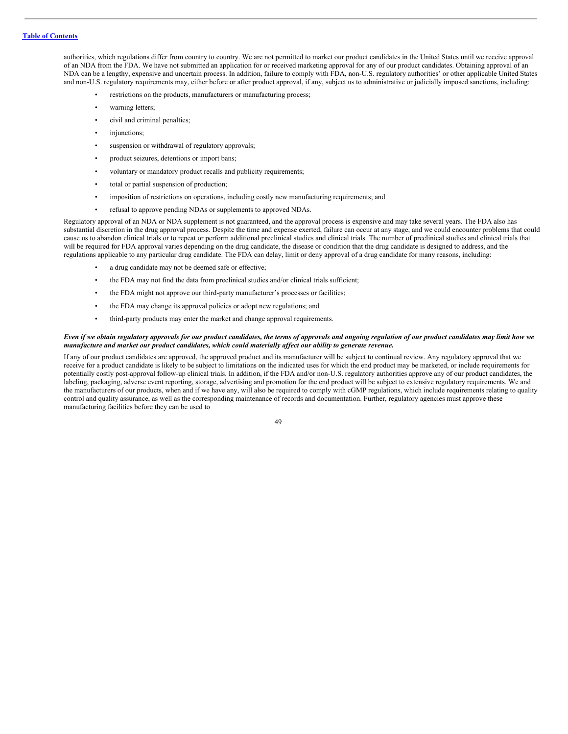authorities, which regulations differ from country to country. We are not permitted to market our product candidates in the United States until we receive approval of an NDA from the FDA. We have not submitted an application for or received marketing approval for any of our product candidates. Obtaining approval of an NDA can be a lengthy, expensive and uncertain process. In addition, failure to comply with FDA, non-U.S. regulatory authorities' or other applicable United States and non-U.S. regulatory requirements may, either before or after product approval, if any, subject us to administrative or judicially imposed sanctions, including:

- restrictions on the products, manufacturers or manufacturing process;
- warning letters;
- civil and criminal penalties;
- injunctions;
- suspension or withdrawal of regulatory approvals;
- product seizures, detentions or import bans;
- voluntary or mandatory product recalls and publicity requirements;
- total or partial suspension of production;
- imposition of restrictions on operations, including costly new manufacturing requirements; and
- refusal to approve pending NDAs or supplements to approved NDAs.

Regulatory approval of an NDA or NDA supplement is not guaranteed, and the approval process is expensive and may take several years. The FDA also has substantial discretion in the drug approval process. Despite the time and expense exerted, failure can occur at any stage, and we could encounter problems that could cause us to abandon clinical trials or to repeat or perform additional preclinical studies and clinical trials. The number of preclinical studies and clinical trials that will be required for FDA approval varies depending on the drug candidate, the disease or condition that the drug candidate is designed to address, and the regulations applicable to any particular drug candidate. The FDA can delay, limit or deny approval of a drug candidate for many reasons, including:

- a drug candidate may not be deemed safe or effective;
- the FDA may not find the data from preclinical studies and/or clinical trials sufficient;
- the FDA might not approve our third-party manufacturer's processes or facilities;
- the FDA may change its approval policies or adopt new regulations; and
- third-party products may enter the market and change approval requirements.

***Even if we obtain regulatory approvals for our product candidates, the terms of approvals and ongoing regulation of our product candidates may limit how we manufacture and market our product candidates, which could materially affect our ability to generate revenue.***

If any of our product candidates are approved, the approved product and its manufacturer will be subject to continual review. Any regulatory approval that we receive for a product candidate is likely to be subject to limitations on the indicated uses for which the end product may be marketed, or include requirements for potentially costly post-approval follow-up clinical trials. In addition, if the FDA and/or non-U.S. regulatory authorities approve any of our product candidates, the labeling, packaging, adverse event reporting, storage, advertising and promotion for the end product will be subject to extensive regulatory requirements. We and the manufacturers of our products, when and if we have any, will also be required to comply with cGMP regulations, which include requirements relating to quality control and quality assurance, as well as the corresponding maintenance of records and documentation. Further, regulatory agencies must approve these manufacturing facilities before they can be used to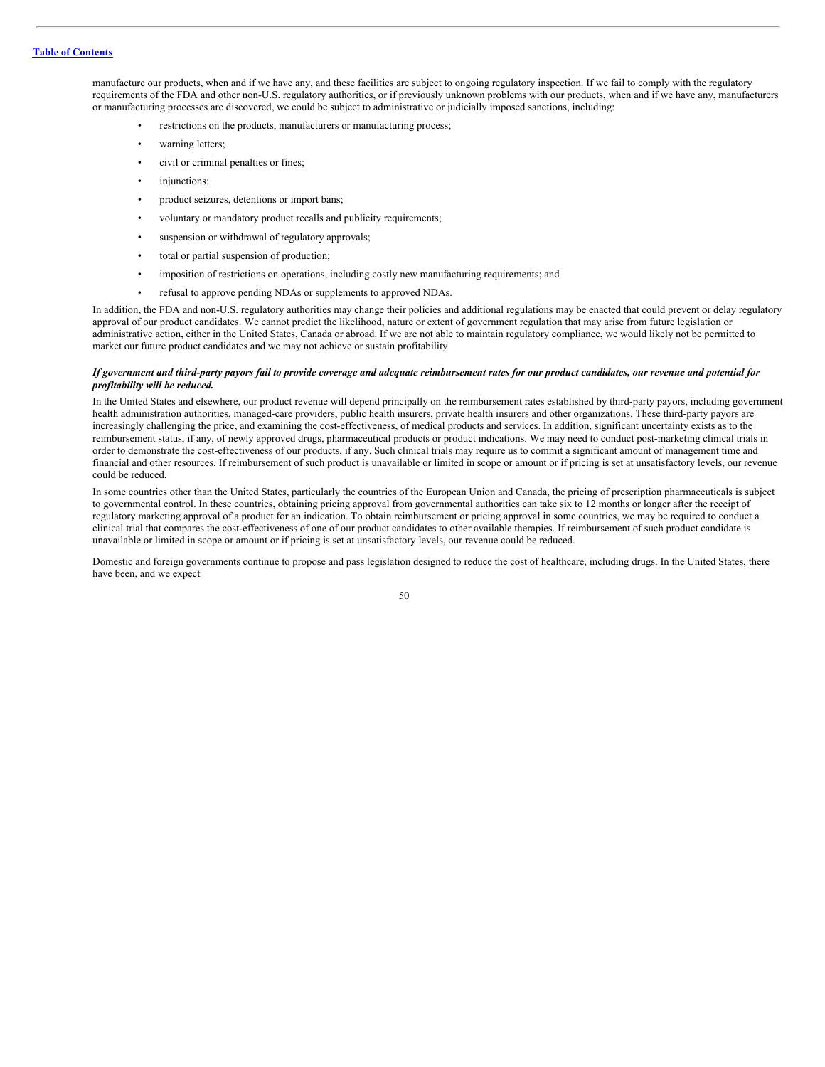manufacture our products, when and if we have any, and these facilities are subject to ongoing regulatory inspection. If we fail to comply with the regulatory requirements of the FDA and other non-U.S. regulatory authorities, or if previously unknown problems with our products, when and if we have any, manufacturers or manufacturing processes are discovered, we could be subject to administrative or judicially imposed sanctions, including:

- restrictions on the products, manufacturers or manufacturing process;
- warning letters;
- civil or criminal penalties or fines;
- injunctions;
- product seizures, detentions or import bans;
- voluntary or mandatory product recalls and publicity requirements;
- suspension or withdrawal of regulatory approvals;
- total or partial suspension of production;
- imposition of restrictions on operations, including costly new manufacturing requirements; and
- refusal to approve pending NDAs or supplements to approved NDAs.

In addition, the FDA and non-U.S. regulatory authorities may change their policies and additional regulations may be enacted that could prevent or delay regulatory approval of our product candidates. We cannot predict the likelihood, nature or extent of government regulation that may arise from future legislation or administrative action, either in the United States, Canada or abroad. If we are not able to maintain regulatory compliance, we would likely not be permitted to market our future product candidates and we may not achieve or sustain profitability.

***If government and third-party payors fail to provide coverage and adequate reimbursement rates for our product candidates, our revenue and potential for profitability will be reduced.***

In the United States and elsewhere, our product revenue will depend principally on the reimbursement rates established by third-party payors, including government health administration authorities, managed-care providers, public health insurers, private health insurers and other organizations. These third-party payors are increasingly challenging the price, and examining the cost-effectiveness, of medical products and services. In addition, significant uncertainty exists as to the reimbursement status, if any, of newly approved drugs, pharmaceutical products or product indications. We may need to conduct post-marketing clinical trials in order to demonstrate the cost-effectiveness of our products, if any. Such clinical trials may require us to commit a significant amount of management time and financial and other resources. If reimbursement of such product is unavailable or limited in scope or amount or if pricing is set at unsatisfactory levels, our revenue could be reduced.

In some countries other than the United States, particularly the countries of the European Union and Canada, the pricing of prescription pharmaceuticals is subject to governmental control. In these countries, obtaining pricing approval from governmental authorities can take six to 12 months or longer after the receipt of regulatory marketing approval of a product for an indication. To obtain reimbursement or pricing approval in some countries, we may be required to conduct a clinical trial that compares the cost-effectiveness of one of our product candidates to other available therapies. If reimbursement of such product candidate is unavailable or limited in scope or amount or if pricing is set at unsatisfactory levels, our revenue could be reduced.

Domestic and foreign governments continue to propose and pass legislation designed to reduce the cost of healthcare, including drugs. In the United States, there have been, and we expect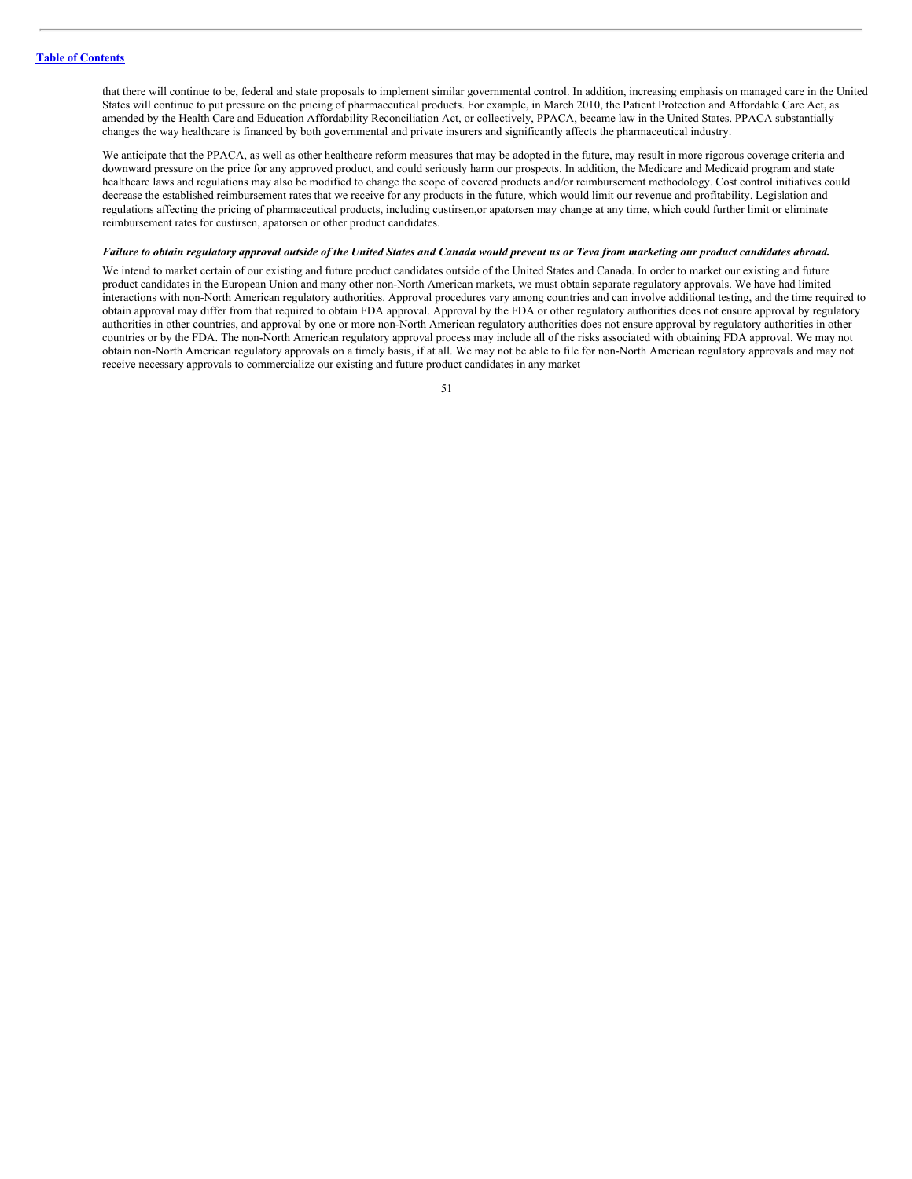that there will continue to be, federal and state proposals to implement similar governmental control. In addition, increasing emphasis on managed care in the United States will continue to put pressure on the pricing of pharmaceutical products. For example, in March 2010, the Patient Protection and Affordable Care Act, as amended by the Health Care and Education Affordability Reconciliation Act, or collectively, PPACA, became law in the United States. PPACA substantially changes the way healthcare is financed by both governmental and private insurers and significantly affects the pharmaceutical industry.

We anticipate that the PPACA, as well as other healthcare reform measures that may be adopted in the future, may result in more rigorous coverage criteria and downward pressure on the price for any approved product, and could seriously harm our prospects. In addition, the Medicare and Medicaid program and state healthcare laws and regulations may also be modified to change the scope of covered products and/or reimbursement methodology. Cost control initiatives could decrease the established reimbursement rates that we receive for any products in the future, which would limit our revenue and profitability. Legislation and regulations affecting the pricing of pharmaceutical products, including custirsen,or apatorsen may change at any time, which could further limit or eliminate reimbursement rates for custirsen, apatorsen or other product candidates.

***Failure to obtain regulatory approval outside of the United States and Canada would prevent us or Teva from marketing our product candidates abroad.***

We intend to market certain of our existing and future product candidates outside of the United States and Canada. In order to market our existing and future product candidates in the European Union and many other non-North American markets, we must obtain separate regulatory approvals. We have had limited interactions with non-North American regulatory authorities. Approval procedures vary among countries and can involve additional testing, and the time required to obtain approval may differ from that required to obtain FDA approval. Approval by the FDA or other regulatory authorities does not ensure approval by regulatory authorities in other countries, and approval by one or more non-North American regulatory authorities does not ensure approval by regulatory authorities in other countries or by the FDA. The non-North American regulatory approval process may include all of the risks associated with obtaining FDA approval. We may not obtain non-North American regulatory approvals on a timely basis, if at all. We may not be able to file for non-North American regulatory approvals and may not receive necessary approvals to commercialize our existing and future product candidates in any market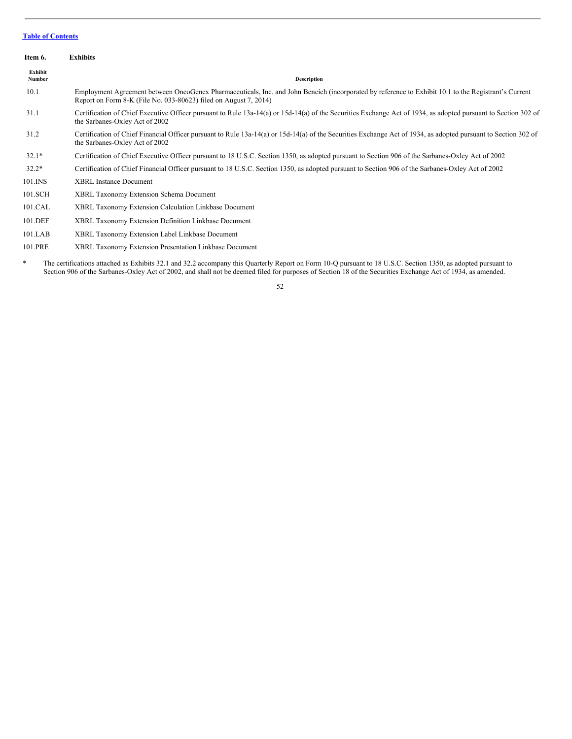[Table of Contents](#)

**Item 6. Exhibits**

| Exhibit Number | Description |
|---|---|
| 10.1 | Employment Agreement between OncoGenex Pharmaceuticals, Inc. and John Bencich (incorporated by reference to Exhibit 10.1 to the Registrant's Current Report on Form 8-K (File No. 033-80623) filed on August 7, 2014) |
| 31.1 | Certification of Chief Executive Officer pursuant to Rule 13a-14(a) or 15d-14(a) of the Securities Exchange Act of 1934, as adopted pursuant to Section 302 of the Sarbanes-Oxley Act of 2002 |
| 31.2 | Certification of Chief Financial Officer pursuant to Rule 13a-14(a) or 15d-14(a) of the Securities Exchange Act of 1934, as adopted pursuant to Section 302 of the Sarbanes-Oxley Act of 2002 |
| 32.1* | Certification of Chief Executive Officer pursuant to 18 U.S.C. Section 1350, as adopted pursuant to Section 906 of the Sarbanes-Oxley Act of 2002 |
| 32.2* | Certification of Chief Financial Officer pursuant to 18 U.S.C. Section 1350, as adopted pursuant to Section 906 of the Sarbanes-Oxley Act of 2002 |
| 101.INS | XBRL Instance Document |
| 101.SCH | XBRL Taxonomy Extension Schema Document |
| 101.CAL | XBRL Taxonomy Extension Calculation Linkbase Document |
| 101.DEF | XBRL Taxonomy Extension Definition Linkbase Document |
| 101.LAB | XBRL Taxonomy Extension Label Linkbase Document |
| 101.PRE | XBRL Taxonomy Extension Presentation Linkbase Document |

\* The certifications attached as Exhibits 32.1 and 32.2 accompany this Quarterly Report on Form 10-Q pursuant to 18 U.S.C. Section 1350, as adopted pursuant to Section 906 of the Sarbanes-Oxley Act of 2002, and shall not be deemed filed for purposes of Section 18 of the Securities Exchange Act of 1934, as amended.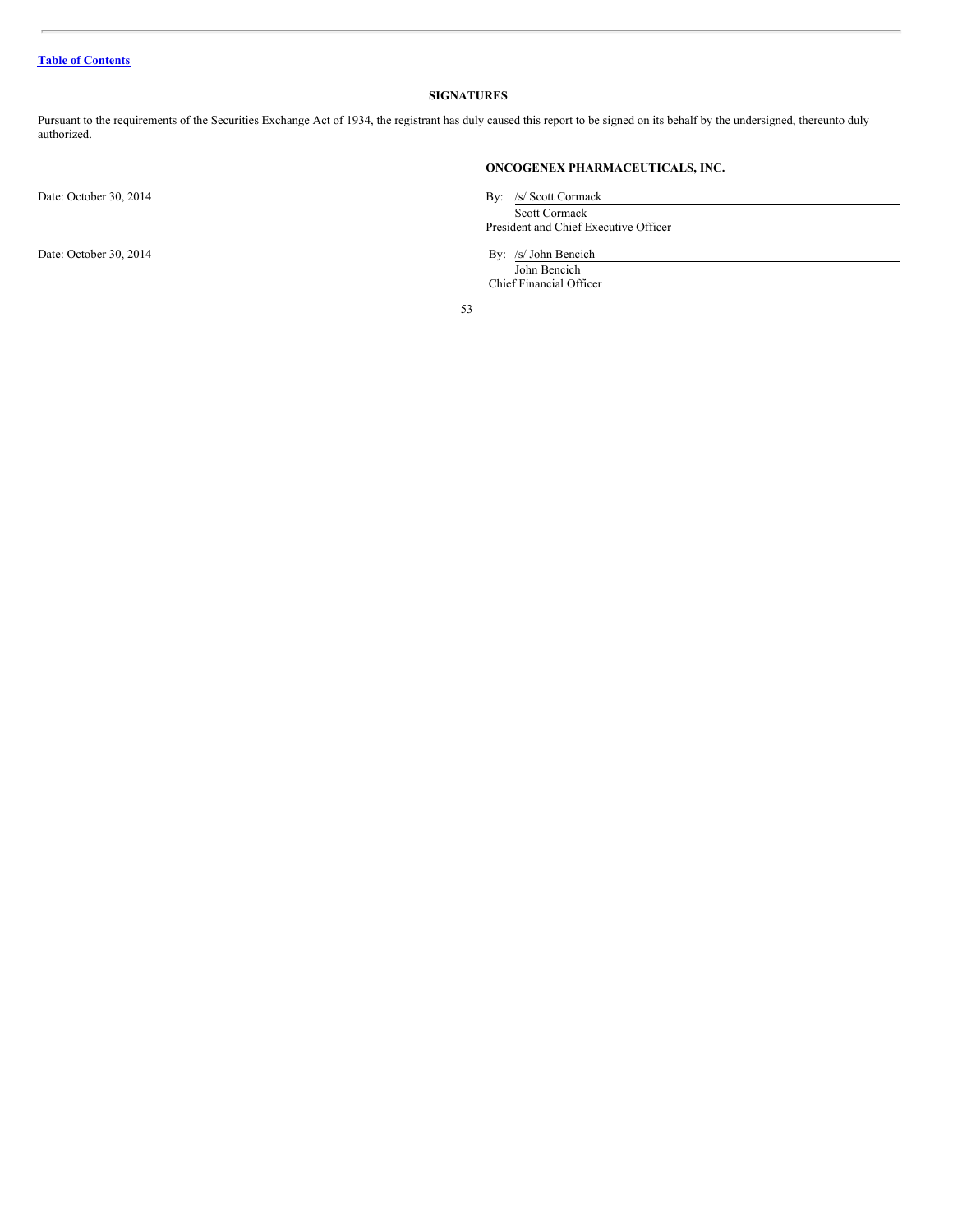[Table of Contents]

## SIGNATURES

Pursuant to the requirements of the Securities Exchange Act of 1934, the registrant has duly caused this report to be signed on its behalf by the undersigned, thereunto duly authorized.

**ONCOGENEX PHARMACEUTICALS, INC.**

Date: October 30, 2014

By: /s/ Scott Cormack
Scott Cormack
President and Chief Executive Officer

Date: October 30, 2014

By: /s/ John Bencich
John Bencich
Chief Financial Officer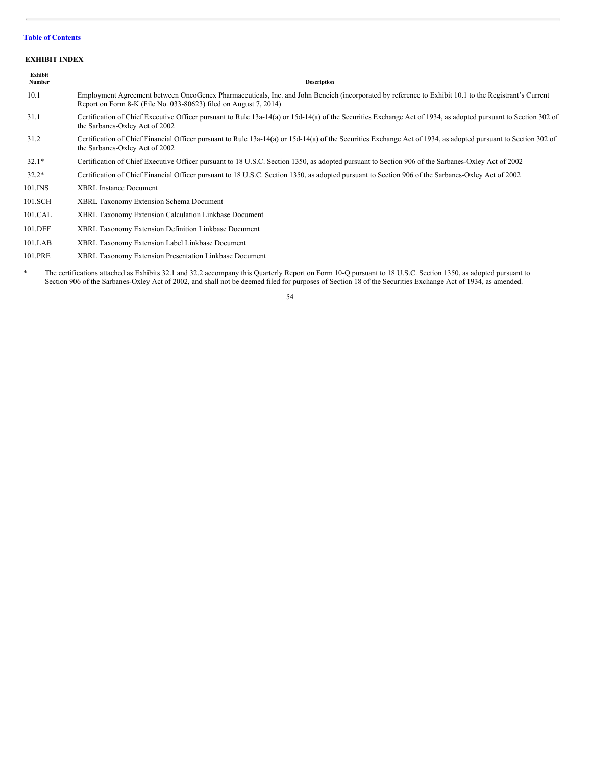[Table of Contents](#)

**EXHIBIT INDEX**

| Exhibit Number | Description |
|---|---|
| 10.1 | Employment Agreement between OncoGenex Pharmaceuticals, Inc. and John Bencich (incorporated by reference to Exhibit 10.1 to the Registrant's Current Report on Form 8-K (File No. 033-80623) filed on August 7, 2014) |
| 31.1 | Certification of Chief Executive Officer pursuant to Rule 13a-14(a) or 15d-14(a) of the Securities Exchange Act of 1934, as adopted pursuant to Section 302 of the Sarbanes-Oxley Act of 2002 |
| 31.2 | Certification of Chief Financial Officer pursuant to Rule 13a-14(a) or 15d-14(a) of the Securities Exchange Act of 1934, as adopted pursuant to Section 302 of the Sarbanes-Oxley Act of 2002 |
| 32.1* | Certification of Chief Executive Officer pursuant to 18 U.S.C. Section 1350, as adopted pursuant to Section 906 of the Sarbanes-Oxley Act of 2002 |
| 32.2* | Certification of Chief Financial Officer pursuant to 18 U.S.C. Section 1350, as adopted pursuant to Section 906 of the Sarbanes-Oxley Act of 2002 |
| 101.INS | XBRL Instance Document |
| 101.SCH | XBRL Taxonomy Extension Schema Document |
| 101.CAL | XBRL Taxonomy Extension Calculation Linkbase Document |
| 101.DEF | XBRL Taxonomy Extension Definition Linkbase Document |
| 101.LAB | XBRL Taxonomy Extension Label Linkbase Document |
| 101.PRE | XBRL Taxonomy Extension Presentation Linkbase Document |

\* The certifications attached as Exhibits 32.1 and 32.2 accompany this Quarterly Report on Form 10-Q pursuant to 18 U.S.C. Section 1350, as adopted pursuant to Section 906 of the Sarbanes-Oxley Act of 2002, and shall not be deemed filed for purposes of Section 18 of the Securities Exchange Act of 1934, as amended.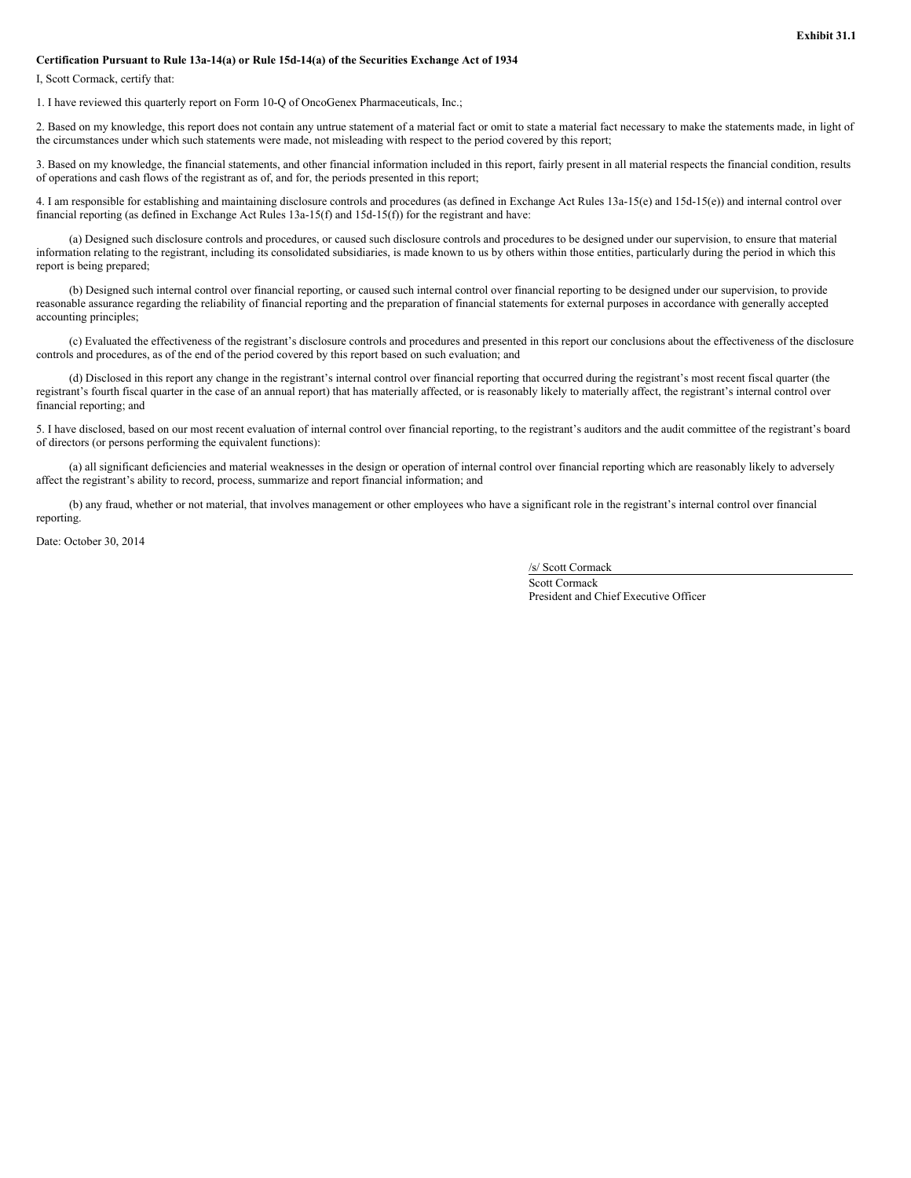**Exhibit 31.1**

**Certification Pursuant to Rule 13a-14(a) or Rule 15d-14(a) of the Securities Exchange Act of 1934**

I, Scott Cormack, certify that:

1. I have reviewed this quarterly report on Form 10-Q of OncoGenex Pharmaceuticals, Inc.;

2. Based on my knowledge, this report does not contain any untrue statement of a material fact or omit to state a material fact necessary to make the statements made, in light of the circumstances under which such statements were made, not misleading with respect to the period covered by this report;

3. Based on my knowledge, the financial statements, and other financial information included in this report, fairly present in all material respects the financial condition, results of operations and cash flows of the registrant as of, and for, the periods presented in this report;

4. I am responsible for establishing and maintaining disclosure controls and procedures (as defined in Exchange Act Rules 13a-15(e) and 15d-15(e)) and internal control over financial reporting (as defined in Exchange Act Rules 13a-15(f) and 15d-15(f)) for the registrant and have:

(a) Designed such disclosure controls and procedures, or caused such disclosure controls and procedures to be designed under our supervision, to ensure that material information relating to the registrant, including its consolidated subsidiaries, is made known to us by others within those entities, particularly during the period in which this report is being prepared;

(b) Designed such internal control over financial reporting, or caused such internal control over financial reporting to be designed under our supervision, to provide reasonable assurance regarding the reliability of financial reporting and the preparation of financial statements for external purposes in accordance with generally accepted accounting principles;

(c) Evaluated the effectiveness of the registrant's disclosure controls and procedures and presented in this report our conclusions about the effectiveness of the disclosure controls and procedures, as of the end of the period covered by this report based on such evaluation; and

(d) Disclosed in this report any change in the registrant's internal control over financial reporting that occurred during the registrant's most recent fiscal quarter (the registrant's fourth fiscal quarter in the case of an annual report) that has materially affected, or is reasonably likely to materially affect, the registrant's internal control over financial reporting; and

5. I have disclosed, based on our most recent evaluation of internal control over financial reporting, to the registrant's auditors and the audit committee of the registrant's board of directors (or persons performing the equivalent functions):

(a) all significant deficiencies and material weaknesses in the design or operation of internal control over financial reporting which are reasonably likely to adversely affect the registrant's ability to record, process, summarize and report financial information; and

(b) any fraud, whether or not material, that involves management or other employees who have a significant role in the registrant's internal control over financial reporting.

Date: October 30, 2014

/s/ Scott Cormack

Scott Cormack
President and Chief Executive Officer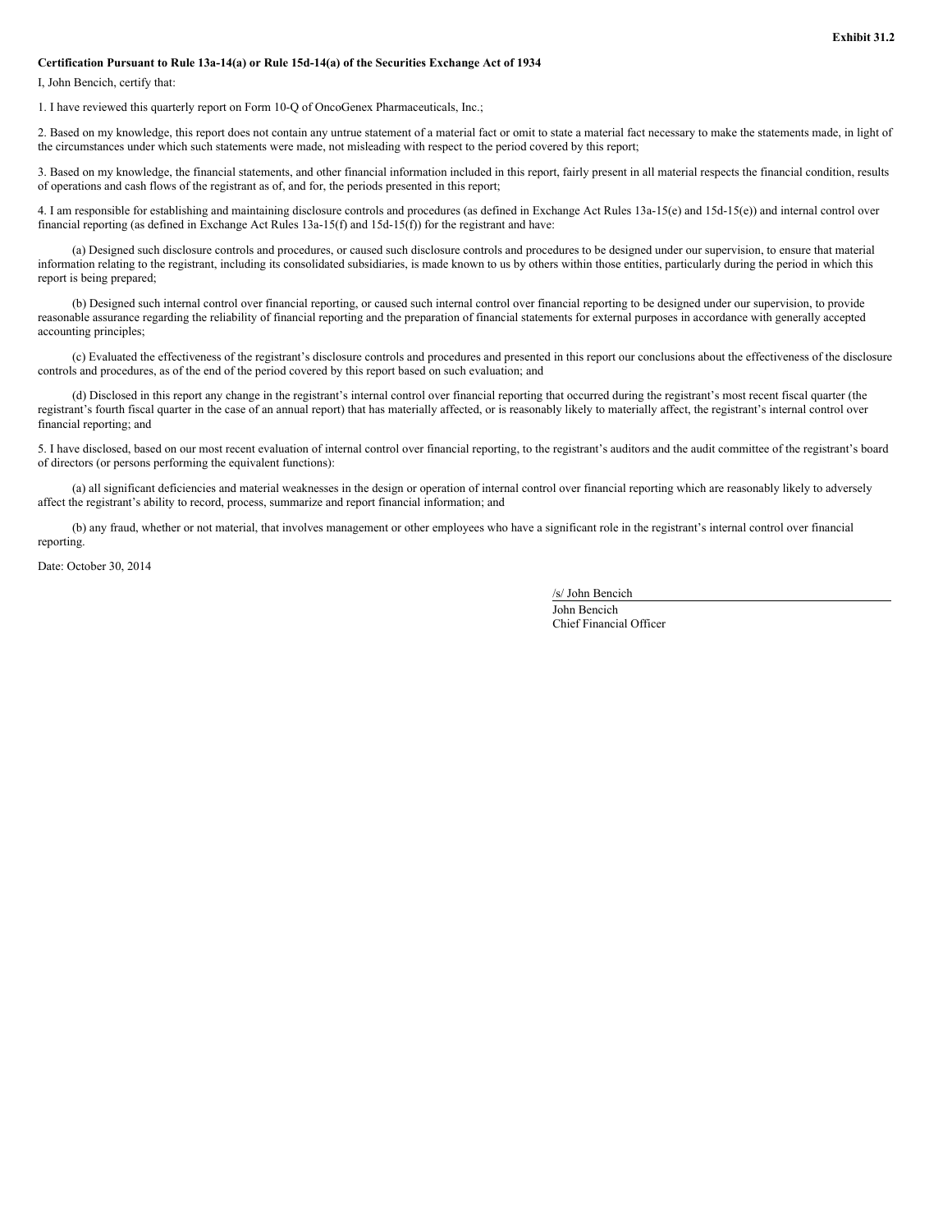**Exhibit 31.2**

**Certification Pursuant to Rule 13a-14(a) or Rule 15d-14(a) of the Securities Exchange Act of 1934**

I, John Bencich, certify that:

1. I have reviewed this quarterly report on Form 10-Q of OncoGenex Pharmaceuticals, Inc.;

2. Based on my knowledge, this report does not contain any untrue statement of a material fact or omit to state a material fact necessary to make the statements made, in light of the circumstances under which such statements were made, not misleading with respect to the period covered by this report;

3. Based on my knowledge, the financial statements, and other financial information included in this report, fairly present in all material respects the financial condition, results of operations and cash flows of the registrant as of, and for, the periods presented in this report;

4. I am responsible for establishing and maintaining disclosure controls and procedures (as defined in Exchange Act Rules 13a-15(e) and 15d-15(e)) and internal control over financial reporting (as defined in Exchange Act Rules 13a-15(f) and 15d-15(f)) for the registrant and have:

(a) Designed such disclosure controls and procedures, or caused such disclosure controls and procedures to be designed under our supervision, to ensure that material information relating to the registrant, including its consolidated subsidiaries, is made known to us by others within those entities, particularly during the period in which this report is being prepared;

(b) Designed such internal control over financial reporting, or caused such internal control over financial reporting to be designed under our supervision, to provide reasonable assurance regarding the reliability of financial reporting and the preparation of financial statements for external purposes in accordance with generally accepted accounting principles;

(c) Evaluated the effectiveness of the registrant's disclosure controls and procedures and presented in this report our conclusions about the effectiveness of the disclosure controls and procedures, as of the end of the period covered by this report based on such evaluation; and

(d) Disclosed in this report any change in the registrant's internal control over financial reporting that occurred during the registrant's most recent fiscal quarter (the registrant's fourth fiscal quarter in the case of an annual report) that has materially affected, or is reasonably likely to materially affect, the registrant's internal control over financial reporting; and

5. I have disclosed, based on our most recent evaluation of internal control over financial reporting, to the registrant's auditors and the audit committee of the registrant's board of directors (or persons performing the equivalent functions):

(a) all significant deficiencies and material weaknesses in the design or operation of internal control over financial reporting which are reasonably likely to adversely affect the registrant's ability to record, process, summarize and report financial information; and

(b) any fraud, whether or not material, that involves management or other employees who have a significant role in the registrant's internal control over financial reporting.

Date: October 30, 2014

/s/ John Bencich

John Bencich
Chief Financial Officer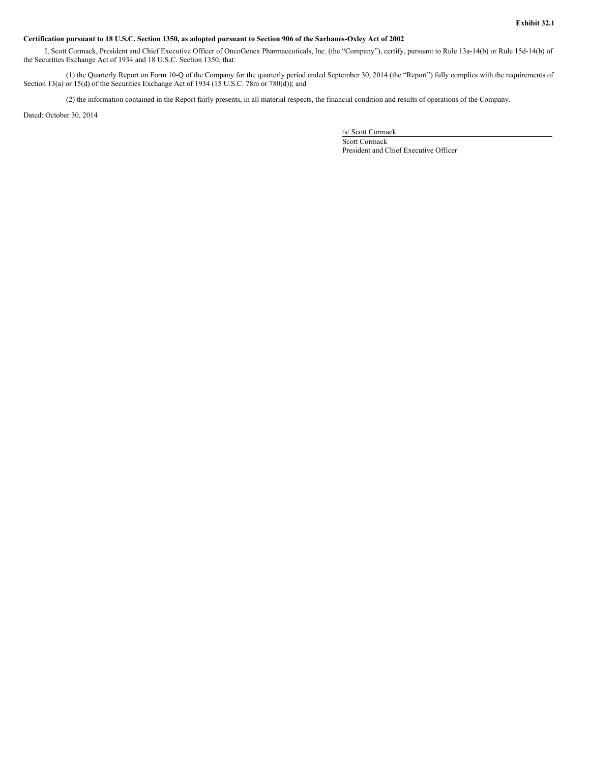**Exhibit 32.1**

**Certification pursuant to 18 U.S.C. Section 1350, as adopted pursuant to Section 906 of the Sarbanes-Oxley Act of 2002**

I, Scott Cormack, President and Chief Executive Officer of OncoGenex Pharmaceuticals, Inc. (the "Company"), certify, pursuant to Rule 13a-14(b) or Rule 15d-14(b) of the Securities Exchange Act of 1934 and 18 U.S.C. Section 1350, that:

(1) the Quarterly Report on Form 10-Q of the Company for the quarterly period ended September 30, 2014 (the "Report") fully complies with the requirements of Section 13(a) or 15(d) of the Securities Exchange Act of 1934 (15 U.S.C. 78m or 780(d)); and

(2) the information contained in the Report fairly presents, in all material respects, the financial condition and results of operations of the Company.

Dated: October 30, 2014

/s/ Scott Cormack

Scott Cormack

President and Chief Executive Officer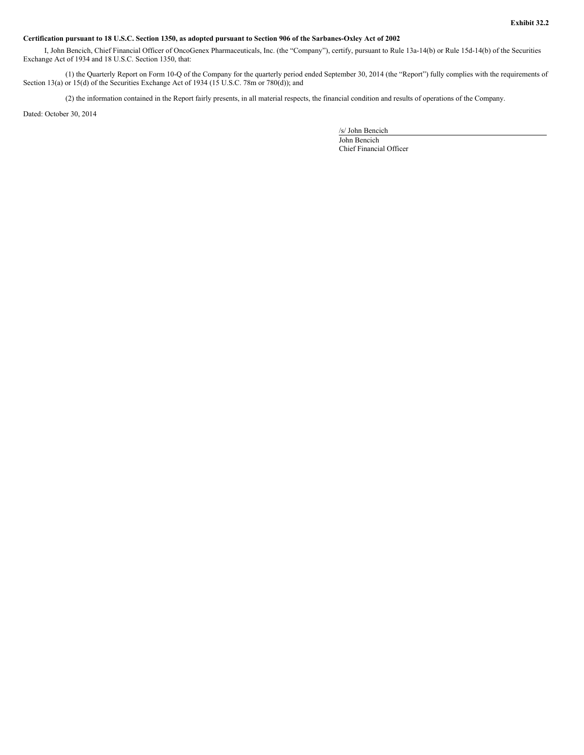**Exhibit 32.2**

**Certification pursuant to 18 U.S.C. Section 1350, as adopted pursuant to Section 906 of the Sarbanes-Oxley Act of 2002**

I, John Bencich, Chief Financial Officer of OncoGenex Pharmaceuticals, Inc. (the “Company”), certify, pursuant to Rule 13a-14(b) or Rule 15d-14(b) of the Securities Exchange Act of 1934 and 18 U.S.C. Section 1350, that:

(1) the Quarterly Report on Form 10-Q of the Company for the quarterly period ended September 30, 2014 (the “Report”) fully complies with the requirements of Section 13(a) or 15(d) of the Securities Exchange Act of 1934 (15 U.S.C. 78m or 780(d)); and

(2) the information contained in the Report fairly presents, in all material respects, the financial condition and results of operations of the Company.

Dated: October 30, 2014

/s/ John Bencich

John Bencich

Chief Financial Officer